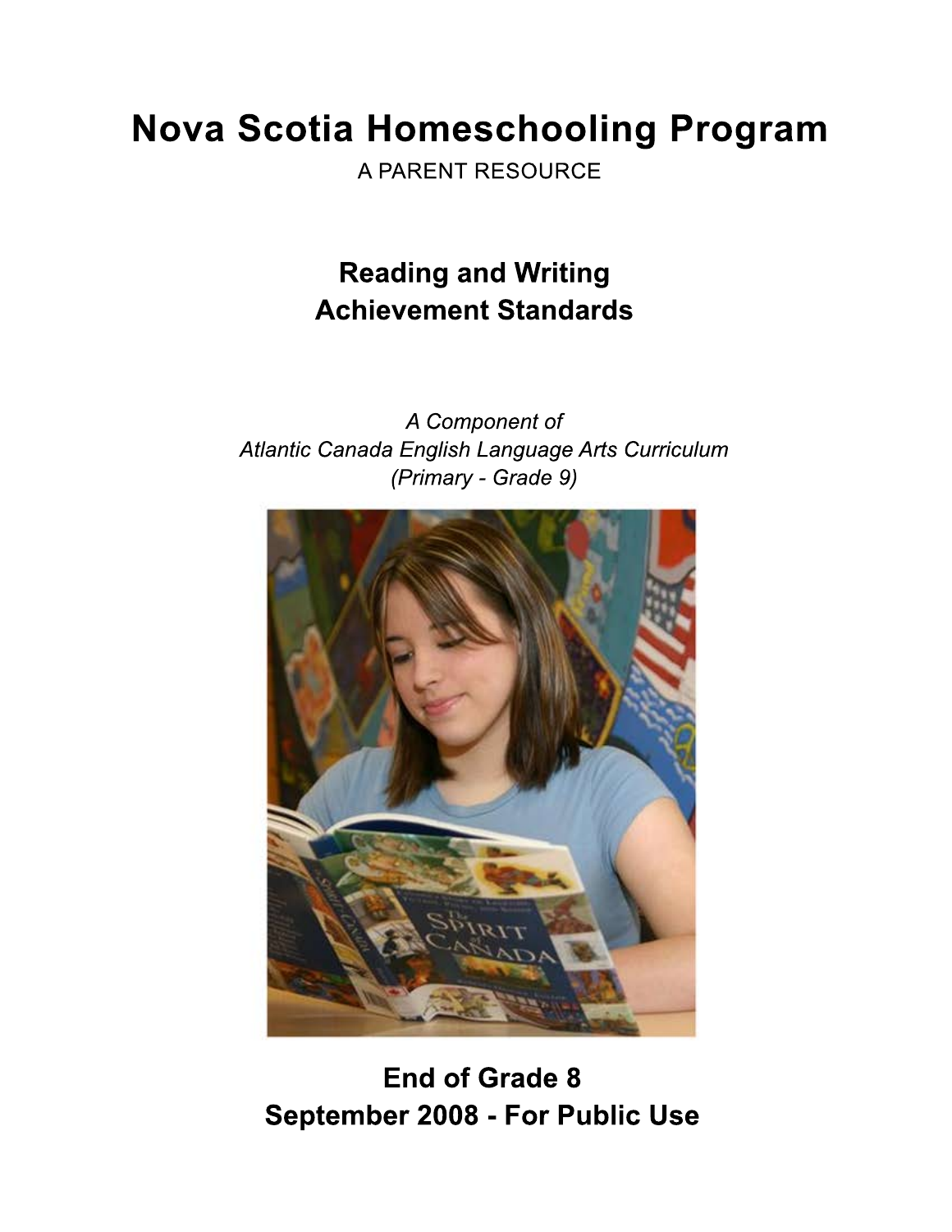# Nova Scotia Homeschooling Program

A PARENT RESOURCE

## Reading and Writing Achievement Standards

*A Component of*
*Atlantic Canada English Language Arts Curriculum*
*(Primary - Grade 9)*

**End of Grade 8**
**September 2008 - For Public Use**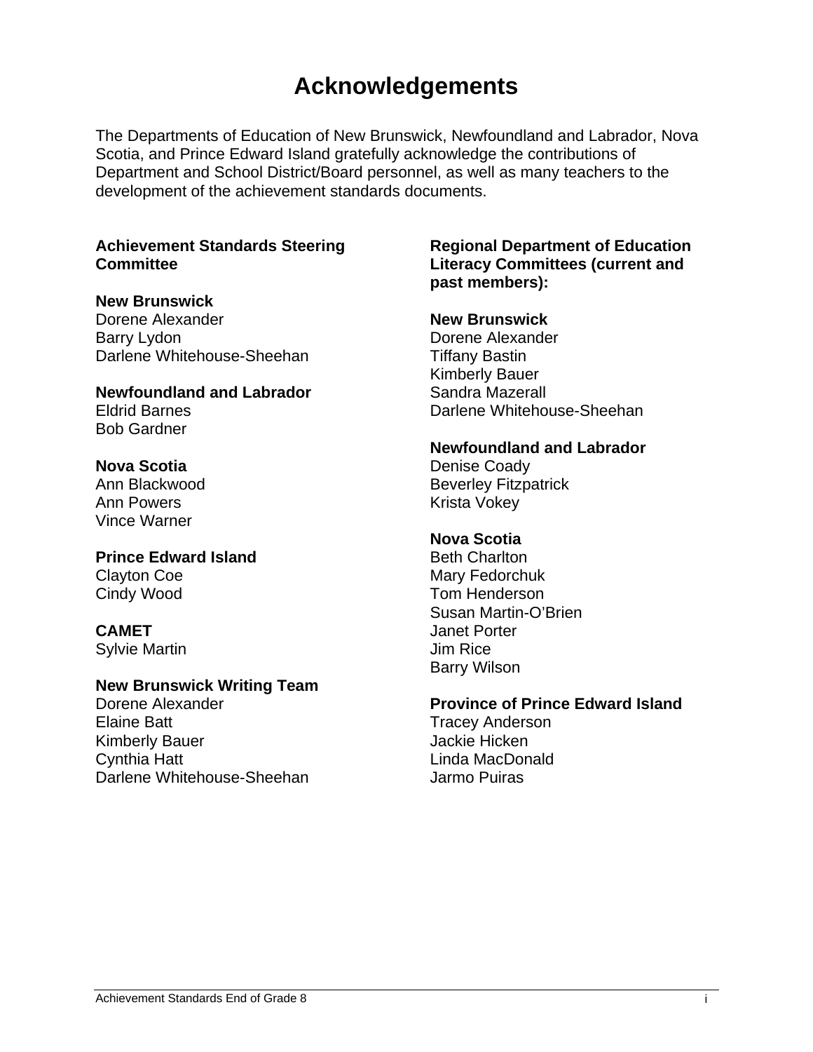# Acknowledgements

The Departments of Education of New Brunswick, Newfoundland and Labrador, Nova Scotia, and Prince Edward Island gratefully acknowledge the contributions of Department and School District/Board personnel, as well as many teachers to the development of the achievement standards documents.

**Achievement Standards Steering Committee**

**New Brunswick**
Dorene Alexander
Barry Lydon
Darlene Whitehouse-Sheehan

**Newfoundland and Labrador**
Eldrid Barnes
Bob Gardner

**Nova Scotia**
Ann Blackwood
Ann Powers
Vince Warner

**Prince Edward Island**
Clayton Coe
Cindy Wood

**CAMET**
Sylvie Martin

**New Brunswick Writing Team**
Dorene Alexander
Elaine Batt
Kimberly Bauer
Cynthia Hatt
Darlene Whitehouse-Sheehan

**Regional Department of Education Literacy Committees (current and past members):**

**New Brunswick**
Dorene Alexander
Tiffany Bastin
Kimberly Bauer
Sandra Mazerall
Darlene Whitehouse-Sheehan

**Newfoundland and Labrador**
Denise Coady
Beverley Fitzpatrick
Krista Vokey

**Nova Scotia**
Beth Charlton
Mary Fedorchuk
Tom Henderson
Susan Martin-O'Brien
Janet Porter
Jim Rice
Barry Wilson

**Province of Prince Edward Island**
Tracey Anderson
Jackie Hicken
Linda MacDonald
Jarmo Puiras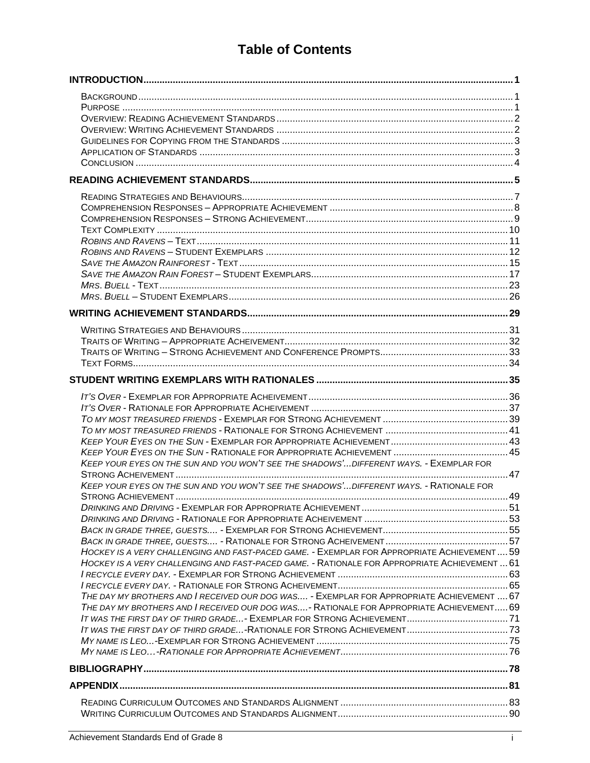# Table of Contents

**INTRODUCTION** ..... 1

- Background ..... 1
- Purpose ..... 1
- Overview: Reading Achievement Standards ..... 2
- Overview: Writing Achievement Standards ..... 2
- Guidelines for Copying from the Standards ..... 3
- Application of Standards ..... 3
- Conclusion ..... 4

**READING ACHIEVEMENT STANDARDS** ..... 5

- Reading Strategies and Behaviours ..... 7
- Comprehension Responses – Appropriate Achievement ..... 8
- Comprehension Responses – Strong Achievement ..... 9
- Text Complexity ..... 10
- *Robins and Ravens* – Text ..... 11
- *Robins and Ravens* – Student Exemplars ..... 12
- *Save the Amazon Rainforest* - Text ..... 15
- *Save the Amazon Rain Forest* – Student Exemplars ..... 17
- *Mrs. Buell* - Text ..... 23
- *Mrs. Buell* – Student Exemplars ..... 26

**WRITING ACHIEVEMENT STANDARDS** ..... 29

- Writing Strategies and Behaviours ..... 31
- Traits of Writing – Appropriate Acheivement ..... 32
- Traits of Writing – Strong Achievement and Conference Prompts ..... 33
- Text Forms ..... 34

**STUDENT WRITING EXEMPLARS WITH RATIONALES** ..... 35

- *It's Over* - Exemplar for Appropriate Acheivement ..... 36
- *It's Over* - Rationale for Appropriate Acheivement ..... 37
- *To my most treasured friends* - Exemplar for Strong Achievement ..... 39
- *To my most treasured friends* - Rationale for Strong Achievement ..... 41
- *Keep Your Eyes on the Sun* - Exemplar for Appropriate Achievement ..... 43
- *Keep Your Eyes on the Sun* - Rationale for Appropriate Achievement ..... 45
- *Keep your eyes on the sun and you won't see the shadows'...different ways.* - Exemplar for Strong Acheivement ..... 47
- *Keep your eyes on the sun and you won't see the shadows'...different ways.* - Rationale for Strong Achievement ..... 49
- *Drinking and Driving* - Exemplar for Appropriate Achievement ..... 51
- *Drinking and Driving* - Rationale for Appropriate Acheivement ..... 53
- *Back in grade three, guests....* - Exemplar for Strong Achievement ..... 55
- *Back in grade three, guests....* - Rationale for Strong Acheivement ..... 57
- *Hockey is a very challenging and fast-paced game.* - Exemplar for Appropriate Achievement ..... 59
- *Hockey is a very challenging and fast-paced game.* - Rationale for Appropriate Achievement ..... 61
- *I recycle every day.* - Exemplar for Strong Achievement ..... 63
- *I recycle every day.* - Rationale for Strong Acheivement ..... 65
- *The day my brothers and I received our dog was....* - Exemplar for Appropriate Achievement ..... 67
- *The day my brothers and I received our dog was....*- Rationale for Appropriate Achievement ..... 69
- *It was the first day of third grade...*- Exemplar for Strong Achievement ..... 71
- *It was the first day of third grade...*-Rationale for Strong Achievement ..... 73
- *My name is Leo...*-Exemplar for Strong Achievement ..... 75
- *My name is Leo…-Rationale for Appropriate Achievement* ..... 76

**BIBLIOGRAPHY** ..... 78

**APPENDIX** ..... 81

- Reading Curriculum Outcomes and Standards Alignment ..... 83
- Writing Curriculum Outcomes and Standards Alignment ..... 90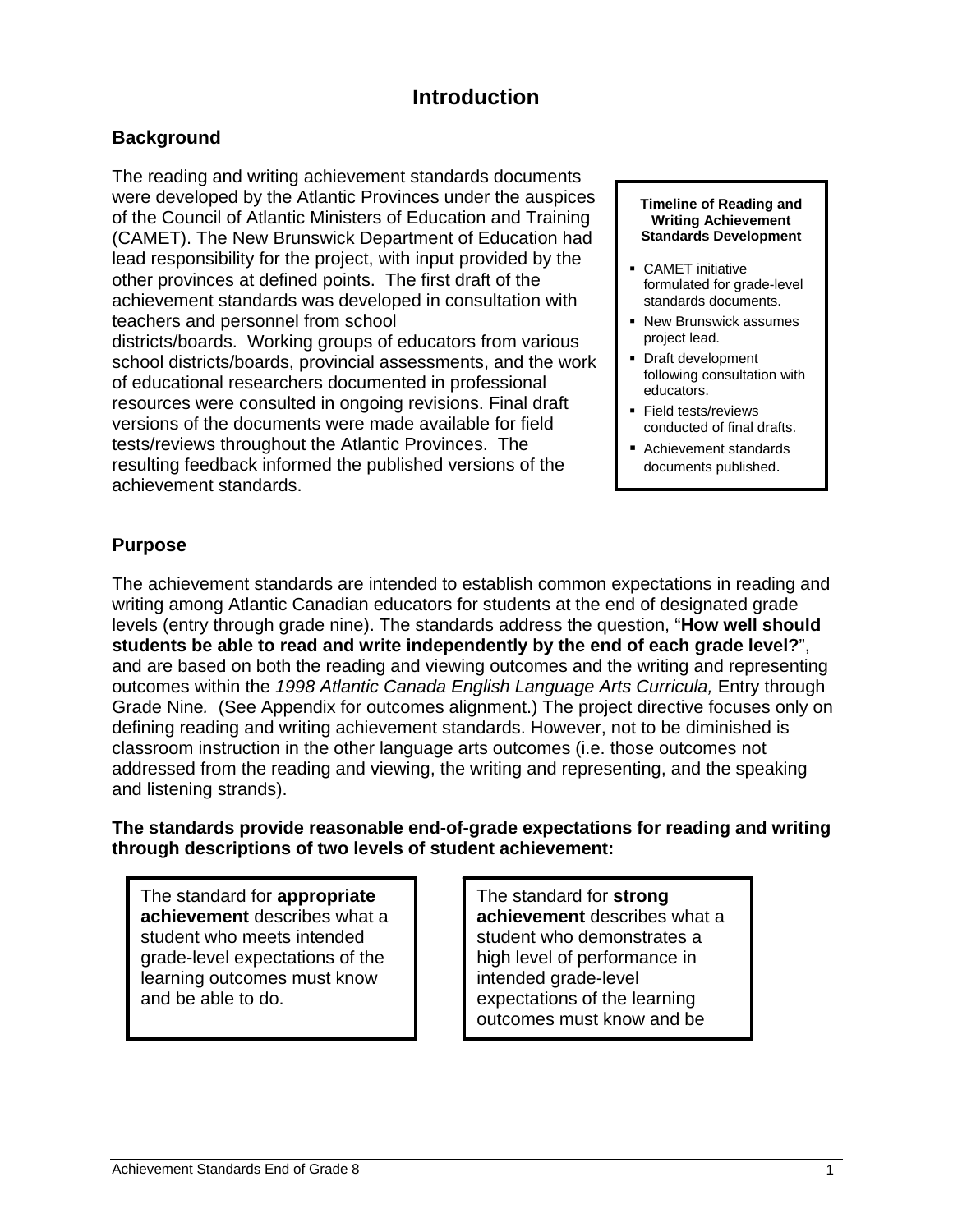# Introduction

## Background

The reading and writing achievement standards documents were developed by the Atlantic Provinces under the auspices of the Council of Atlantic Ministers of Education and Training (CAMET). The New Brunswick Department of Education had lead responsibility for the project, with input provided by the other provinces at defined points. The first draft of the achievement standards was developed in consultation with teachers and personnel from school districts/boards. Working groups of educators from various school districts/boards, provincial assessments, and the work of educational researchers documented in professional resources were consulted in ongoing revisions. Final draft versions of the documents were made available for field tests/reviews throughout the Atlantic Provinces. The resulting feedback informed the published versions of the achievement standards.

**Timeline of Reading and Writing Achievement Standards Development**

- CAMET initiative formulated for grade-level standards documents.
- New Brunswick assumes project lead.
- Draft development following consultation with educators.
- Field tests/reviews conducted of final drafts.
- Achievement standards documents published.

## Purpose

The achievement standards are intended to establish common expectations in reading and writing among Atlantic Canadian educators for students at the end of designated grade levels (entry through grade nine). The standards address the question, "**How well should students be able to read and write independently by the end of each grade level?**", and are based on both the reading and viewing outcomes and the writing and representing outcomes within the *1998 Atlantic Canada English Language Arts Curricula,* Entry through Grade Nine*.* (See Appendix for outcomes alignment.) The project directive focuses only on defining reading and writing achievement standards. However, not to be diminished is classroom instruction in the other language arts outcomes (i.e. those outcomes not addressed from the reading and viewing, the writing and representing, and the speaking and listening strands).

**The standards provide reasonable end-of-grade expectations for reading and writing through descriptions of two levels of student achievement:**

The standard for **appropriate achievement** describes what a student who meets intended grade-level expectations of the learning outcomes must know and be able to do.

The standard for **strong achievement** describes what a student who demonstrates a high level of performance in intended grade-level expectations of the learning outcomes must know and be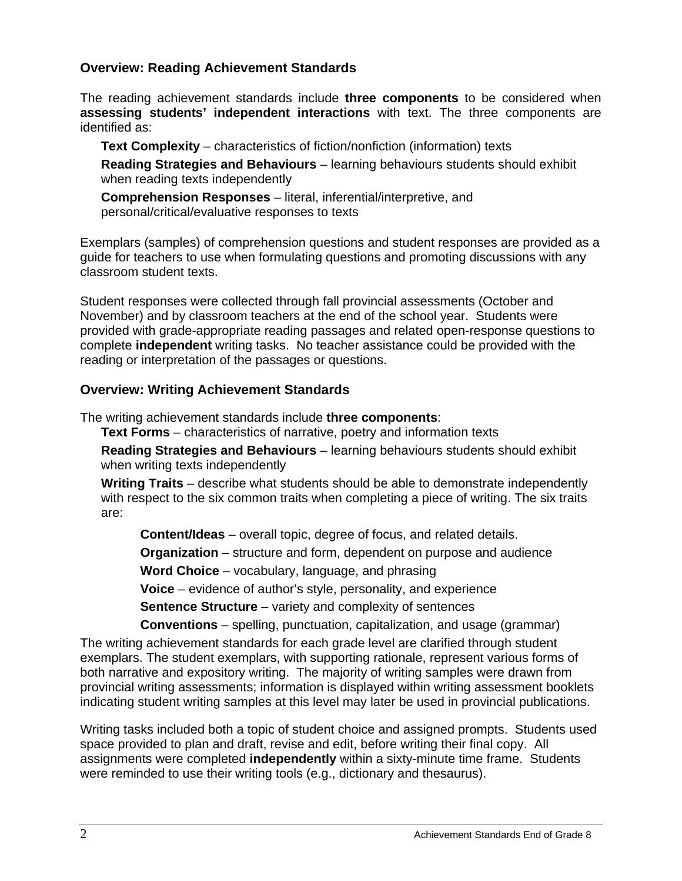## Overview: Reading Achievement Standards

The reading achievement standards include **three components** to be considered when **assessing students' independent interactions** with text. The three components are identified as:

**Text Complexity** – characteristics of fiction/nonfiction (information) texts

**Reading Strategies and Behaviours** – learning behaviours students should exhibit when reading texts independently

**Comprehension Responses** – literal, inferential/interpretive, and personal/critical/evaluative responses to texts

Exemplars (samples) of comprehension questions and student responses are provided as a guide for teachers to use when formulating questions and promoting discussions with any classroom student texts.

Student responses were collected through fall provincial assessments (October and November) and by classroom teachers at the end of the school year. Students were provided with grade-appropriate reading passages and related open-response questions to complete **independent** writing tasks. No teacher assistance could be provided with the reading or interpretation of the passages or questions.

## Overview: Writing Achievement Standards

The writing achievement standards include **three components**:

**Text Forms** – characteristics of narrative, poetry and information texts

**Reading Strategies and Behaviours** – learning behaviours students should exhibit when writing texts independently

**Writing Traits** – describe what students should be able to demonstrate independently with respect to the six common traits when completing a piece of writing. The six traits are:

- **Content/Ideas** – overall topic, degree of focus, and related details.
- **Organization** – structure and form, dependent on purpose and audience
- **Word Choice** – vocabulary, language, and phrasing
- **Voice** – evidence of author's style, personality, and experience
- **Sentence Structure** – variety and complexity of sentences
- **Conventions** – spelling, punctuation, capitalization, and usage (grammar)

The writing achievement standards for each grade level are clarified through student exemplars. The student exemplars, with supporting rationale, represent various forms of both narrative and expository writing. The majority of writing samples were drawn from provincial writing assessments; information is displayed within writing assessment booklets indicating student writing samples at this level may later be used in provincial publications.

Writing tasks included both a topic of student choice and assigned prompts. Students used space provided to plan and draft, revise and edit, before writing their final copy. All assignments were completed **independently** within a sixty-minute time frame. Students were reminded to use their writing tools (e.g., dictionary and thesaurus).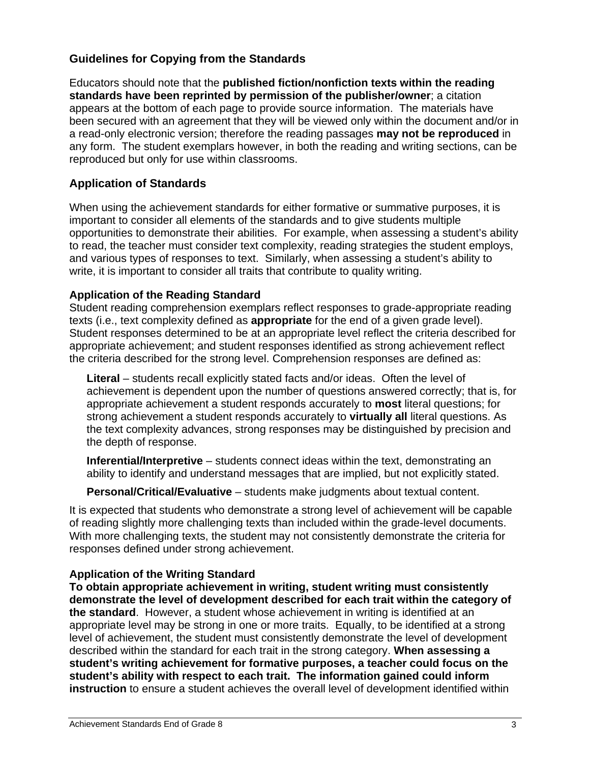## Guidelines for Copying from the Standards

Educators should note that the **published fiction/nonfiction texts within the reading standards have been reprinted by permission of the publisher/owner**; a citation appears at the bottom of each page to provide source information. The materials have been secured with an agreement that they will be viewed only within the document and/or in a read-only electronic version; therefore the reading passages **may not be reproduced** in any form. The student exemplars however, in both the reading and writing sections, can be reproduced but only for use within classrooms.

## Application of Standards

When using the achievement standards for either formative or summative purposes, it is important to consider all elements of the standards and to give students multiple opportunities to demonstrate their abilities. For example, when assessing a student's ability to read, the teacher must consider text complexity, reading strategies the student employs, and various types of responses to text. Similarly, when assessing a student's ability to write, it is important to consider all traits that contribute to quality writing.

### Application of the Reading Standard

Student reading comprehension exemplars reflect responses to grade-appropriate reading texts (i.e., text complexity defined as **appropriate** for the end of a given grade level). Student responses determined to be at an appropriate level reflect the criteria described for appropriate achievement; and student responses identified as strong achievement reflect the criteria described for the strong level. Comprehension responses are defined as:

**Literal** – students recall explicitly stated facts and/or ideas. Often the level of achievement is dependent upon the number of questions answered correctly; that is, for appropriate achievement a student responds accurately to **most** literal questions; for strong achievement a student responds accurately to **virtually all** literal questions. As the text complexity advances, strong responses may be distinguished by precision and the depth of response.

**Inferential/Interpretive** – students connect ideas within the text, demonstrating an ability to identify and understand messages that are implied, but not explicitly stated.

**Personal/Critical/Evaluative** – students make judgments about textual content.

It is expected that students who demonstrate a strong level of achievement will be capable of reading slightly more challenging texts than included within the grade-level documents. With more challenging texts, the student may not consistently demonstrate the criteria for responses defined under strong achievement.

### Application of the Writing Standard

**To obtain appropriate achievement in writing, student writing must consistently demonstrate the level of development described for each trait within the category of the standard**. However, a student whose achievement in writing is identified at an appropriate level may be strong in one or more traits. Equally, to be identified at a strong level of achievement, the student must consistently demonstrate the level of development described within the standard for each trait in the strong category. **When assessing a student's writing achievement for formative purposes, a teacher could focus on the student's ability with respect to each trait. The information gained could inform instruction** to ensure a student achieves the overall level of development identified within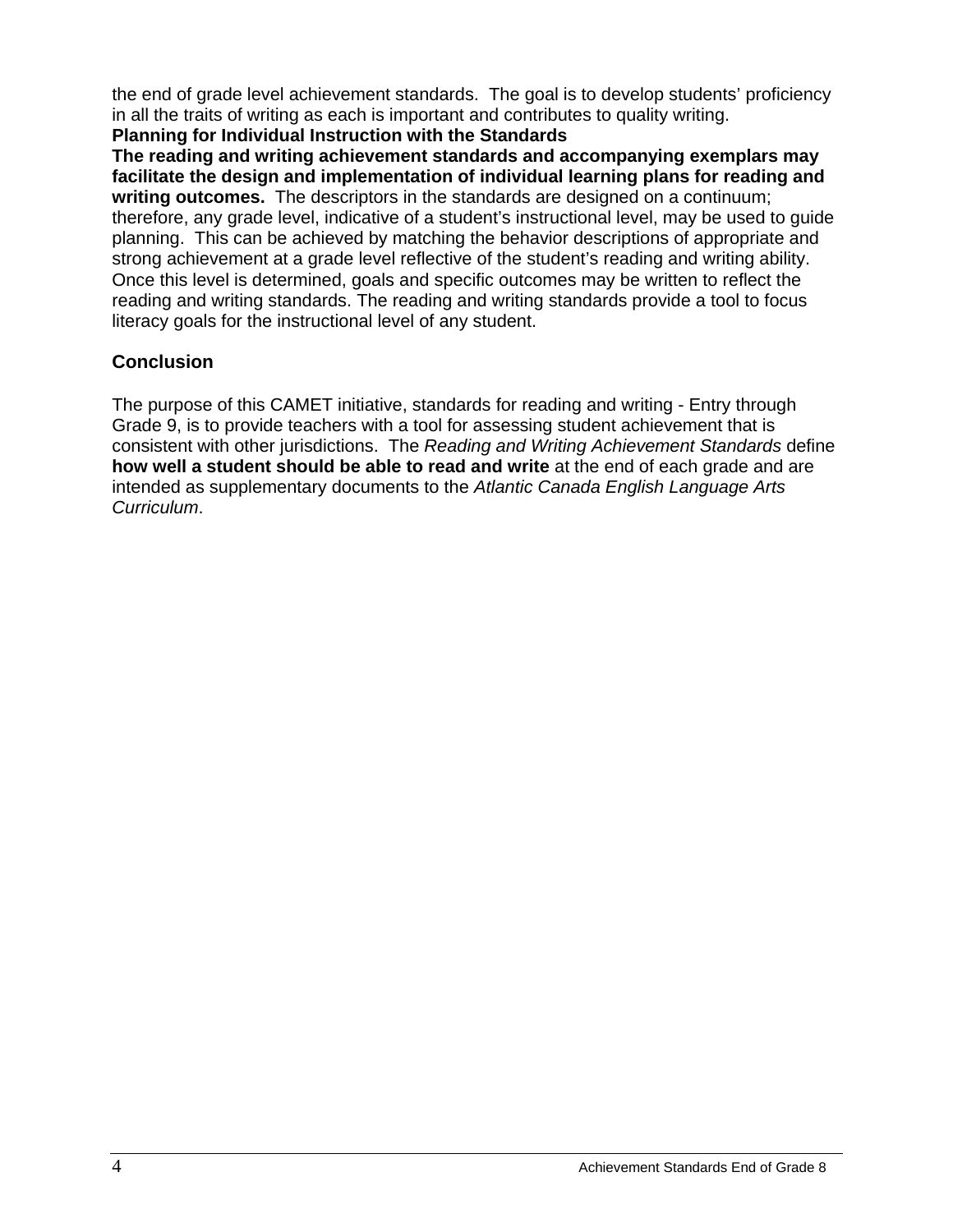the end of grade level achievement standards.  The goal is to develop students' proficiency in all the traits of writing as each is important and contributes to quality writing.

**Planning for Individual Instruction with the Standards**

**The reading and writing achievement standards and accompanying exemplars may facilitate the design and implementation of individual learning plans for reading and writing outcomes.** The descriptors in the standards are designed on a continuum; therefore, any grade level, indicative of a student's instructional level, may be used to guide planning.  This can be achieved by matching the behavior descriptions of appropriate and strong achievement at a grade level reflective of the student's reading and writing ability. Once this level is determined, goals and specific outcomes may be written to reflect the reading and writing standards. The reading and writing standards provide a tool to focus literacy goals for the instructional level of any student.

## Conclusion

The purpose of this CAMET initiative, standards for reading and writing - Entry through Grade 9, is to provide teachers with a tool for assessing student achievement that is consistent with other jurisdictions.  The *Reading and Writing Achievement Standards* define **how well a student should be able to read and write** at the end of each grade and are intended as supplementary documents to the *Atlantic Canada English Language Arts Curriculum*.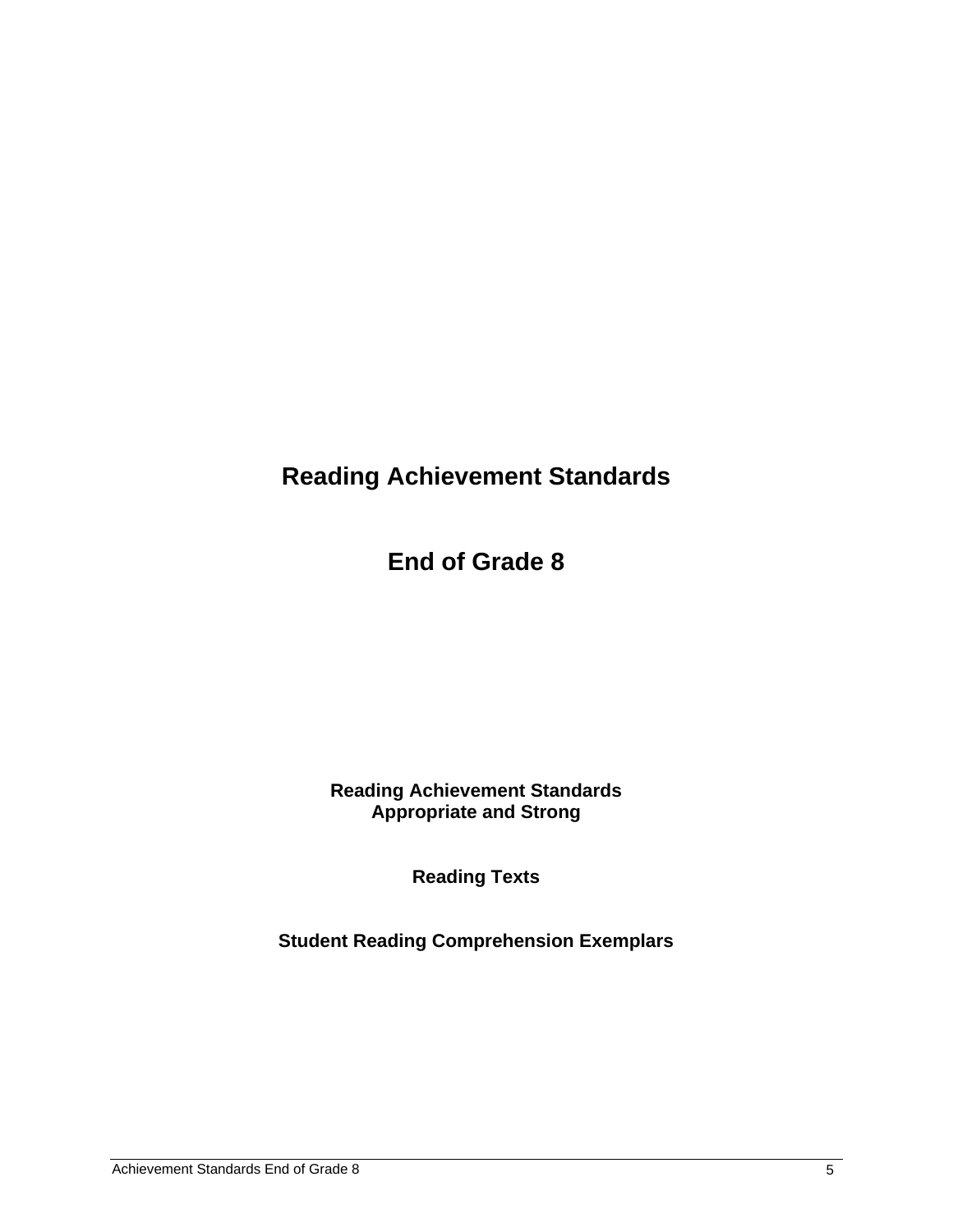# Reading Achievement Standards

# End of Grade 8

**Reading Achievement Standards**
**Appropriate and Strong**

**Reading Texts**

**Student Reading Comprehension Exemplars**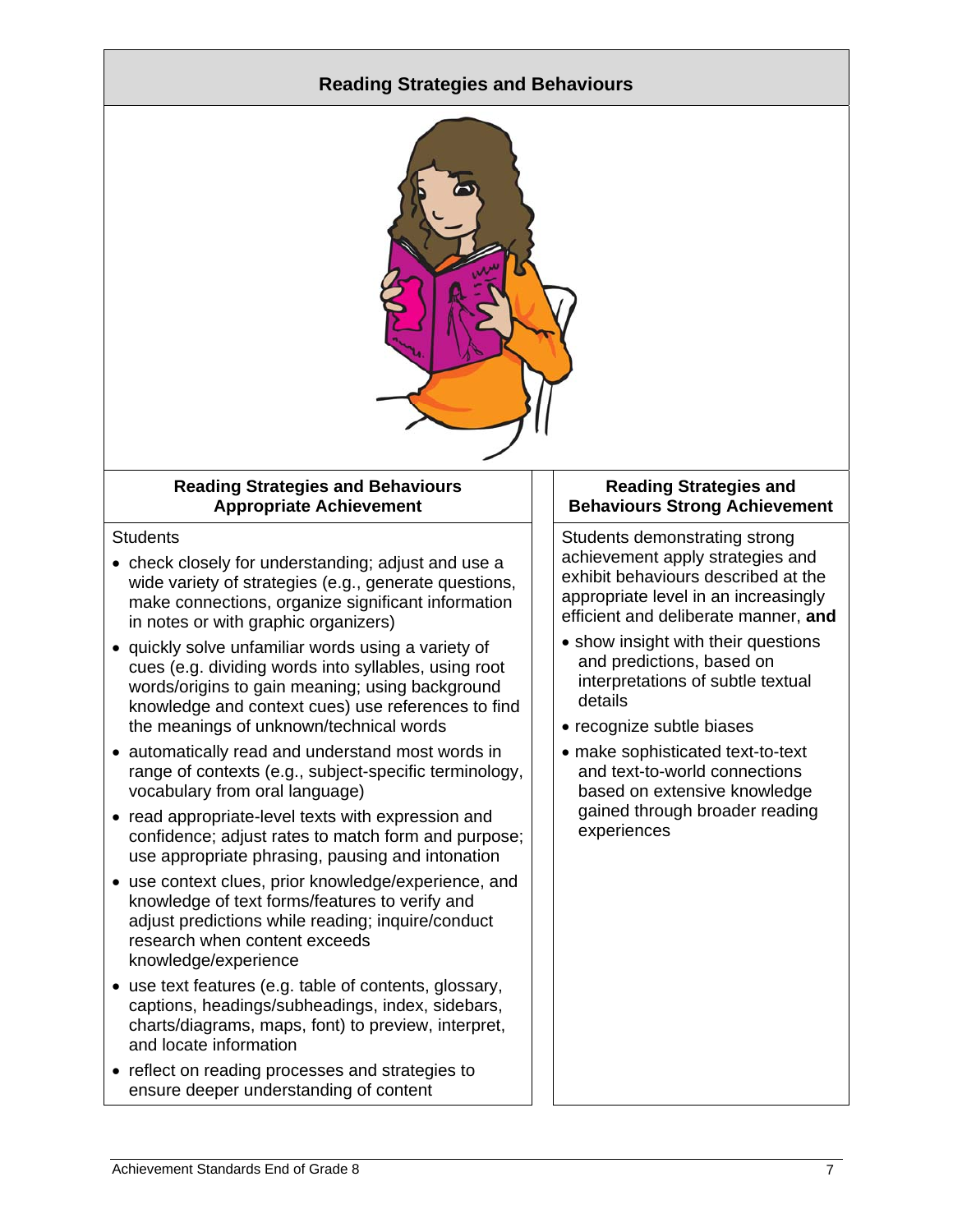## Reading Strategies and Behaviours

### Reading Strategies and Behaviours Appropriate Achievement

Students

- check closely for understanding; adjust and use a wide variety of strategies (e.g., generate questions, make connections, organize significant information in notes or with graphic organizers)
- quickly solve unfamiliar words using a variety of cues (e.g. dividing words into syllables, using root words/origins to gain meaning; using background knowledge and context cues) use references to find the meanings of unknown/technical words
- automatically read and understand most words in range of contexts (e.g., subject-specific terminology, vocabulary from oral language)
- read appropriate-level texts with expression and confidence; adjust rates to match form and purpose; use appropriate phrasing, pausing and intonation
- use context clues, prior knowledge/experience, and knowledge of text forms/features to verify and adjust predictions while reading; inquire/conduct research when content exceeds knowledge/experience
- use text features (e.g. table of contents, glossary, captions, headings/subheadings, index, sidebars, charts/diagrams, maps, font) to preview, interpret, and locate information
- reflect on reading processes and strategies to ensure deeper understanding of content

### Reading Strategies and Behaviours Strong Achievement

Students demonstrating strong achievement apply strategies and exhibit behaviours described at the appropriate level in an increasingly efficient and deliberate manner, **and**

- show insight with their questions and predictions, based on interpretations of subtle textual details
- recognize subtle biases
- make sophisticated text-to-text and text-to-world connections based on extensive knowledge gained through broader reading experiences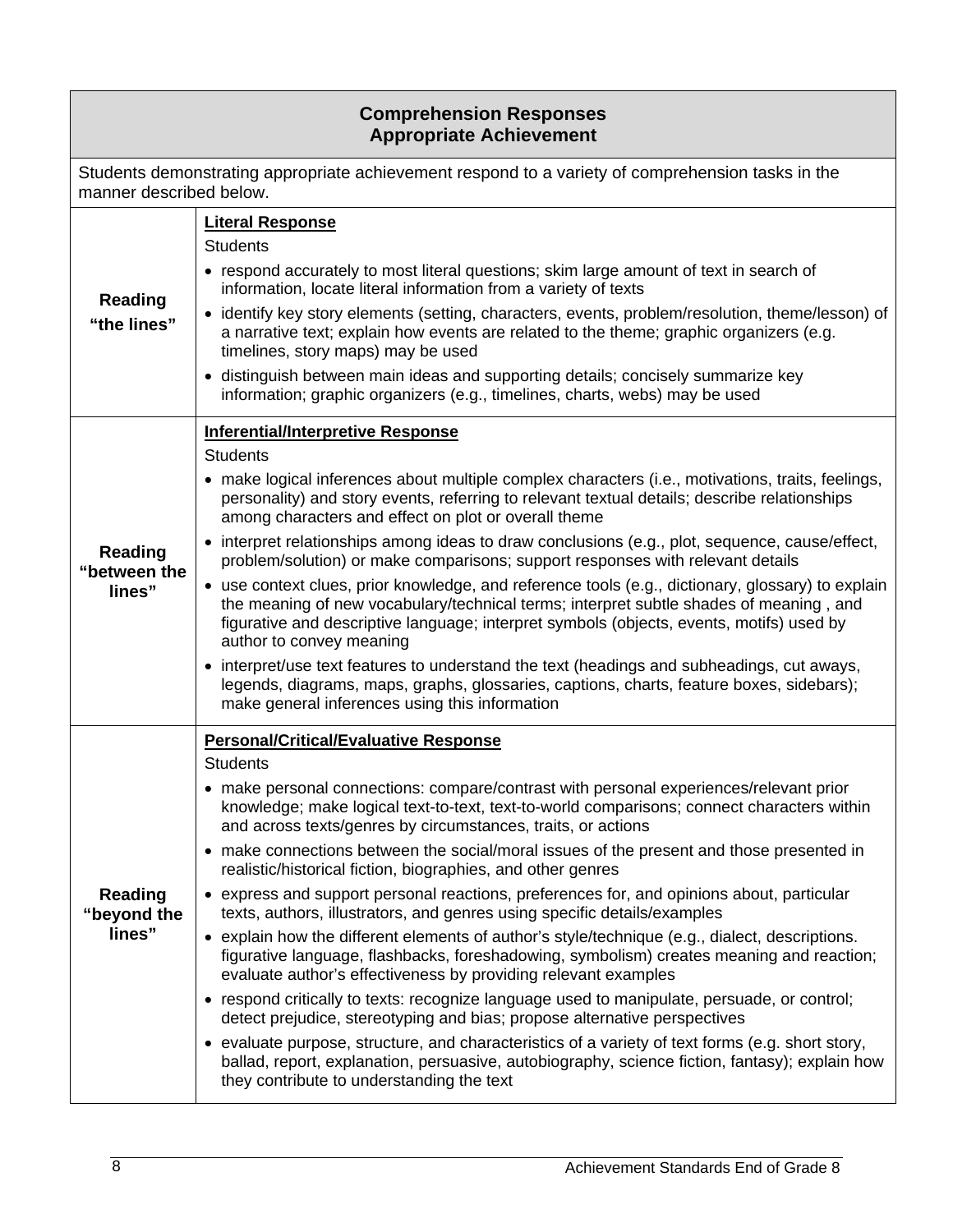| Comprehension Responses<br>Appropriate Achievement | |
|---|---|
| Students demonstrating appropriate achievement respond to a variety of comprehension tasks in the manner described below. | |
| **Reading "the lines"** | **Literal Response**<br>Students<br>• respond accurately to most literal questions; skim large amount of text in search of information, locate literal information from a variety of texts<br>• identify key story elements (setting, characters, events, problem/resolution, theme/lesson) of a narrative text; explain how events are related to the theme; graphic organizers (e.g. timelines, story maps) may be used<br>• distinguish between main ideas and supporting details; concisely summarize key information; graphic organizers (e.g., timelines, charts, webs) may be used |
| **Reading "between the lines"** | **Inferential/Interpretive Response**<br>Students<br>• make logical inferences about multiple complex characters (i.e., motivations, traits, feelings, personality) and story events, referring to relevant textual details; describe relationships among characters and effect on plot or overall theme<br>• interpret relationships among ideas to draw conclusions (e.g., plot, sequence, cause/effect, problem/solution) or make comparisons; support responses with relevant details<br>• use context clues, prior knowledge, and reference tools (e.g., dictionary, glossary) to explain the meaning of new vocabulary/technical terms; interpret subtle shades of meaning , and figurative and descriptive language; interpret symbols (objects, events, motifs) used by author to convey meaning<br>• interpret/use text features to understand the text (headings and subheadings, cut aways, legends, diagrams, maps, graphs, glossaries, captions, charts, feature boxes, sidebars); make general inferences using this information |
| **Reading "beyond the lines"** | **Personal/Critical/Evaluative Response**<br>Students<br>• make personal connections: compare/contrast with personal experiences/relevant prior knowledge; make logical text-to-text, text-to-world comparisons; connect characters within and across texts/genres by circumstances, traits, or actions<br>• make connections between the social/moral issues of the present and those presented in realistic/historical fiction, biographies, and other genres<br>• express and support personal reactions, preferences for, and opinions about, particular texts, authors, illustrators, and genres using specific details/examples<br>• explain how the different elements of author's style/technique (e.g., dialect, descriptions. figurative language, flashbacks, foreshadowing, symbolism) creates meaning and reaction; evaluate author's effectiveness by providing relevant examples<br>• respond critically to texts: recognize language used to manipulate, persuade, or control; detect prejudice, stereotyping and bias; propose alternative perspectives<br>• evaluate purpose, structure, and characteristics of a variety of text forms (e.g. short story, ballad, report, explanation, persuasive, autobiography, science fiction, fantasy); explain how they contribute to understanding the text |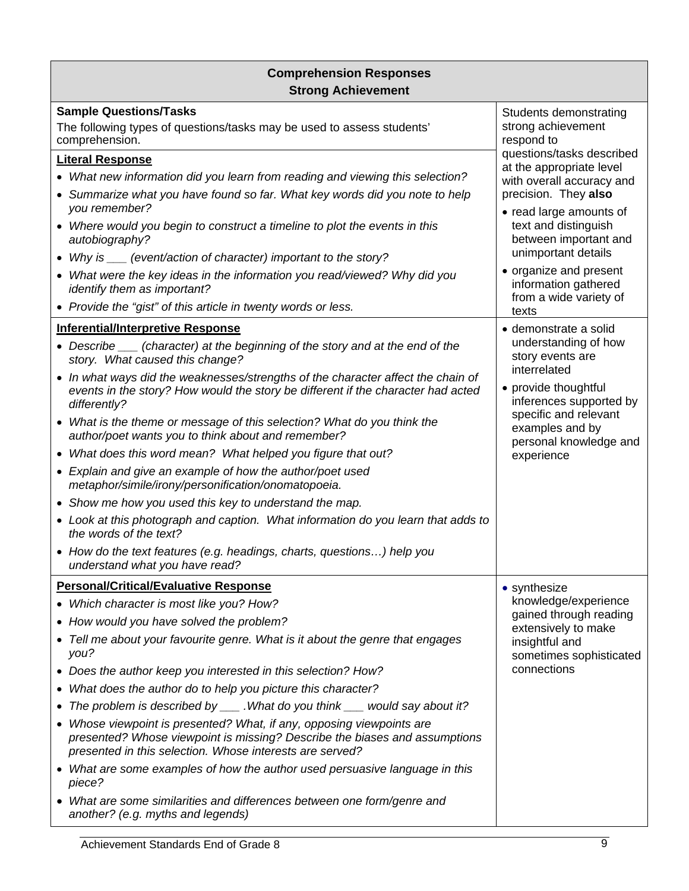| Comprehension Responses<br>Strong Achievement | |
|---|---|
| **Sample Questions/Tasks**<br>The following types of questions/tasks may be used to assess students' comprehension. | Students demonstrating strong achievement respond to questions/tasks described at the appropriate level with overall accuracy and precision. They **also** |
| **Literal Response**<br>• *What new information did you learn from reading and viewing this selection?*<br>• *Summarize what you have found so far. What key words did you note to help you remember?*<br>• *Where would you begin to construct a timeline to plot the events in this autobiography?*<br>• *Why is ___ (event/action of character) important to the story?*<br>• *What were the key ideas in the information you read/viewed? Why did you identify them as important?*<br>• *Provide the "gist" of this article in twenty words or less.* | • read large amounts of text and distinguish between important and unimportant details<br>• organize and present information gathered from a wide variety of texts |
| **Inferential/Interpretive Response**<br>• *Describe ___ (character) at the beginning of the story and at the end of the story. What caused this change?*<br>• *In what ways did the weaknesses/strengths of the character affect the chain of events in the story? How would the story be different if the character had acted differently?*<br>• *What is the theme or message of this selection? What do you think the author/poet wants you to think about and remember?*<br>• *What does this word mean? What helped you figure that out?*<br>• *Explain and give an example of how the author/poet used metaphor/simile/irony/personification/onomatopoeia.*<br>• *Show me how you used this key to understand the map.*<br>• *Look at this photograph and caption. What information do you learn that adds to the words of the text?*<br>• *How do the text features (e.g. headings, charts, questions…) help you understand what you have read?* | • demonstrate a solid understanding of how story events are interrelated<br>• provide thoughtful inferences supported by specific and relevant examples and by personal knowledge and experience |
| **Personal/Critical/Evaluative Response**<br>• *Which character is most like you? How?*<br>• *How would you have solved the problem?*<br>• *Tell me about your favourite genre. What is it about the genre that engages you?*<br>• *Does the author keep you interested in this selection? How?*<br>• *What does the author do to help you picture this character?*<br>• *The problem is described by ___ . What do you think ___ would say about it?*<br>• *Whose viewpoint is presented? What, if any, opposing viewpoints are presented? Whose viewpoint is missing? Describe the biases and assumptions presented in this selection. Whose interests are served?*<br>• *What are some examples of how the author used persuasive language in this piece?*<br>• *What are some similarities and differences between one form/genre and another? (e.g. myths and legends)* | • synthesize knowledge/experience gained through reading extensively to make insightful and sometimes sophisticated connections |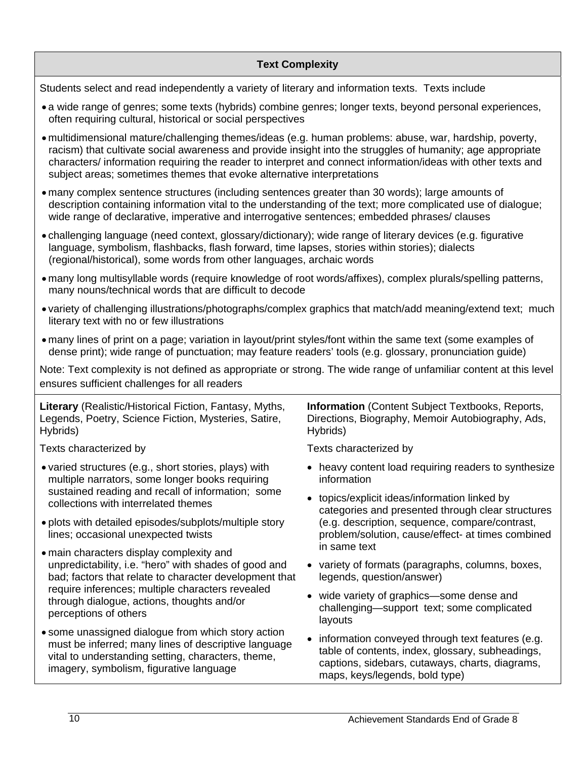## Text Complexity

Students select and read independently a variety of literary and information texts. Texts include

- a wide range of genres; some texts (hybrids) combine genres; longer texts, beyond personal experiences, often requiring cultural, historical or social perspectives
- multidimensional mature/challenging themes/ideas (e.g. human problems: abuse, war, hardship, poverty, racism) that cultivate social awareness and provide insight into the struggles of humanity; age appropriate characters/ information requiring the reader to interpret and connect information/ideas with other texts and subject areas; sometimes themes that evoke alternative interpretations
- many complex sentence structures (including sentences greater than 30 words); large amounts of description containing information vital to the understanding of the text; more complicated use of dialogue; wide range of declarative, imperative and interrogative sentences; embedded phrases/ clauses
- challenging language (need context, glossary/dictionary); wide range of literary devices (e.g. figurative language, symbolism, flashbacks, flash forward, time lapses, stories within stories); dialects (regional/historical), some words from other languages, archaic words
- many long multisyllable words (require knowledge of root words/affixes), complex plurals/spelling patterns, many nouns/technical words that are difficult to decode
- variety of challenging illustrations/photographs/complex graphics that match/add meaning/extend text; much literary text with no or few illustrations
- many lines of print on a page; variation in layout/print styles/font within the same text (some examples of dense print); wide range of punctuation; may feature readers' tools (e.g. glossary, pronunciation guide)

Note: Text complexity is not defined as appropriate or strong. The wide range of unfamiliar content at this level ensures sufficient challenges for all readers

**Literary** (Realistic/Historical Fiction, Fantasy, Myths, Legends, Poetry, Science Fiction, Mysteries, Satire, Hybrids)

Texts characterized by

- varied structures (e.g., short stories, plays) with multiple narrators, some longer books requiring sustained reading and recall of information; some collections with interrelated themes
- plots with detailed episodes/subplots/multiple story lines; occasional unexpected twists
- main characters display complexity and unpredictability, i.e. "hero" with shades of good and bad; factors that relate to character development that require inferences; multiple characters revealed through dialogue, actions, thoughts and/or perceptions of others
- some unassigned dialogue from which story action must be inferred; many lines of descriptive language vital to understanding setting, characters, theme, imagery, symbolism, figurative language

**Information** (Content Subject Textbooks, Reports, Directions, Biography, Memoir Autobiography, Ads, Hybrids)

Texts characterized by

- heavy content load requiring readers to synthesize information
- topics/explicit ideas/information linked by categories and presented through clear structures (e.g. description, sequence, compare/contrast, problem/solution, cause/effect- at times combined in same text
- variety of formats (paragraphs, columns, boxes, legends, question/answer)
- wide variety of graphics—some dense and challenging—support text; some complicated layouts
- information conveyed through text features (e.g. table of contents, index, glossary, subheadings, captions, sidebars, cutaways, charts, diagrams, maps, keys/legends, bold type)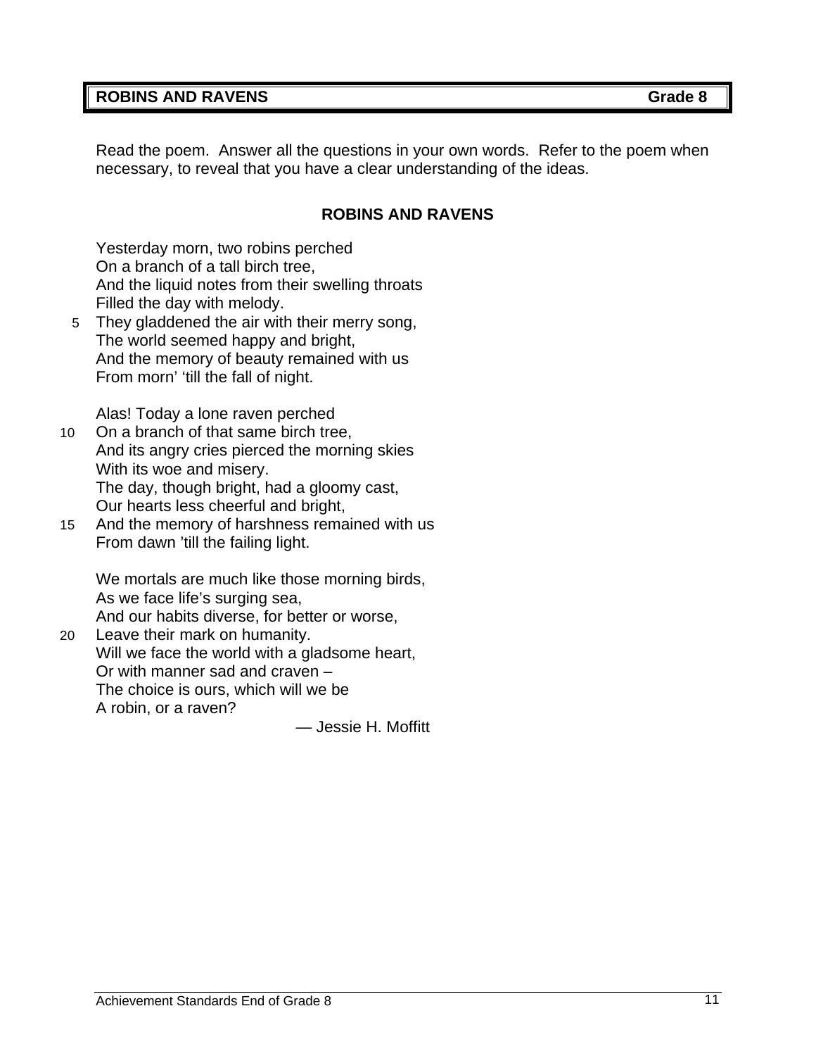**ROBINS AND RAVENS** **Grade 8**

Read the poem. Answer all the questions in your own words. Refer to the poem when necessary, to reveal that you have a clear understanding of the ideas.

## ROBINS AND RAVENS

Yesterday morn, two robins perched  
On a branch of a tall birch tree,  
And the liquid notes from their swelling throats  
Filled the day with melody.  
5 They gladdened the air with their merry song,  
The world seemed happy and bright,  
And the memory of beauty remained with us  
From morn' 'till the fall of night.

Alas! Today a lone raven perched  
10 On a branch of that same birch tree,  
And its angry cries pierced the morning skies  
With its woe and misery.  
The day, though bright, had a gloomy cast,  
Our hearts less cheerful and bright,  
15 And the memory of harshness remained with us  
From dawn 'till the failing light.

We mortals are much like those morning birds,  
As we face life's surging sea,  
And our habits diverse, for better or worse,  
20 Leave their mark on humanity.  
Will we face the world with a gladsome heart,  
Or with manner sad and craven –  
The choice is ours, which will we be  
A robin, or a raven?

— Jessie H. Moffitt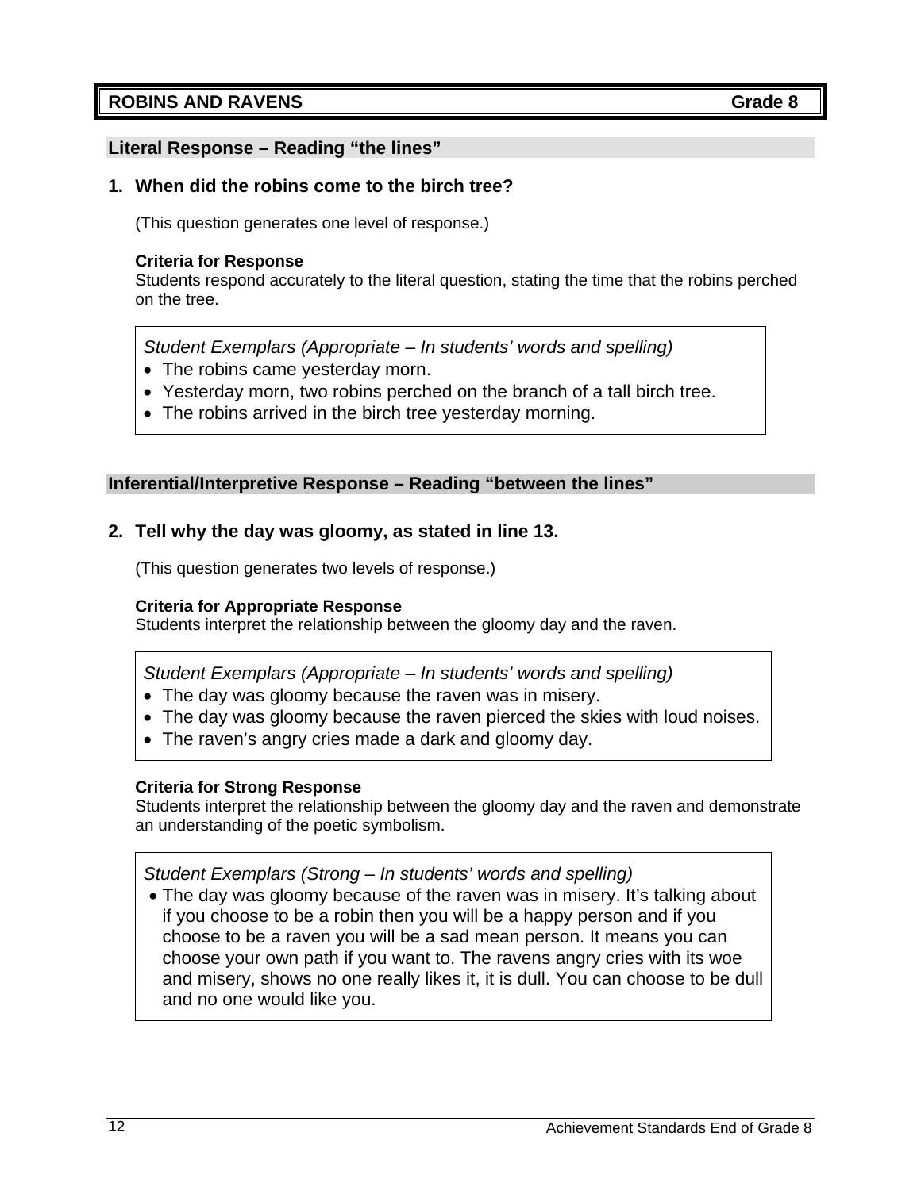## ROBINS AND RAVENS — Grade 8

### Literal Response – Reading "the lines"

**1. When did the robins come to the birch tree?**

(This question generates one level of response.)

**Criteria for Response**
Students respond accurately to the literal question, stating the time that the robins perched on the tree.

> *Student Exemplars (Appropriate – In students' words and spelling)*
> - The robins came yesterday morn.
> - Yesterday morn, two robins perched on the branch of a tall birch tree.
> - The robins arrived in the birch tree yesterday morning.

### Inferential/Interpretive Response – Reading "between the lines"

**2. Tell why the day was gloomy, as stated in line 13.**

(This question generates two levels of response.)

**Criteria for Appropriate Response**
Students interpret the relationship between the gloomy day and the raven.

> *Student Exemplars (Appropriate – In students' words and spelling)*
> - The day was gloomy because the raven was in misery.
> - The day was gloomy because the raven pierced the skies with loud noises.
> - The raven's angry cries made a dark and gloomy day.

**Criteria for Strong Response**
Students interpret the relationship between the gloomy day and the raven and demonstrate an understanding of the poetic symbolism.

> *Student Exemplars (Strong – In students' words and spelling)*
> - The day was gloomy because of the raven was in misery. It's talking about if you choose to be a robin then you will be a happy person and if you choose to be a raven you will be a sad mean person. It means you can choose your own path if you want to. The ravens angry cries with its woe and misery, shows no one really likes it, it is dull. You can choose to be dull and no one would like you.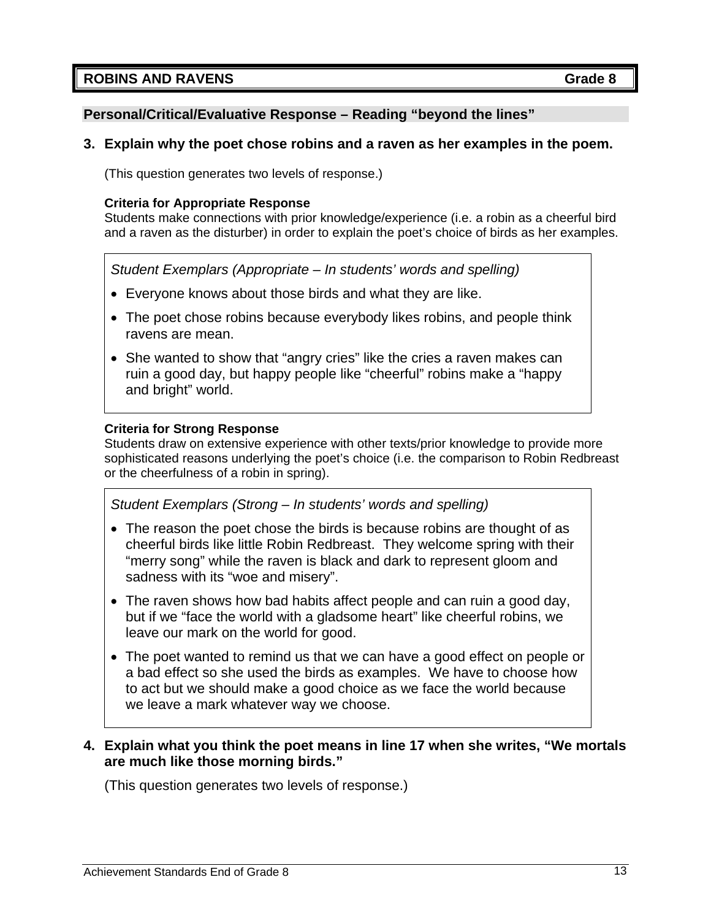## ROBINS AND RAVENS — Grade 8

### Personal/Critical/Evaluative Response – Reading "beyond the lines"

**3. Explain why the poet chose robins and a raven as her examples in the poem.**

(This question generates two levels of response.)

**Criteria for Appropriate Response**

Students make connections with prior knowledge/experience (i.e. a robin as a cheerful bird and a raven as the disturber) in order to explain the poet's choice of birds as her examples.

*Student Exemplars (Appropriate – In students' words and spelling)*

- Everyone knows about those birds and what they are like.
- The poet chose robins because everybody likes robins, and people think ravens are mean.
- She wanted to show that "angry cries" like the cries a raven makes can ruin a good day, but happy people like "cheerful" robins make a "happy and bright" world.

**Criteria for Strong Response**

Students draw on extensive experience with other texts/prior knowledge to provide more sophisticated reasons underlying the poet's choice (i.e. the comparison to Robin Redbreast or the cheerfulness of a robin in spring).

*Student Exemplars (Strong – In students' words and spelling)*

- The reason the poet chose the birds is because robins are thought of as cheerful birds like little Robin Redbreast. They welcome spring with their "merry song" while the raven is black and dark to represent gloom and sadness with its "woe and misery".
- The raven shows how bad habits affect people and can ruin a good day, but if we "face the world with a gladsome heart" like cheerful robins, we leave our mark on the world for good.
- The poet wanted to remind us that we can have a good effect on people or a bad effect so she used the birds as examples. We have to choose how to act but we should make a good choice as we face the world because we leave a mark whatever way we choose.

**4. Explain what you think the poet means in line 17 when she writes, "We mortals are much like those morning birds."**

(This question generates two levels of response.)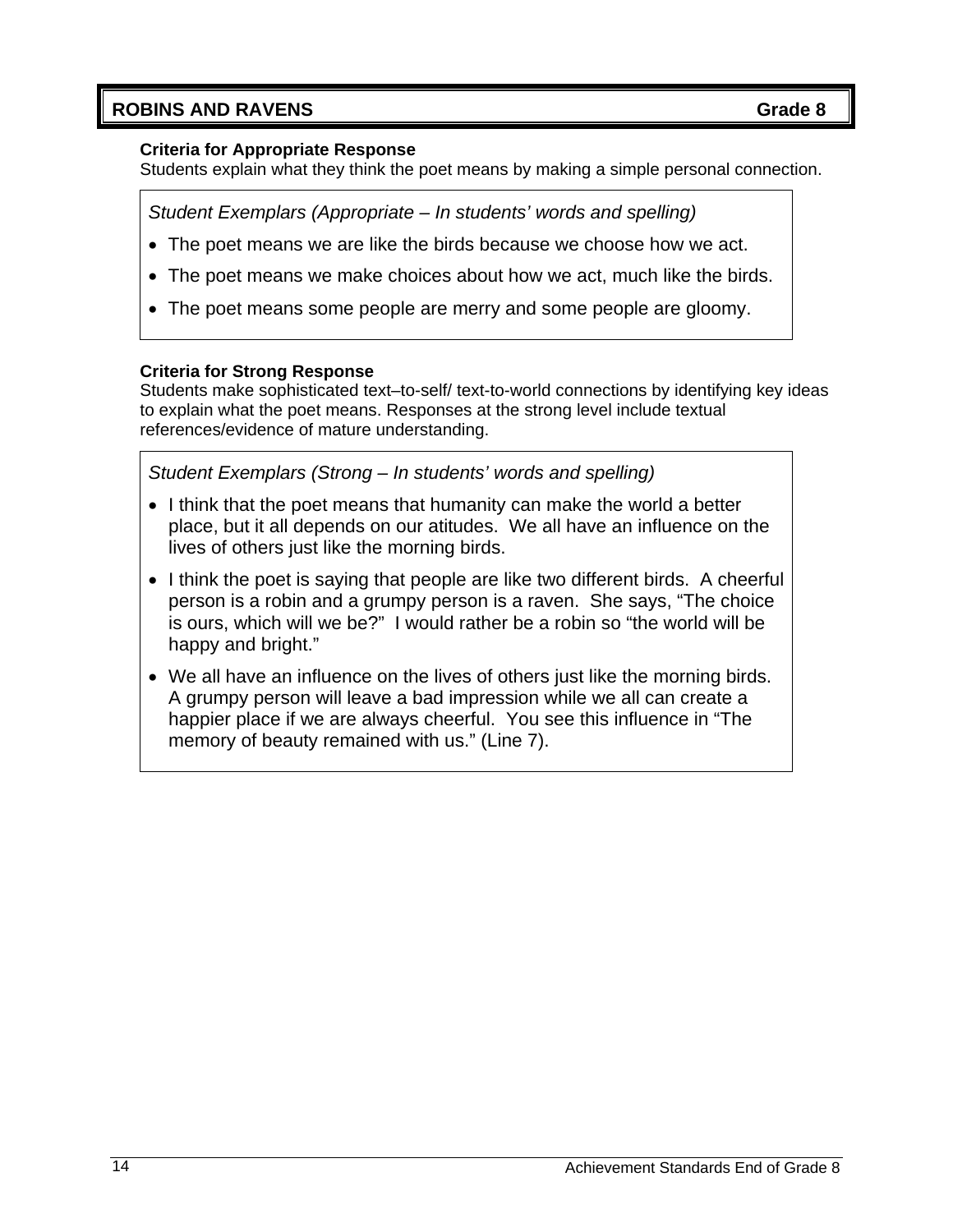## ROBINS AND RAVENS — Grade 8

**Criteria for Appropriate Response**
Students explain what they think the poet means by making a simple personal connection.

*Student Exemplars (Appropriate – In students' words and spelling)*

- The poet means we are like the birds because we choose how we act.
- The poet means we make choices about how we act, much like the birds.
- The poet means some people are merry and some people are gloomy.

**Criteria for Strong Response**
Students make sophisticated text–to-self/ text-to-world connections by identifying key ideas to explain what the poet means. Responses at the strong level include textual references/evidence of mature understanding.

*Student Exemplars (Strong – In students' words and spelling)*

- I think that the poet means that humanity can make the world a better place, but it all depends on our atitudes. We all have an influence on the lives of others just like the morning birds.
- I think the poet is saying that people are like two different birds. A cheerful person is a robin and a grumpy person is a raven. She says, "The choice is ours, which will we be?" I would rather be a robin so "the world will be happy and bright."
- We all have an influence on the lives of others just like the morning birds. A grumpy person will leave a bad impression while we all can create a happier place if we are always cheerful. You see this influence in "The memory of beauty remained with us." (Line 7).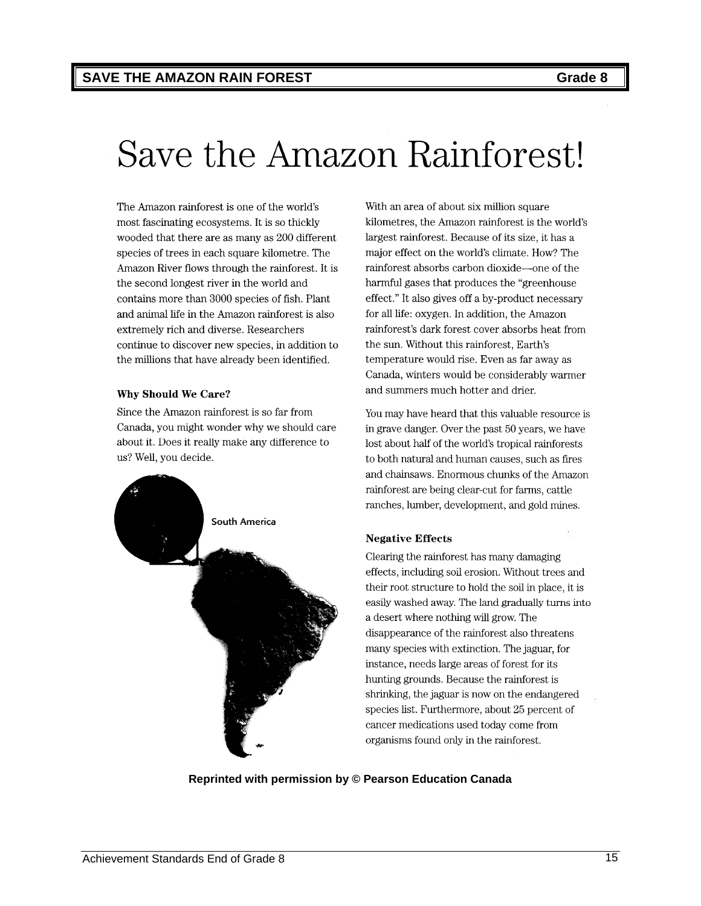# Save the Amazon Rainforest!

The Amazon rainforest is one of the world's most fascinating ecosystems. It is so thickly wooded that there are as many as 200 different species of trees in each square kilometre. The Amazon River flows through the rainforest. It is the second longest river in the world and contains more than 3000 species of fish. Plant and animal life in the Amazon rainforest is also extremely rich and diverse. Researchers continue to discover new species, in addition to the millions that have already been identified.

### Why Should We Care?

Since the Amazon rainforest is so far from Canada, you might wonder why we should care about it. Does it really make any difference to us? Well, you decide.

South America

With an area of about six million square kilometres, the Amazon rainforest is the world's largest rainforest. Because of its size, it has a major effect on the world's climate. How? The rainforest absorbs carbon dioxide—one of the harmful gases that produces the "greenhouse effect." It also gives off a by-product necessary for all life: oxygen. In addition, the Amazon rainforest's dark forest cover absorbs heat from the sun. Without this rainforest, Earth's temperature would rise. Even as far away as Canada, winters would be considerably warmer and summers much hotter and drier.

You may have heard that this valuable resource is in grave danger. Over the past 50 years, we have lost about half of the world's tropical rainforests to both natural and human causes, such as fires and chainsaws. Enormous chunks of the Amazon rainforest are being clear-cut for farms, cattle ranches, lumber, development, and gold mines.

### Negative Effects

Clearing the rainforest has many damaging effects, including soil erosion. Without trees and their root structure to hold the soil in place, it is easily washed away. The land gradually turns into a desert where nothing will grow. The disappearance of the rainforest also threatens many species with extinction. The jaguar, for instance, needs large areas of forest for its hunting grounds. Because the rainforest is shrinking, the jaguar is now on the endangered species list. Furthermore, about 25 percent of cancer medications used today come from organisms found only in the rainforest.

**Reprinted with permission by © Pearson Education Canada**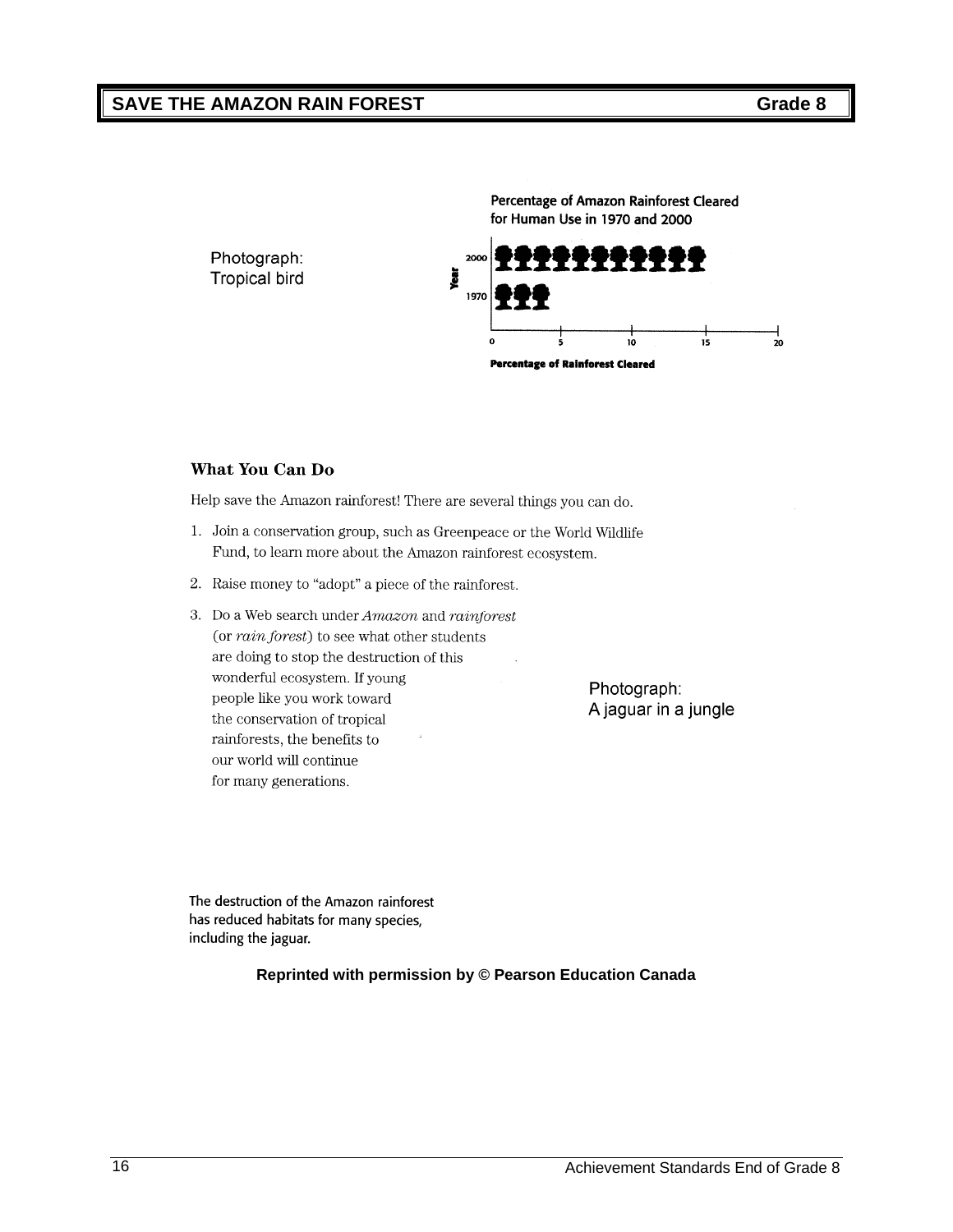## SAVE THE AMAZON RAIN FOREST Grade 8

Photograph:
Tropical bird

**Percentage of Amazon Rainforest Cleared for Human Use in 1970 and 2000**

Year

2000

1970

0 5 10 15 20

**Percentage of Rainforest Cleared**

### What You Can Do

Help save the Amazon rainforest! There are several things you can do.

1. Join a conservation group, such as Greenpeace or the World Wildlife Fund, to learn more about the Amazon rainforest ecosystem.
2. Raise money to "adopt" a piece of the rainforest.
3. Do a Web search under *Amazon* and *rainforest* (or *rain forest*) to see what other students are doing to stop the destruction of this wonderful ecosystem. If young people like you work toward the conservation of tropical rainforests, the benefits to our world will continue for many generations.

Photograph:
A jaguar in a jungle

The destruction of the Amazon rainforest has reduced habitats for many species, including the jaguar.

**Reprinted with permission by © Pearson Education Canada**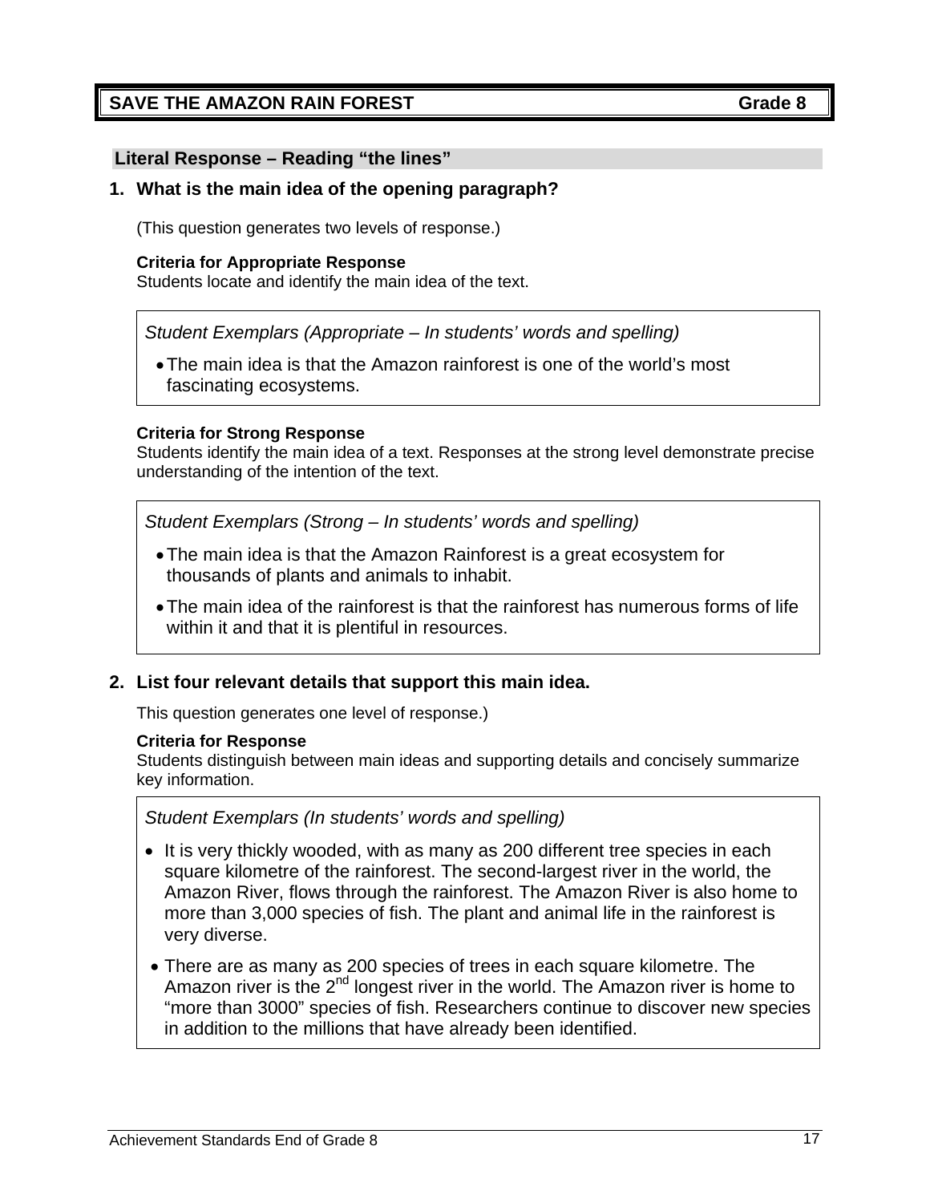## SAVE THE AMAZON RAIN FOREST — Grade 8

### Literal Response – Reading "the lines"

**1. What is the main idea of the opening paragraph?**

(This question generates two levels of response.)

**Criteria for Appropriate Response**
Students locate and identify the main idea of the text.

*Student Exemplars (Appropriate – In students' words and spelling)*

- The main idea is that the Amazon rainforest is one of the world's most fascinating ecosystems.

**Criteria for Strong Response**
Students identify the main idea of a text. Responses at the strong level demonstrate precise understanding of the intention of the text.

*Student Exemplars (Strong – In students' words and spelling)*

- The main idea is that the Amazon Rainforest is a great ecosystem for thousands of plants and animals to inhabit.
- The main idea of the rainforest is that the rainforest has numerous forms of life within it and that it is plentiful in resources.

**2. List four relevant details that support this main idea.**

This question generates one level of response.)

**Criteria for Response**
Students distinguish between main ideas and supporting details and concisely summarize key information.

*Student Exemplars (In students' words and spelling)*

- It is very thickly wooded, with as many as 200 different tree species in each square kilometre of the rainforest. The second-largest river in the world, the Amazon River, flows through the rainforest. The Amazon River is also home to more than 3,000 species of fish. The plant and animal life in the rainforest is very diverse.
- There are as many as 200 species of trees in each square kilometre. The Amazon river is the 2nd longest river in the world. The Amazon river is home to "more than 3000" species of fish. Researchers continue to discover new species in addition to the millions that have already been identified.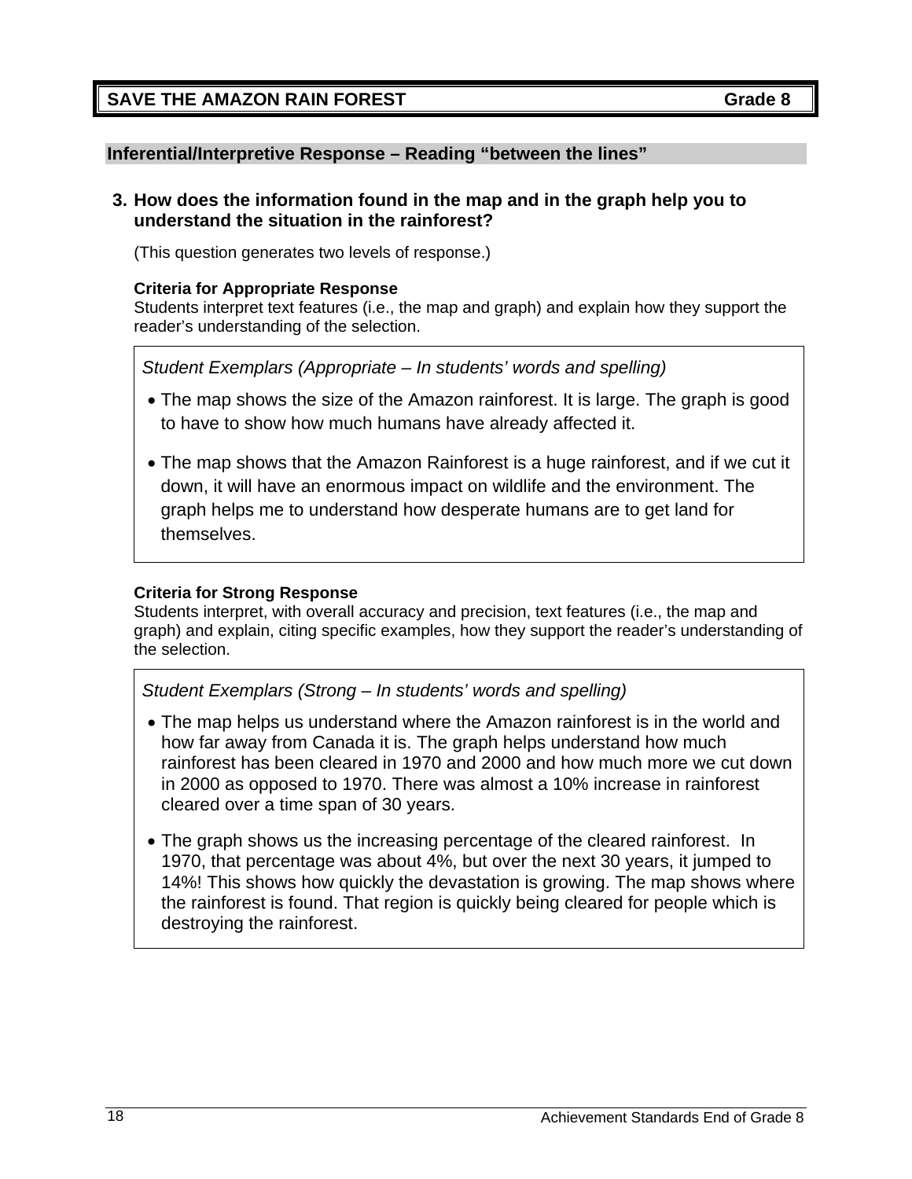## SAVE THE AMAZON RAIN FOREST — Grade 8

### Inferential/Interpretive Response – Reading "between the lines"

**3. How does the information found in the map and in the graph help you to understand the situation in the rainforest?**

(This question generates two levels of response.)

**Criteria for Appropriate Response**
Students interpret text features (i.e., the map and graph) and explain how they support the reader's understanding of the selection.

*Student Exemplars (Appropriate – In students' words and spelling)*

- The map shows the size of the Amazon rainforest. It is large. The graph is good to have to show how much humans have already affected it.
- The map shows that the Amazon Rainforest is a huge rainforest, and if we cut it down, it will have an enormous impact on wildlife and the environment. The graph helps me to understand how desperate humans are to get land for themselves.

**Criteria for Strong Response**
Students interpret, with overall accuracy and precision, text features (i.e., the map and graph) and explain, citing specific examples, how they support the reader's understanding of the selection.

*Student Exemplars (Strong – In students' words and spelling)*

- The map helps us understand where the Amazon rainforest is in the world and how far away from Canada it is. The graph helps understand how much rainforest has been cleared in 1970 and 2000 and how much more we cut down in 2000 as opposed to 1970. There was almost a 10% increase in rainforest cleared over a time span of 30 years.
- The graph shows us the increasing percentage of the cleared rainforest. In 1970, that percentage was about 4%, but over the next 30 years, it jumped to 14%! This shows how quickly the devastation is growing. The map shows where the rainforest is found. That region is quickly being cleared for people which is destroying the rainforest.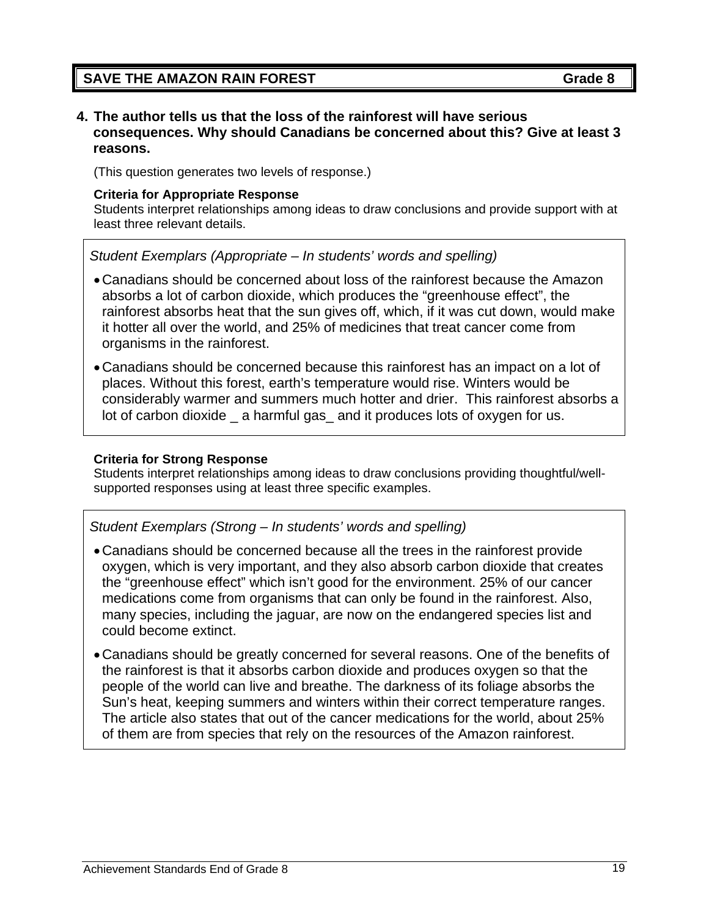## SAVE THE AMAZON RAIN FOREST Grade 8

**4. The author tells us that the loss of the rainforest will have serious consequences. Why should Canadians be concerned about this? Give at least 3 reasons.**

(This question generates two levels of response.)

**Criteria for Appropriate Response**

Students interpret relationships among ideas to draw conclusions and provide support with at least three relevant details.

*Student Exemplars (Appropriate – In students' words and spelling)*

- Canadians should be concerned about loss of the rainforest because the Amazon absorbs a lot of carbon dioxide, which produces the "greenhouse effect", the rainforest absorbs heat that the sun gives off, which, if it was cut down, would make it hotter all over the world, and 25% of medicines that treat cancer come from organisms in the rainforest.
- Canadians should be concerned because this rainforest has an impact on a lot of places. Without this forest, earth's temperature would rise. Winters would be considerably warmer and summers much hotter and drier. This rainforest absorbs a lot of carbon dioxide _ a harmful gas_ and it produces lots of oxygen for us.

**Criteria for Strong Response**

Students interpret relationships among ideas to draw conclusions providing thoughtful/well-supported responses using at least three specific examples.

*Student Exemplars (Strong – In students' words and spelling)*

- Canadians should be concerned because all the trees in the rainforest provide oxygen, which is very important, and they also absorb carbon dioxide that creates the "greenhouse effect" which isn't good for the environment. 25% of our cancer medications come from organisms that can only be found in the rainforest. Also, many species, including the jaguar, are now on the endangered species list and could become extinct.
- Canadians should be greatly concerned for several reasons. One of the benefits of the rainforest is that it absorbs carbon dioxide and produces oxygen so that the people of the world can live and breathe. The darkness of its foliage absorbs the Sun's heat, keeping summers and winters within their correct temperature ranges. The article also states that out of the cancer medications for the world, about 25% of them are from species that rely on the resources of the Amazon rainforest.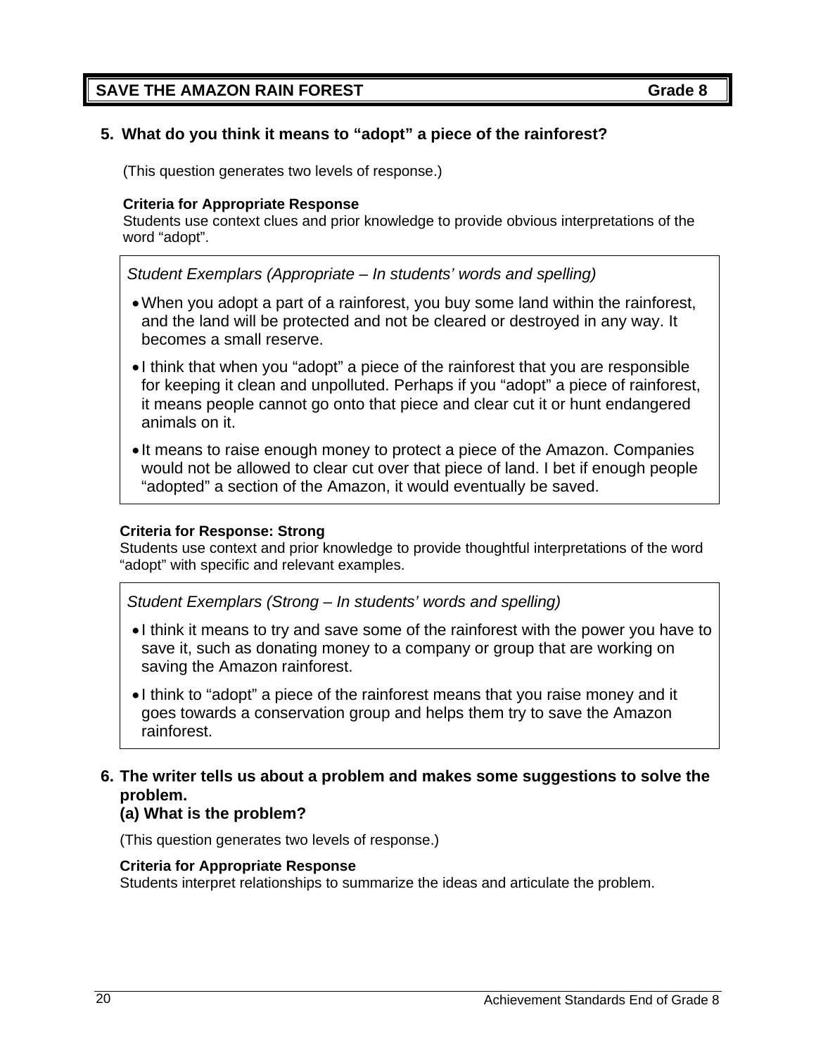## SAVE THE AMAZON RAIN FOREST — Grade 8

**5. What do you think it means to "adopt" a piece of the rainforest?**

(This question generates two levels of response.)

**Criteria for Appropriate Response**
Students use context clues and prior knowledge to provide obvious interpretations of the word "adopt".

*Student Exemplars (Appropriate – In students' words and spelling)*

- When you adopt a part of a rainforest, you buy some land within the rainforest, and the land will be protected and not be cleared or destroyed in any way. It becomes a small reserve.
- I think that when you "adopt" a piece of the rainforest that you are responsible for keeping it clean and unpolluted. Perhaps if you "adopt" a piece of rainforest, it means people cannot go onto that piece and clear cut it or hunt endangered animals on it.
- It means to raise enough money to protect a piece of the Amazon. Companies would not be allowed to clear cut over that piece of land. I bet if enough people "adopted" a section of the Amazon, it would eventually be saved.

**Criteria for Response: Strong**
Students use context and prior knowledge to provide thoughtful interpretations of the word "adopt" with specific and relevant examples.

*Student Exemplars (Strong – In students' words and spelling)*

- I think it means to try and save some of the rainforest with the power you have to save it, such as donating money to a company or group that are working on saving the Amazon rainforest.
- I think to "adopt" a piece of the rainforest means that you raise money and it goes towards a conservation group and helps them try to save the Amazon rainforest.

**6. The writer tells us about a problem and makes some suggestions to solve the problem.**
**(a) What is the problem?**

(This question generates two levels of response.)

**Criteria for Appropriate Response**
Students interpret relationships to summarize the ideas and articulate the problem.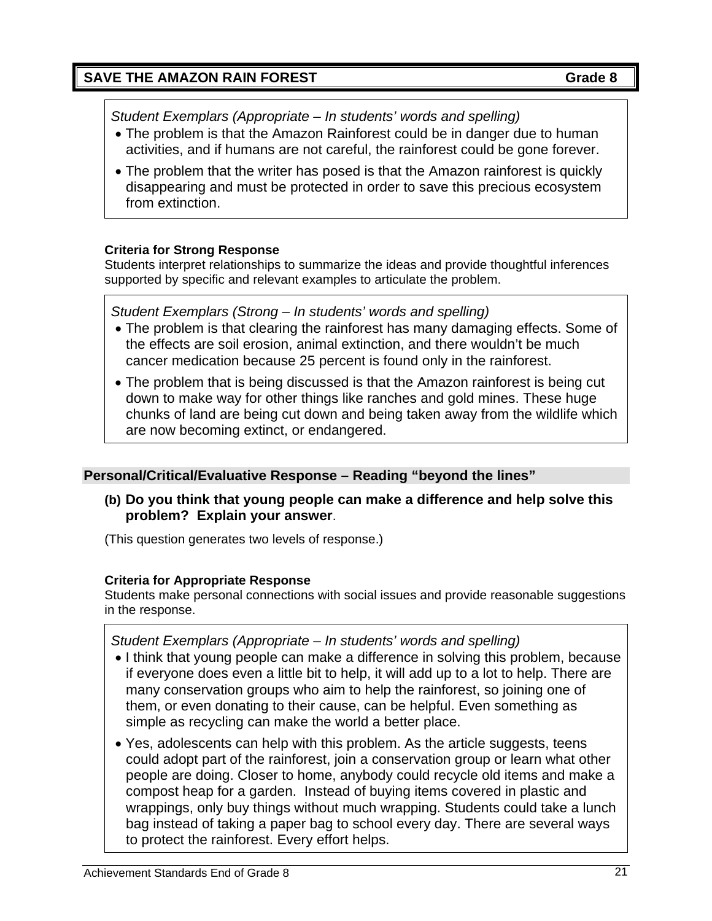## SAVE THE AMAZON RAIN FOREST — Grade 8

*Student Exemplars (Appropriate – In students' words and spelling)*

- The problem is that the Amazon Rainforest could be in danger due to human activities, and if humans are not careful, the rainforest could be gone forever.
- The problem that the writer has posed is that the Amazon rainforest is quickly disappearing and must be protected in order to save this precious ecosystem from extinction.

**Criteria for Strong Response**

Students interpret relationships to summarize the ideas and provide thoughtful inferences supported by specific and relevant examples to articulate the problem.

*Student Exemplars (Strong – In students' words and spelling)*

- The problem is that clearing the rainforest has many damaging effects. Some of the effects are soil erosion, animal extinction, and there wouldn't be much cancer medication because 25 percent is found only in the rainforest.
- The problem that is being discussed is that the Amazon rainforest is being cut down to make way for other things like ranches and gold mines. These huge chunks of land are being cut down and being taken away from the wildlife which are now becoming extinct, or endangered.

### Personal/Critical/Evaluative Response – Reading "beyond the lines"

**(b) Do you think that young people can make a difference and help solve this problem? Explain your answer**.

(This question generates two levels of response.)

**Criteria for Appropriate Response**

Students make personal connections with social issues and provide reasonable suggestions in the response.

*Student Exemplars (Appropriate – In students' words and spelling)*

- I think that young people can make a difference in solving this problem, because if everyone does even a little bit to help, it will add up to a lot to help. There are many conservation groups who aim to help the rainforest, so joining one of them, or even donating to their cause, can be helpful. Even something as simple as recycling can make the world a better place.
- Yes, adolescents can help with this problem. As the article suggests, teens could adopt part of the rainforest, join a conservation group or learn what other people are doing. Closer to home, anybody could recycle old items and make a compost heap for a garden. Instead of buying items covered in plastic and wrappings, only buy things without much wrapping. Students could take a lunch bag instead of taking a paper bag to school every day. There are several ways to protect the rainforest. Every effort helps.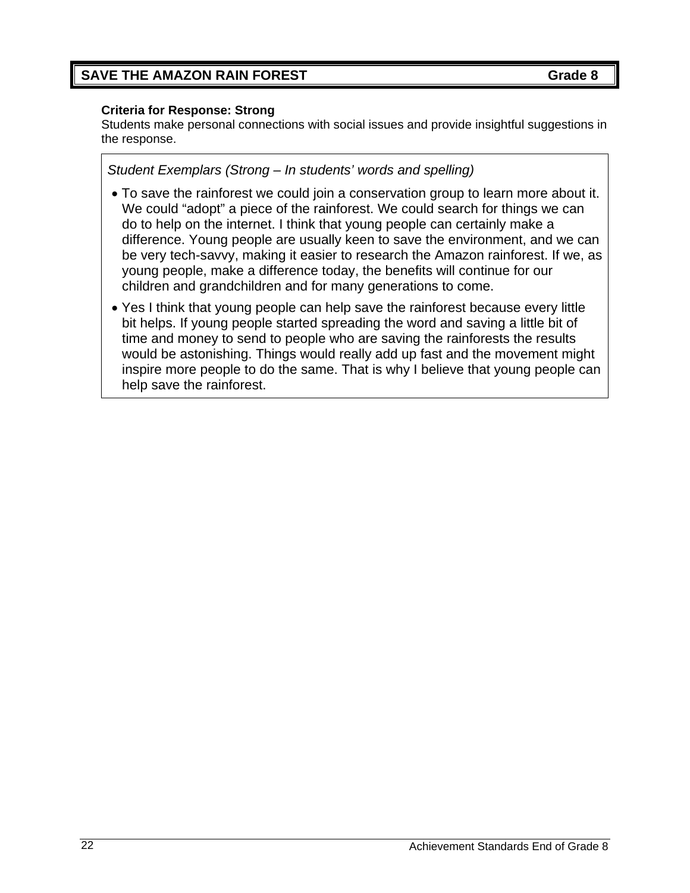## SAVE THE AMAZON RAIN FOREST — Grade 8

**Criteria for Response: Strong**

Students make personal connections with social issues and provide insightful suggestions in the response.

*Student Exemplars (Strong – In students' words and spelling)*

- To save the rainforest we could join a conservation group to learn more about it. We could "adopt" a piece of the rainforest. We could search for things we can do to help on the internet. I think that young people can certainly make a difference. Young people are usually keen to save the environment, and we can be very tech-savvy, making it easier to research the Amazon rainforest. If we, as young people, make a difference today, the benefits will continue for our children and grandchildren and for many generations to come.
- Yes I think that young people can help save the rainforest because every little bit helps. If young people started spreading the word and saving a little bit of time and money to send to people who are saving the rainforests the results would be astonishing. Things would really add up fast and the movement might inspire more people to do the same. That is why I believe that young people can help save the rainforest.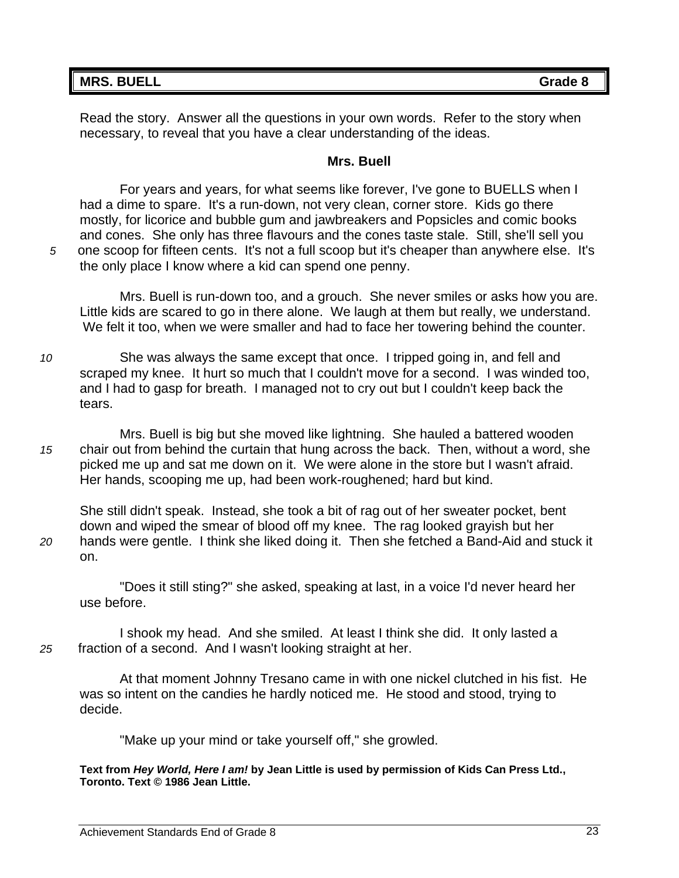| **MRS. BUELL** | **Grade 8** |
|---|---|

Read the story. Answer all the questions in your own words. Refer to the story when necessary, to reveal that you have a clear understanding of the ideas.

**Mrs. Buell**

For years and years, for what seems like forever, I've gone to BUELLS when I had a dime to spare. It's a run-down, not very clean, corner store. Kids go there mostly, for licorice and bubble gum and jawbreakers and Popsicles and comic books and cones. She only has three flavours and the cones taste stale. Still, she'll sell you one scoop for fifteen cents. It's not a full scoop but it's cheaper than anywhere else. It's the only place I know where a kid can spend one penny.

Mrs. Buell is run-down too, and a grouch. She never smiles or asks how you are. Little kids are scared to go in there alone. We laugh at them but really, we understand. We felt it too, when we were smaller and had to face her towering behind the counter.

She was always the same except that once. I tripped going in, and fell and scraped my knee. It hurt so much that I couldn't move for a second. I was winded too, and I had to gasp for breath. I managed not to cry out but I couldn't keep back the tears.

Mrs. Buell is big but she moved like lightning. She hauled a battered wooden chair out from behind the curtain that hung across the back. Then, without a word, she picked me up and sat me down on it. We were alone in the store but I wasn't afraid. Her hands, scooping me up, had been work-roughened; hard but kind.

She still didn't speak. Instead, she took a bit of rag out of her sweater pocket, bent down and wiped the smear of blood off my knee. The rag looked grayish but her hands were gentle. I think she liked doing it. Then she fetched a Band-Aid and stuck it on.

"Does it still sting?" she asked, speaking at last, in a voice I'd never heard her use before.

I shook my head. And she smiled. At least I think she did. It only lasted a fraction of a second. And I wasn't looking straight at her.

At that moment Johnny Tresano came in with one nickel clutched in his fist. He was so intent on the candies he hardly noticed me. He stood and stood, trying to decide.

"Make up your mind or take yourself off," she growled.

**Text from *Hey World, Here I am!* by Jean Little is used by permission of Kids Can Press Ltd., Toronto. Text © 1986 Jean Little.**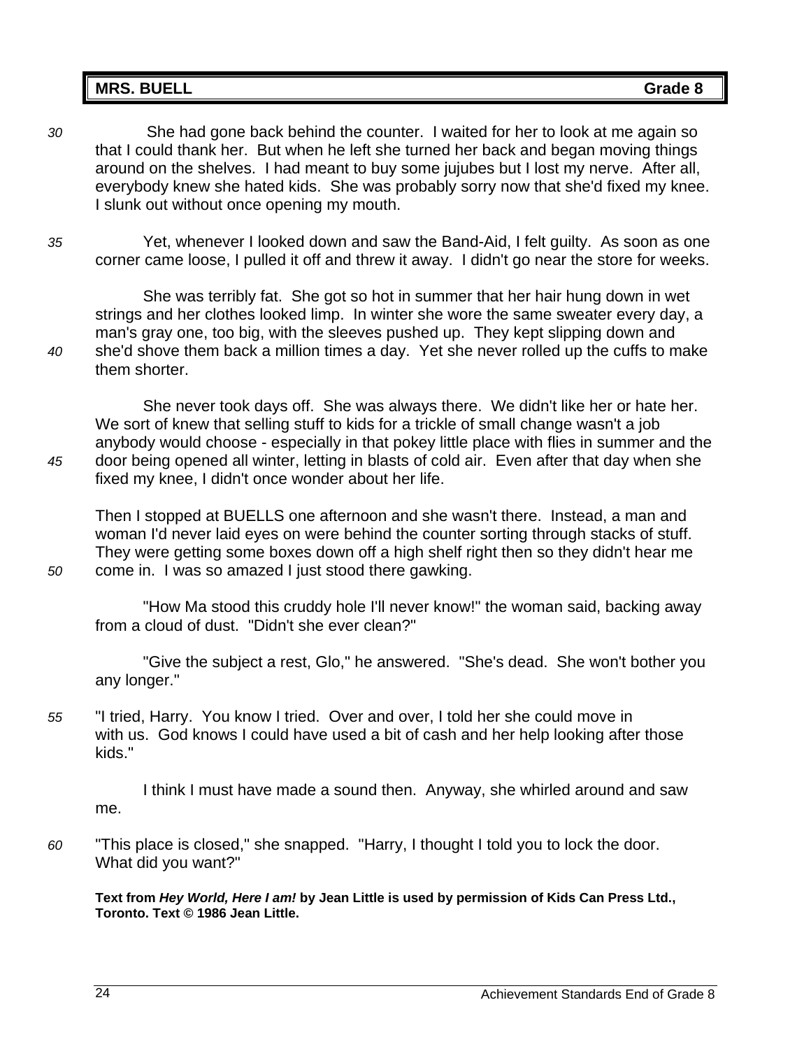30 She had gone back behind the counter. I waited for her to look at me again so that I could thank her. But when he left she turned her back and began moving things around on the shelves. I had meant to buy some jujubes but I lost my nerve. After all, everybody knew she hated kids. She was probably sorry now that she'd fixed my knee. I slunk out without once opening my mouth.

35 Yet, whenever I looked down and saw the Band-Aid, I felt guilty. As soon as one corner came loose, I pulled it off and threw it away. I didn't go near the store for weeks.

She was terribly fat. She got so hot in summer that her hair hung down in wet strings and her clothes looked limp. In winter she wore the same sweater every day, a man's gray one, too big, with the sleeves pushed up. They kept slipping down and 40 she'd shove them back a million times a day. Yet she never rolled up the cuffs to make them shorter.

She never took days off. She was always there. We didn't like her or hate her. We sort of knew that selling stuff to kids for a trickle of small change wasn't a job anybody would choose - especially in that pokey little place with flies in summer and the 45 door being opened all winter, letting in blasts of cold air. Even after that day when she fixed my knee, I didn't once wonder about her life.

Then I stopped at BUELLS one afternoon and she wasn't there. Instead, a man and woman I'd never laid eyes on were behind the counter sorting through stacks of stuff. They were getting some boxes down off a high shelf right then so they didn't hear me 50 come in. I was so amazed I just stood there gawking.

"How Ma stood this cruddy hole I'll never know!" the woman said, backing away from a cloud of dust. "Didn't she ever clean?"

"Give the subject a rest, Glo," he answered. "She's dead. She won't bother you any longer."

55 "I tried, Harry. You know I tried. Over and over, I told her she could move in with us. God knows I could have used a bit of cash and her help looking after those kids."

I think I must have made a sound then. Anyway, she whirled around and saw me.

60 "This place is closed," she snapped. "Harry, I thought I told you to lock the door. What did you want?"

**Text from *Hey World, Here I am!* by Jean Little is used by permission of Kids Can Press Ltd., Toronto. Text © 1986 Jean Little.**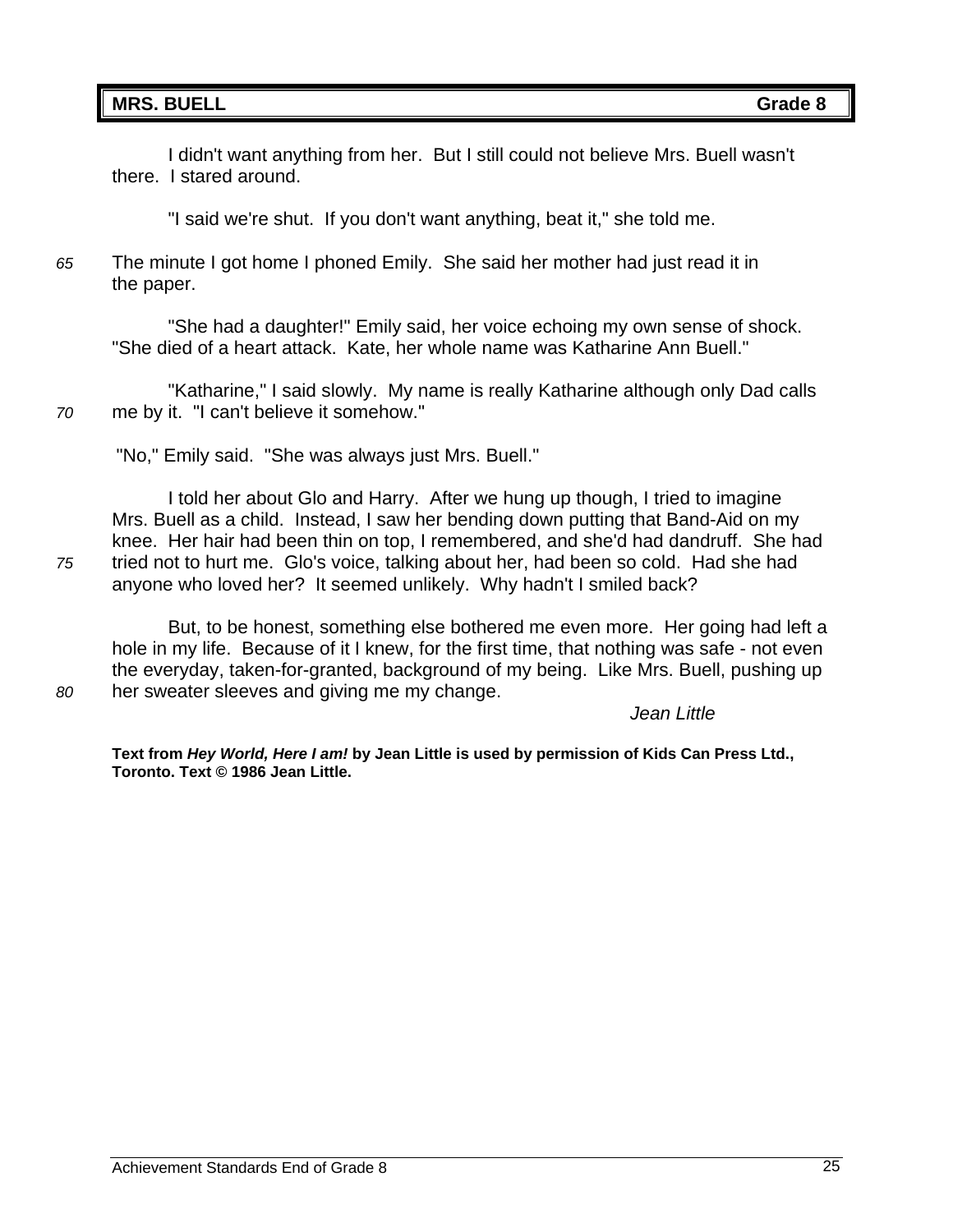I didn't want anything from her. But I still could not believe Mrs. Buell wasn't there. I stared around.

"I said we're shut. If you don't want anything, beat it," she told me.

The minute I got home I phoned Emily. She said her mother had just read it in the paper.

"She had a daughter!" Emily said, her voice echoing my own sense of shock. "She died of a heart attack. Kate, her whole name was Katharine Ann Buell."

"Katharine," I said slowly. My name is really Katharine although only Dad calls me by it. "I can't believe it somehow."

"No," Emily said. "She was always just Mrs. Buell."

I told her about Glo and Harry. After we hung up though, I tried to imagine Mrs. Buell as a child. Instead, I saw her bending down putting that Band-Aid on my knee. Her hair had been thin on top, I remembered, and she'd had dandruff. She had tried not to hurt me. Glo's voice, talking about her, had been so cold. Had she had anyone who loved her? It seemed unlikely. Why hadn't I smiled back?

But, to be honest, something else bothered me even more. Her going had left a hole in my life. Because of it I knew, for the first time, that nothing was safe - not even the everyday, taken-for-granted, background of my being. Like Mrs. Buell, pushing up her sweater sleeves and giving me my change.

*Jean Little*

**Text from *Hey World, Here I am!* by Jean Little is used by permission of Kids Can Press Ltd., Toronto. Text © 1986 Jean Little.**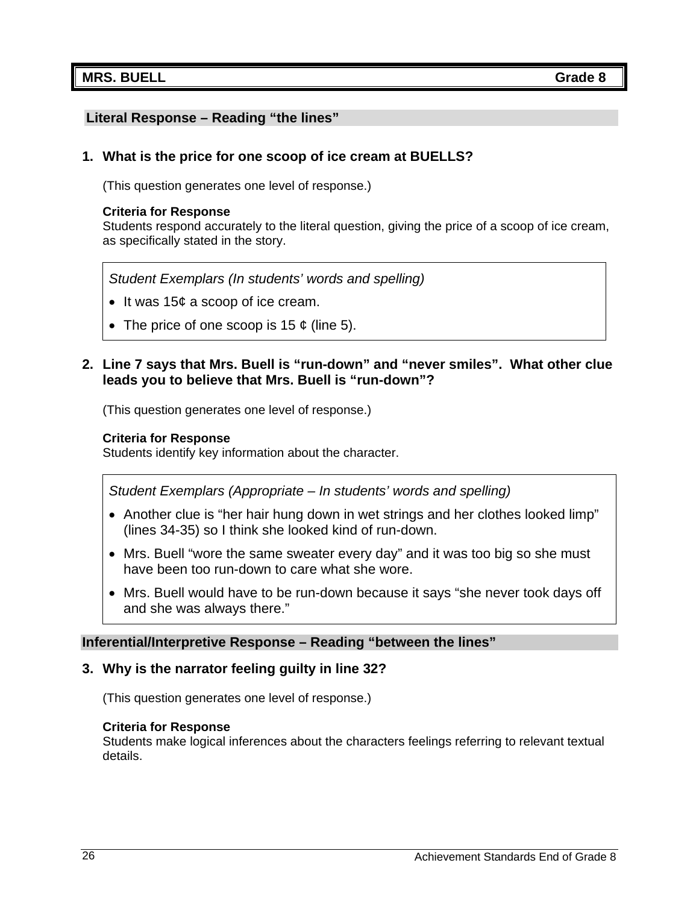| MRS. BUELL | Grade 8 |
|---|---|

## Literal Response – Reading “the lines”

**1. What is the price for one scoop of ice cream at BUELLS?**

(This question generates one level of response.)

**Criteria for Response**
Students respond accurately to the literal question, giving the price of a scoop of ice cream, as specifically stated in the story.

*Student Exemplars (In students’ words and spelling)*

- It was 15¢ a scoop of ice cream.
- The price of one scoop is 15 ¢ (line 5).

**2. Line 7 says that Mrs. Buell is “run-down” and “never smiles”. What other clue leads you to believe that Mrs. Buell is “run-down”?**

(This question generates one level of response.)

**Criteria for Response**
Students identify key information about the character.

*Student Exemplars (Appropriate – In students’ words and spelling)*

- Another clue is “her hair hung down in wet strings and her clothes looked limp” (lines 34-35) so I think she looked kind of run-down.
- Mrs. Buell “wore the same sweater every day” and it was too big so she must have been too run-down to care what she wore.
- Mrs. Buell would have to be run-down because it says “she never took days off and she was always there.”

## Inferential/Interpretive Response – Reading “between the lines”

**3. Why is the narrator feeling guilty in line 32?**

(This question generates one level of response.)

**Criteria for Response**
Students make logical inferences about the characters feelings referring to relevant textual details.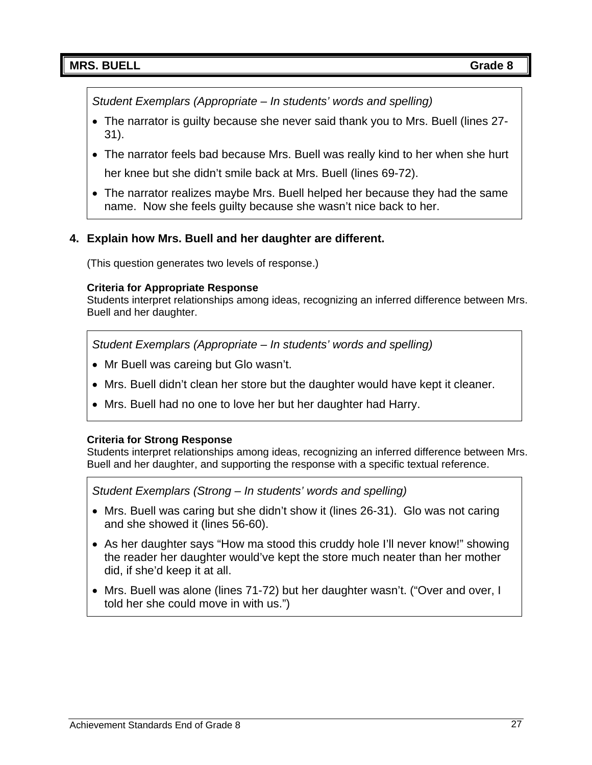*Student Exemplars (Appropriate – In students' words and spelling)*

- The narrator is guilty because she never said thank you to Mrs. Buell (lines 27-31).
- The narrator feels bad because Mrs. Buell was really kind to her when she hurt her knee but she didn't smile back at Mrs. Buell (lines 69-72).
- The narrator realizes maybe Mrs. Buell helped her because they had the same name. Now she feels guilty because she wasn't nice back to her.

## 4. Explain how Mrs. Buell and her daughter are different.

(This question generates two levels of response.)

**Criteria for Appropriate Response**

Students interpret relationships among ideas, recognizing an inferred difference between Mrs. Buell and her daughter.

*Student Exemplars (Appropriate – In students' words and spelling)*

- Mr Buell was careing but Glo wasn't.
- Mrs. Buell didn't clean her store but the daughter would have kept it cleaner.
- Mrs. Buell had no one to love her but her daughter had Harry.

**Criteria for Strong Response**

Students interpret relationships among ideas, recognizing an inferred difference between Mrs. Buell and her daughter, and supporting the response with a specific textual reference.

*Student Exemplars (Strong – In students' words and spelling)*

- Mrs. Buell was caring but she didn't show it (lines 26-31). Glo was not caring and she showed it (lines 56-60).
- As her daughter says "How ma stood this cruddy hole I'll never know!" showing the reader her daughter would've kept the store much neater than her mother did, if she'd keep it at all.
- Mrs. Buell was alone (lines 71-72) but her daughter wasn't. ("Over and over, I told her she could move in with us.")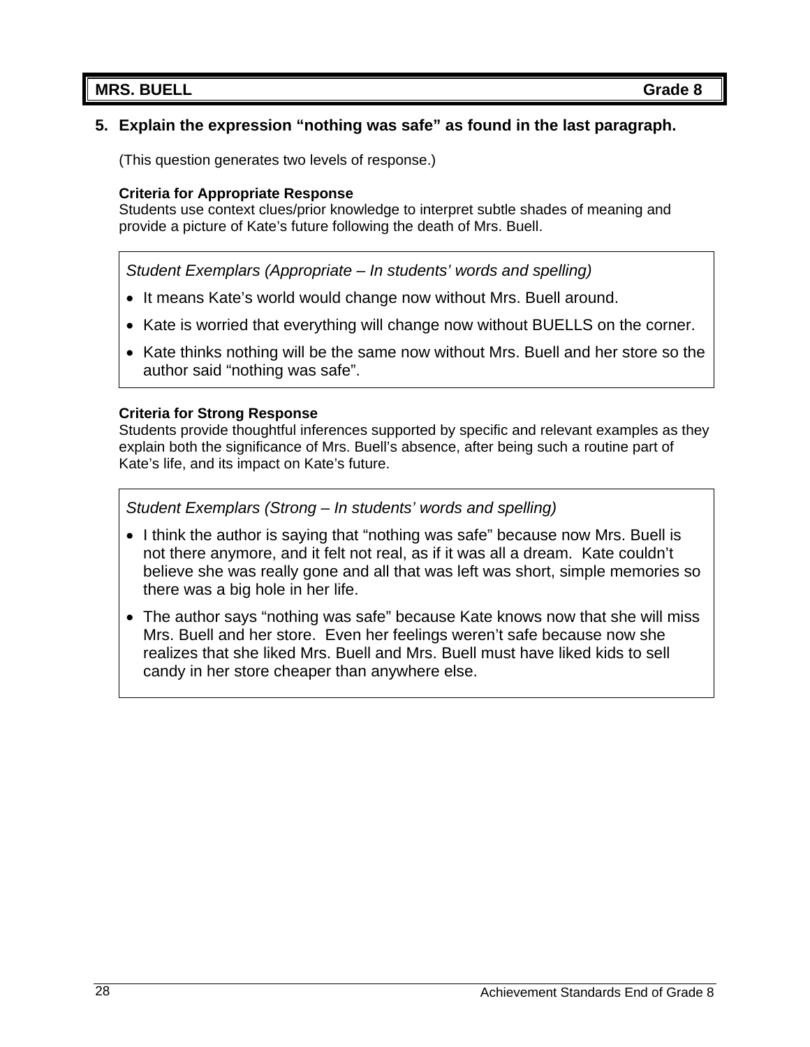| MRS. BUELL | Grade 8 |
|---|---|

**5. Explain the expression "nothing was safe" as found in the last paragraph.**

(This question generates two levels of response.)

**Criteria for Appropriate Response**
Students use context clues/prior knowledge to interpret subtle shades of meaning and provide a picture of Kate's future following the death of Mrs. Buell.

*Student Exemplars (Appropriate – In students' words and spelling)*

- It means Kate's world would change now without Mrs. Buell around.
- Kate is worried that everything will change now without BUELLS on the corner.
- Kate thinks nothing will be the same now without Mrs. Buell and her store so the author said "nothing was safe".

**Criteria for Strong Response**
Students provide thoughtful inferences supported by specific and relevant examples as they explain both the significance of Mrs. Buell's absence, after being such a routine part of Kate's life, and its impact on Kate's future.

*Student Exemplars (Strong – In students' words and spelling)*

- I think the author is saying that "nothing was safe" because now Mrs. Buell is not there anymore, and it felt not real, as if it was all a dream. Kate couldn't believe she was really gone and all that was left was short, simple memories so there was a big hole in her life.
- The author says "nothing was safe" because Kate knows now that she will miss Mrs. Buell and her store. Even her feelings weren't safe because now she realizes that she liked Mrs. Buell and Mrs. Buell must have liked kids to sell candy in her store cheaper than anywhere else.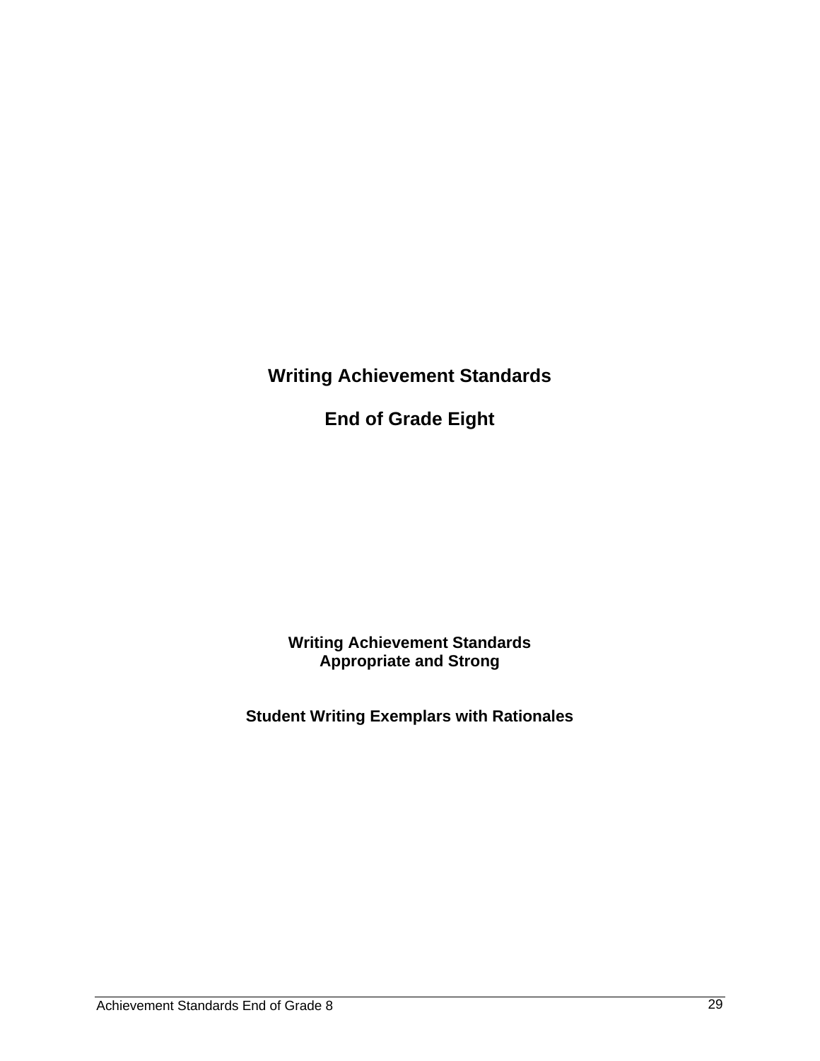# Writing Achievement Standards

# End of Grade Eight

**Writing Achievement Standards**
**Appropriate and Strong**

**Student Writing Exemplars with Rationales**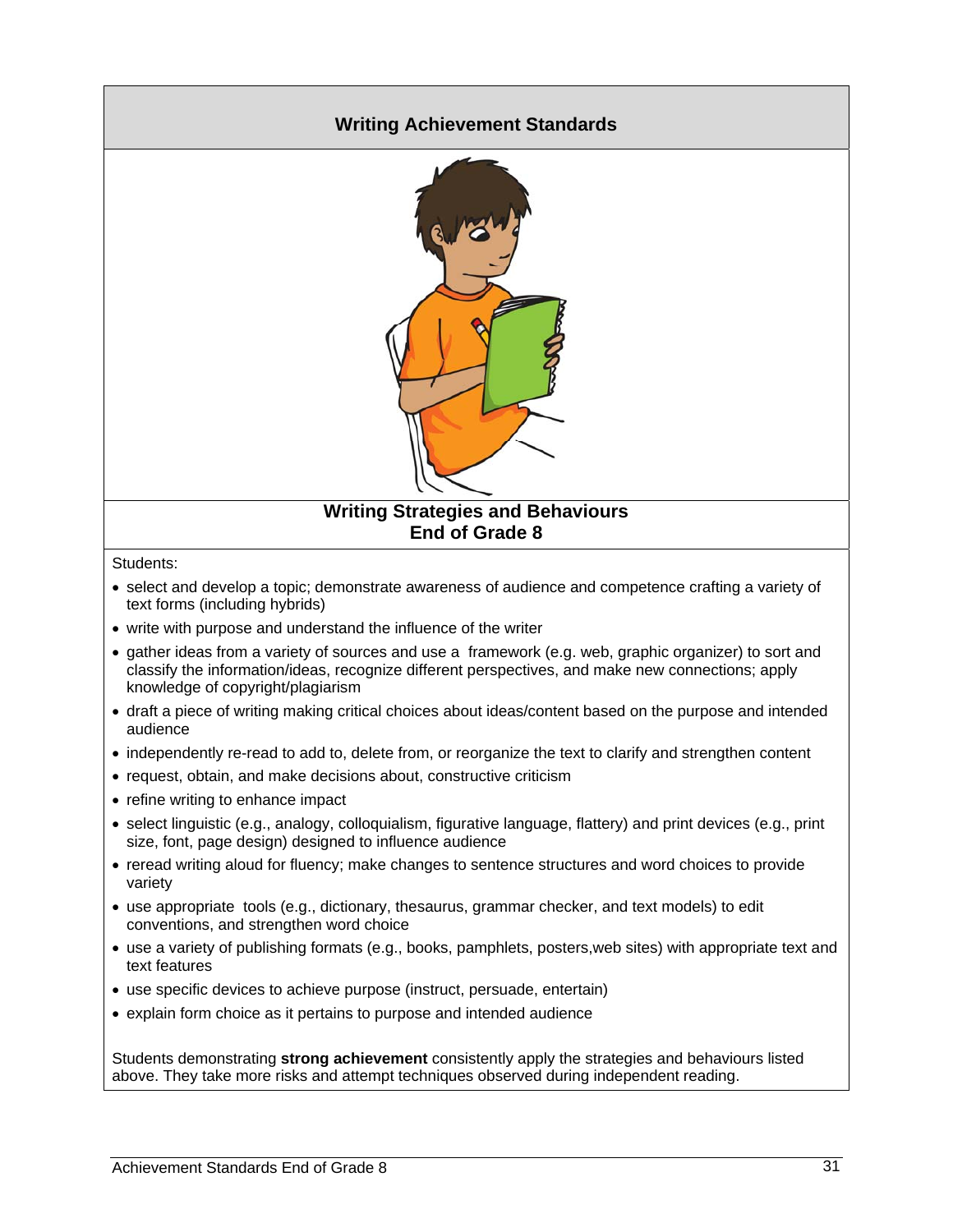## Writing Achievement Standards

### Writing Strategies and Behaviours
### End of Grade 8

Students:

- select and develop a topic; demonstrate awareness of audience and competence crafting a variety of text forms (including hybrids)
- write with purpose and understand the influence of the writer
- gather ideas from a variety of sources and use a framework (e.g. web, graphic organizer) to sort and classify the information/ideas, recognize different perspectives, and make new connections; apply knowledge of copyright/plagiarism
- draft a piece of writing making critical choices about ideas/content based on the purpose and intended audience
- independently re-read to add to, delete from, or reorganize the text to clarify and strengthen content
- request, obtain, and make decisions about, constructive criticism
- refine writing to enhance impact
- select linguistic (e.g., analogy, colloquialism, figurative language, flattery) and print devices (e.g., print size, font, page design) designed to influence audience
- reread writing aloud for fluency; make changes to sentence structures and word choices to provide variety
- use appropriate tools (e.g., dictionary, thesaurus, grammar checker, and text models) to edit conventions, and strengthen word choice
- use a variety of publishing formats (e.g., books, pamphlets, posters,web sites) with appropriate text and text features
- use specific devices to achieve purpose (instruct, persuade, entertain)
- explain form choice as it pertains to purpose and intended audience

Students demonstrating **strong achievement** consistently apply the strategies and behaviours listed above. They take more risks and attempt techniques observed during independent reading.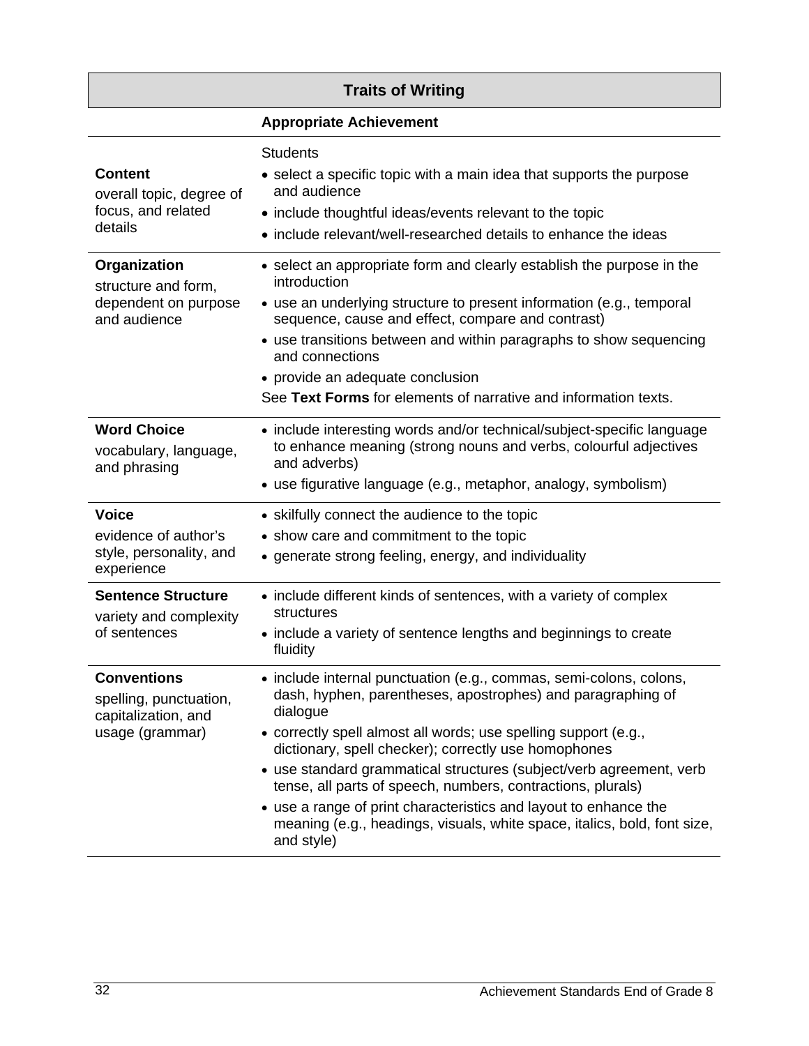| Traits of Writing | |
|---|---|
| | **Appropriate Achievement** |
| **Content**<br>overall topic, degree of focus, and related details | Students<br>• select a specific topic with a main idea that supports the purpose and audience<br>• include thoughtful ideas/events relevant to the topic<br>• include relevant/well-researched details to enhance the ideas |
| **Organization**<br>structure and form, dependent on purpose and audience | • select an appropriate form and clearly establish the purpose in the introduction<br>• use an underlying structure to present information (e.g., temporal sequence, cause and effect, compare and contrast)<br>• use transitions between and within paragraphs to show sequencing and connections<br>• provide an adequate conclusion<br>See **Text Forms** for elements of narrative and information texts. |
| **Word Choice**<br>vocabulary, language, and phrasing | • include interesting words and/or technical/subject-specific language to enhance meaning (strong nouns and verbs, colourful adjectives and adverbs)<br>• use figurative language (e.g., metaphor, analogy, symbolism) |
| **Voice**<br>evidence of author's style, personality, and experience | • skilfully connect the audience to the topic<br>• show care and commitment to the topic<br>• generate strong feeling, energy, and individuality |
| **Sentence Structure**<br>variety and complexity of sentences | • include different kinds of sentences, with a variety of complex structures<br>• include a variety of sentence lengths and beginnings to create fluidity |
| **Conventions**<br>spelling, punctuation, capitalization, and usage (grammar) | • include internal punctuation (e.g., commas, semi-colons, colons, dash, hyphen, parentheses, apostrophes) and paragraphing of dialogue<br>• correctly spell almost all words; use spelling support (e.g., dictionary, spell checker); correctly use homophones<br>• use standard grammatical structures (subject/verb agreement, verb tense, all parts of speech, numbers, contractions, plurals)<br>• use a range of print characteristics and layout to enhance the meaning (e.g., headings, visuals, white space, italics, bold, font size, and style) |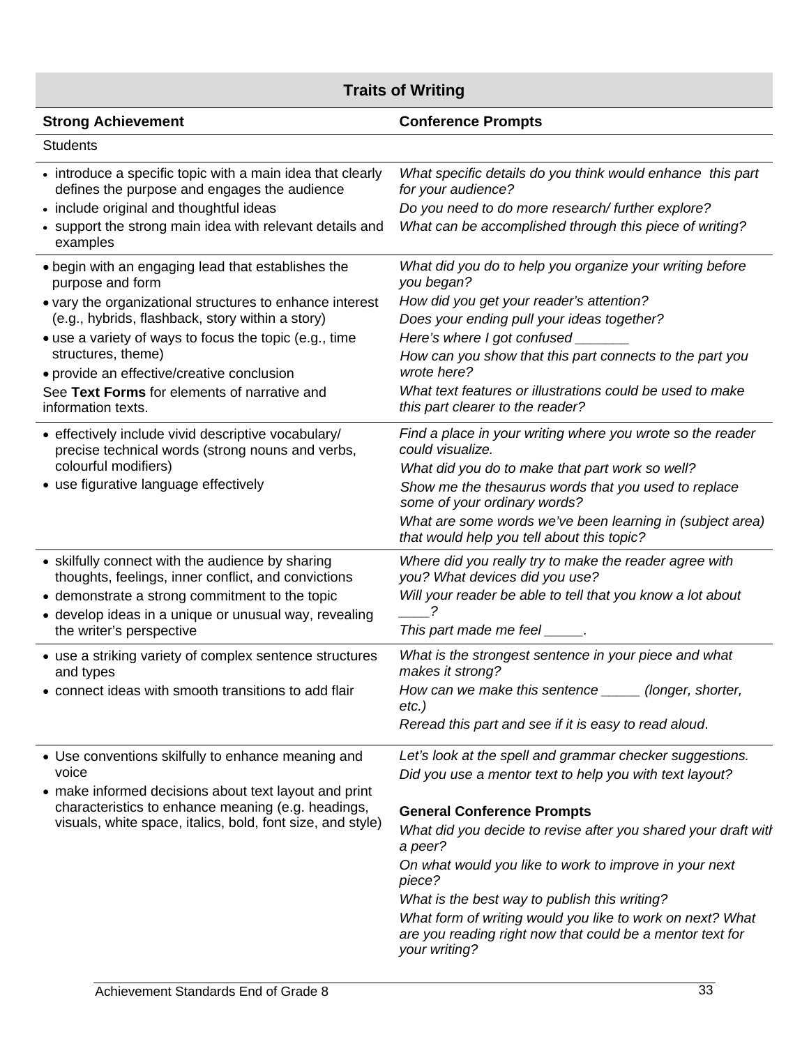| Traits of Writing | |
|---|---|
| **Strong Achievement** | **Conference Prompts** |
| Students | |
| • introduce a specific topic with a main idea that clearly defines the purpose and engages the audience<br>• include original and thoughtful ideas<br>• support the strong main idea with relevant details and examples | *What specific details do you think would enhance this part for your audience?*<br>*Do you need to do more research/ further explore?*<br>*What can be accomplished through this piece of writing?* |
| • begin with an engaging lead that establishes the purpose and form<br>• vary the organizational structures to enhance interest (e.g., hybrids, flashback, story within a story)<br>• use a variety of ways to focus the topic (e.g., time structures, theme)<br>• provide an effective/creative conclusion<br>See **Text Forms** for elements of narrative and information texts. | *What did you do to help you organize your writing before you began?*<br>*How did you get your reader's attention?*<br>*Does your ending pull your ideas together?*<br>*Here's where I got confused _______*<br>*How can you show that this part connects to the part you wrote here?*<br>*What text features or illustrations could be used to make this part clearer to the reader?* |
| • effectively include vivid descriptive vocabulary/ precise technical words (strong nouns and verbs, colourful modifiers)<br>• use figurative language effectively | *Find a place in your writing where you wrote so the reader could visualize.*<br>*What did you do to make that part work so well?*<br>*Show me the thesaurus words that you used to replace some of your ordinary words?*<br>*What are some words we've been learning in (subject area) that would help you tell about this topic?* |
| • skilfully connect with the audience by sharing thoughts, feelings, inner conflict, and convictions<br>• demonstrate a strong commitment to the topic<br>• develop ideas in a unique or unusual way, revealing the writer's perspective | *Where did you really try to make the reader agree with you? What devices did you use?*<br>*Will your reader be able to tell that you know a lot about ____?*<br>*This part made me feel _____.* |
| • use a striking variety of complex sentence structures and types<br>• connect ideas with smooth transitions to add flair | *What is the strongest sentence in your piece and what makes it strong?*<br>*How can we make this sentence _____ (longer, shorter, etc.)*<br>*Reread this part and see if it is easy to read aloud*. |
| • Use conventions skilfully to enhance meaning and voice<br>• make informed decisions about text layout and print characteristics to enhance meaning (e.g. headings, visuals, white space, italics, bold, font size, and style) | *Let's look at the spell and grammar checker suggestions.*<br>*Did you use a mentor text to help you with text layout?*<br><br>**General Conference Prompts**<br>*What did you decide to revise after you shared your draft with a peer?*<br>*On what would you like to work to improve in your next piece?*<br>*What is the best way to publish this writing?*<br>*What form of writing would you like to work on next? What are you reading right now that could be a mentor text for your writing?* |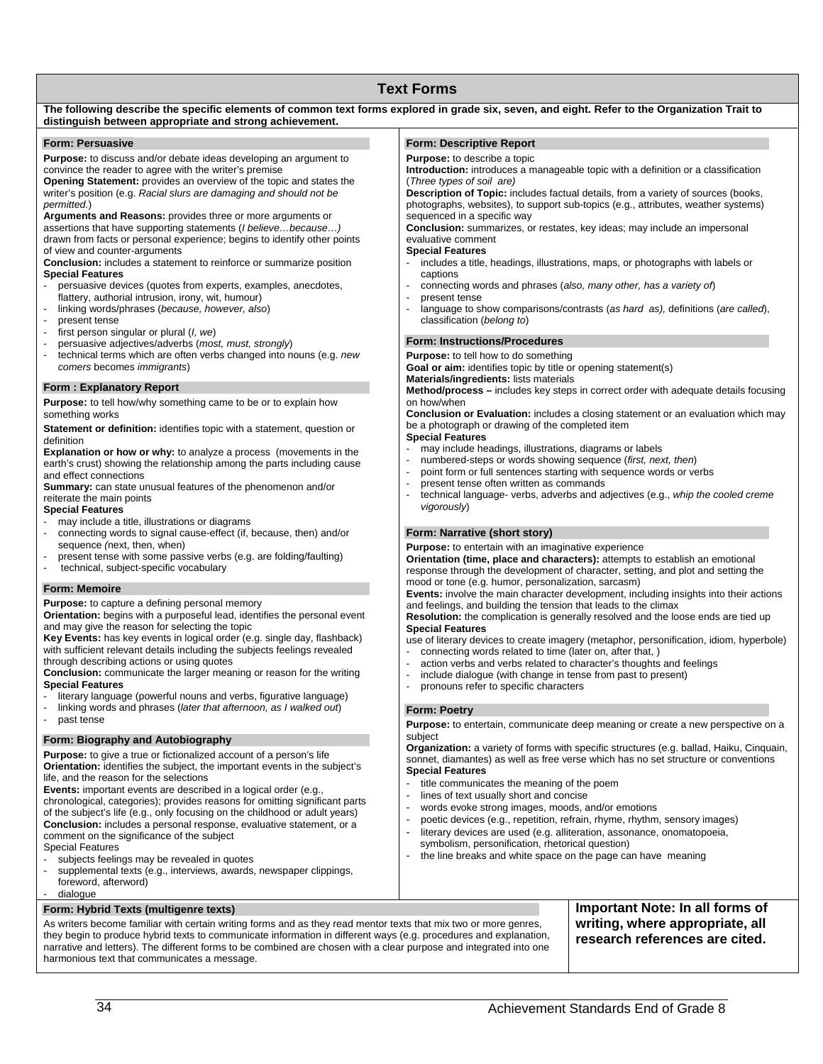# Text Forms

**The following describe the specific elements of common text forms explored in grade six, seven, and eight. Refer to the Organization Trait to distinguish between appropriate and strong achievement.**

### Form: Persuasive

**Purpose:** to discuss and/or debate ideas developing an argument to convince the reader to agree with the writer's premise
**Opening Statement:** provides an overview of the topic and states the writer's position (e.g. *Racial slurs are damaging and should not be permitted.*)
**Arguments and Reasons:** provides three or more arguments or assertions that have supporting statements (*I believe…because…)* drawn from facts or personal experience; begins to identify other points of view and counter-arguments
**Conclusion:** includes a statement to reinforce or summarize position
**Special Features**

- persuasive devices (quotes from experts, examples, anecdotes, flattery, authorial intrusion, irony, wit, humour)
- linking words/phrases (*because, however, also*)
- present tense
- first person singular or plural (*I, we*)
- persuasive adjectives/adverbs (*most, must, strongly*)
- technical terms which are often verbs changed into nouns (e.g. *new comers* becomes *immigrants*)

### Form : Explanatory Report

**Purpose:** to tell how/why something came to be or to explain how something works
**Statement or definition:** identifies topic with a statement, question or definition
**Explanation or how or why:** to analyze a process (movements in the earth's crust) showing the relationship among the parts including cause and effect connections
**Summary:** can state unusual features of the phenomenon and/or reiterate the main points
**Special Features**

- may include a title, illustrations or diagrams
- connecting words to signal cause-effect (if, because, then) and/or sequence *(*next, then, when)
- present tense with some passive verbs (e.g. are folding/faulting)
- technical, subject-specific vocabulary

### Form: Memoire

**Purpose:** to capture a defining personal memory
**Orientation:** begins with a purposeful lead, identifies the personal event and may give the reason for selecting the topic
**Key Events:** has key events in logical order (e.g. single day, flashback) with sufficient relevant details including the subjects feelings revealed through describing actions or using quotes
**Conclusion:** communicate the larger meaning or reason for the writing
**Special Features**

- literary language (powerful nouns and verbs, figurative language)
- linking words and phrases (*later that afternoon, as I walked out*)
- past tense

### Form: Biography and Autobiography

**Purpose:** to give a true or fictionalized account of a person's life
**Orientation:** identifies the subject, the important events in the subject's life, and the reason for the selections
**Events:** important events are described in a logical order (e.g., chronological, categories); provides reasons for omitting significant parts of the subject's life (e.g., only focusing on the childhood or adult years)
**Conclusion:** includes a personal response, evaluative statement, or a comment on the significance of the subject
Special Features

- subjects feelings may be revealed in quotes
- supplemental texts (e.g., interviews, awards, newspaper clippings, foreword, afterword)
- dialogue

### Form: Descriptive Report

**Purpose:** to describe a topic
**Introduction:** introduces a manageable topic with a definition or a classification (*Three types of soil are)*
**Description of Topic:** includes factual details, from a variety of sources (books, photographs, websites), to support sub-topics (e.g., attributes, weather systems) sequenced in a specific way
**Conclusion:** summarizes, or restates, key ideas; may include an impersonal evaluative comment
**Special Features**

- includes a title, headings, illustrations, maps, or photographs with labels or captions
- connecting words and phrases (*also, many other, has a variety of*)
- present tense
- language to show comparisons/contrasts (*as hard as),* definitions (*are called*), classification (*belong to*)

### Form: Instructions/Procedures

**Purpose:** to tell how to do something
**Goal or aim:** identifies topic by title or opening statement(s)
**Materials/ingredients:** lists materials
**Method/process –** includes key steps in correct order with adequate details focusing on how/when
**Conclusion or Evaluation:** includes a closing statement or an evaluation which may be a photograph or drawing of the completed item
**Special Features**

- may include headings, illustrations, diagrams or labels
- numbered-steps or words showing sequence (*first, next, then*)
- point form or full sentences starting with sequence words or verbs
- present tense often written as commands
- technical language- verbs, adverbs and adjectives (e.g., *whip the cooled creme vigorously*)

### Form: Narrative (short story)

**Purpose:** to entertain with an imaginative experience
**Orientation (time, place and characters):** attempts to establish an emotional response through the development of character, setting, and plot and setting the mood or tone (e.g. humor, personalization, sarcasm)
**Events:** involve the main character development, including insights into their actions and feelings, and building the tension that leads to the climax
**Resolution:** the complication is generally resolved and the loose ends are tied up
**Special Features**
use of literary devices to create imagery (metaphor, personification, idiom, hyperbole)

- connecting words related to time (later on, after that, )
- action verbs and verbs related to character's thoughts and feelings
- include dialogue (with change in tense from past to present)
- pronouns refer to specific characters

### Form: Poetry

**Purpose:** to entertain, communicate deep meaning or create a new perspective on a subject
**Organization:** a variety of forms with specific structures (e.g. ballad, Haiku, Cinquain, sonnet, diamantes) as well as free verse which has no set structure or conventions
**Special Features**

- title communicates the meaning of the poem
- lines of text usually short and concise
- words evoke strong images, moods, and/or emotions
- poetic devices (e.g., repetition, refrain, rhyme, rhythm, sensory images)
- literary devices are used (e.g. alliteration, assonance, onomatopoeia, symbolism, personification, rhetorical question)
- the line breaks and white space on the page can have meaning

### Form: Hybrid Texts (multigenre texts)

As writers become familiar with certain writing forms and as they read mentor texts that mix two or more genres, they begin to produce hybrid texts to communicate information in different ways (e.g. procedures and explanation, narrative and letters). The different forms to be combined are chosen with a clear purpose and integrated into one harmonious text that communicates a message.

**Important Note: In all forms of writing, where appropriate, all research references are cited.**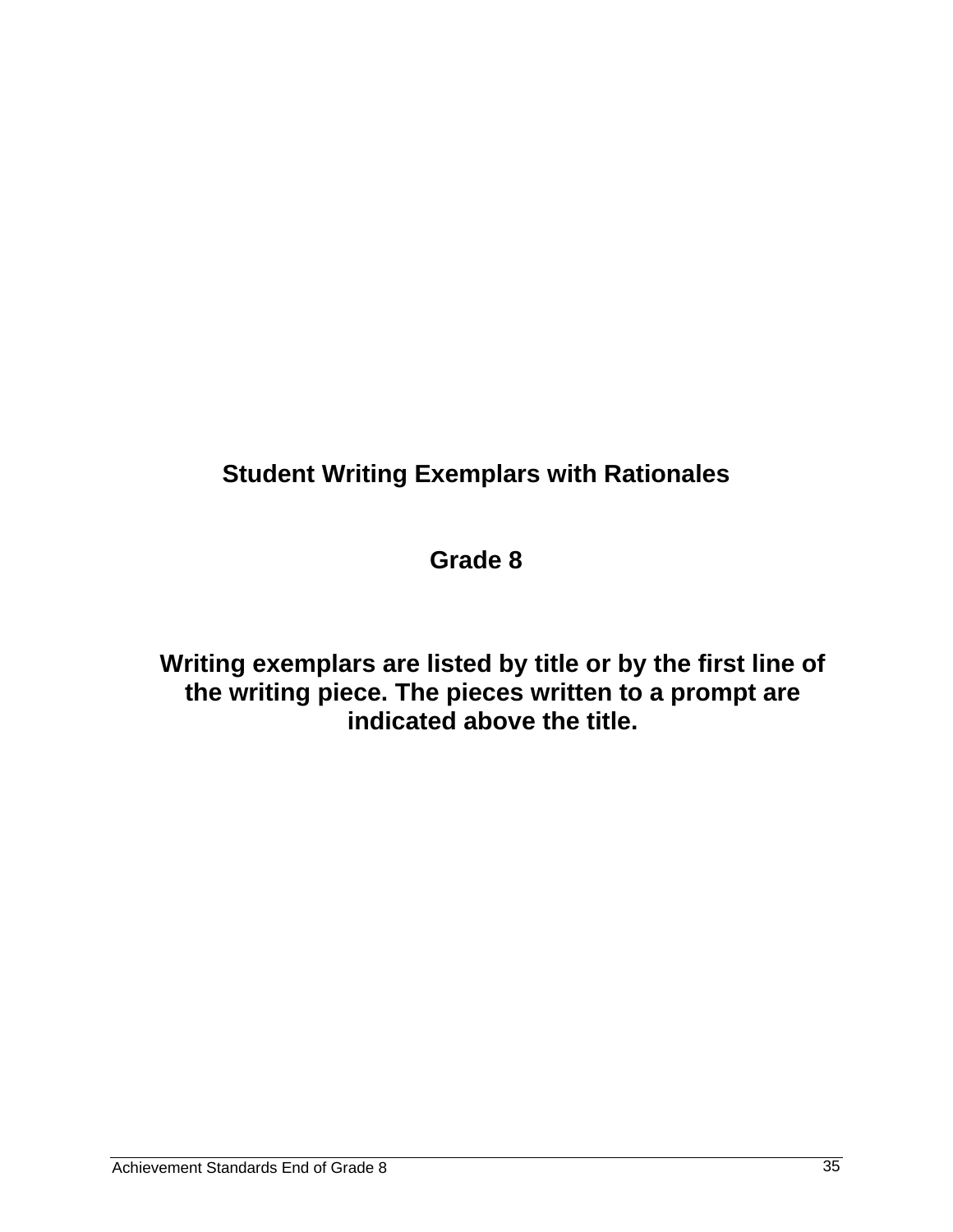# Student Writing Exemplars with Rationales

## Grade 8

**Writing exemplars are listed by title or by the first line of the writing piece. The pieces written to a prompt are indicated above the title.**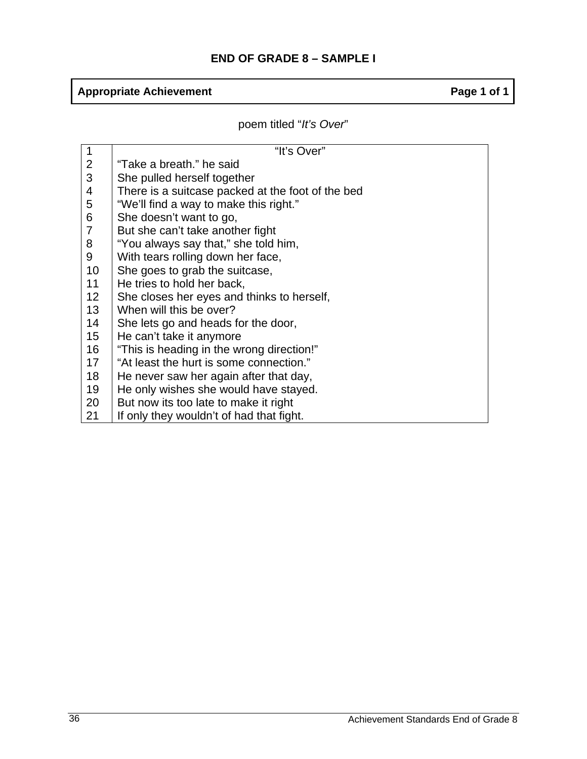**END OF GRADE 8 – SAMPLE I**

| **Appropriate Achievement** | **Page 1 of 1** |
|---|---|

poem titled "*It's Over*"

| | |
|---|---|
| 1 | "It's Over" |
| 2 | "Take a breath." he said |
| 3 | She pulled herself together |
| 4 | There is a suitcase packed at the foot of the bed |
| 5 | "We'll find a way to make this right." |
| 6 | She doesn't want to go, |
| 7 | But she can't take another fight |
| 8 | "You always say that," she told him, |
| 9 | With tears rolling down her face, |
| 10 | She goes to grab the suitcase, |
| 11 | He tries to hold her back, |
| 12 | She closes her eyes and thinks to herself, |
| 13 | When will this be over? |
| 14 | She lets go and heads for the door, |
| 15 | He can't take it anymore |
| 16 | "This is heading in the wrong direction!" |
| 17 | "At least the hurt is some connection." |
| 18 | He never saw her again after that day, |
| 19 | He only wishes she would have stayed. |
| 20 | But now its too late to make it right |
| 21 | If only they wouldn't of had that fight. |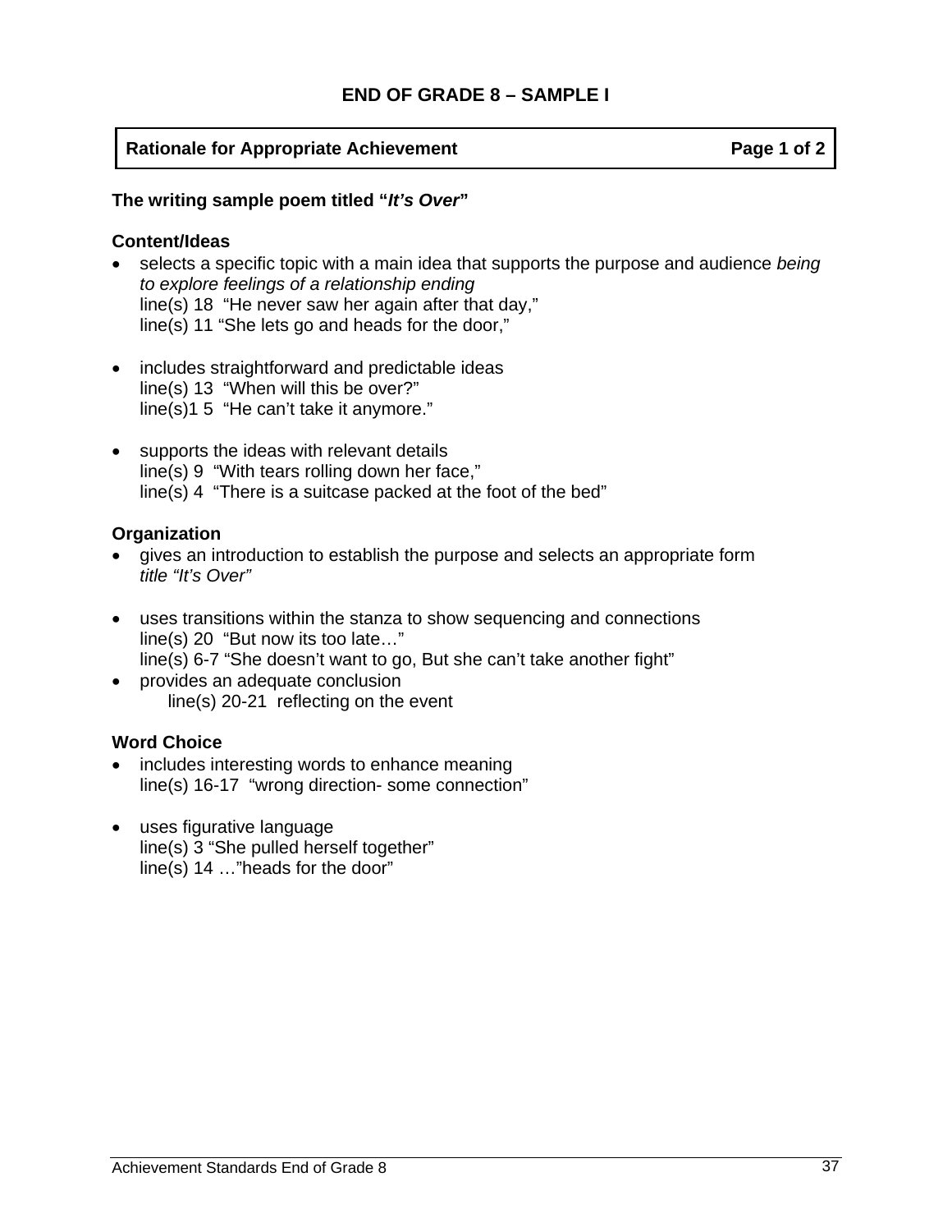## END OF GRADE 8 – SAMPLE I

**Rationale for Appropriate Achievement** **Page 1 of 2**

**The writing sample poem titled "*It's Over*"**

**Content/Ideas**

- selects a specific topic with a main idea that supports the purpose and audience *being to explore feelings of a relationship ending*
  line(s) 18 "He never saw her again after that day,"
  line(s) 11 "She lets go and heads for the door,"

- includes straightforward and predictable ideas
  line(s) 13 "When will this be over?"
  line(s)1 5 "He can't take it anymore."

- supports the ideas with relevant details
  line(s) 9 "With tears rolling down her face,"
  line(s) 4 "There is a suitcase packed at the foot of the bed"

**Organization**

- gives an introduction to establish the purpose and selects an appropriate form
  *title "It's Over"*

- uses transitions within the stanza to show sequencing and connections
  line(s) 20 "But now its too late…"
  line(s) 6-7 "She doesn't want to go, But she can't take another fight"
- provides an adequate conclusion
  line(s) 20-21 reflecting on the event

**Word Choice**

- includes interesting words to enhance meaning
  line(s) 16-17 "wrong direction- some connection"

- uses figurative language
  line(s) 3 "She pulled herself together"
  line(s) 14 …"heads for the door"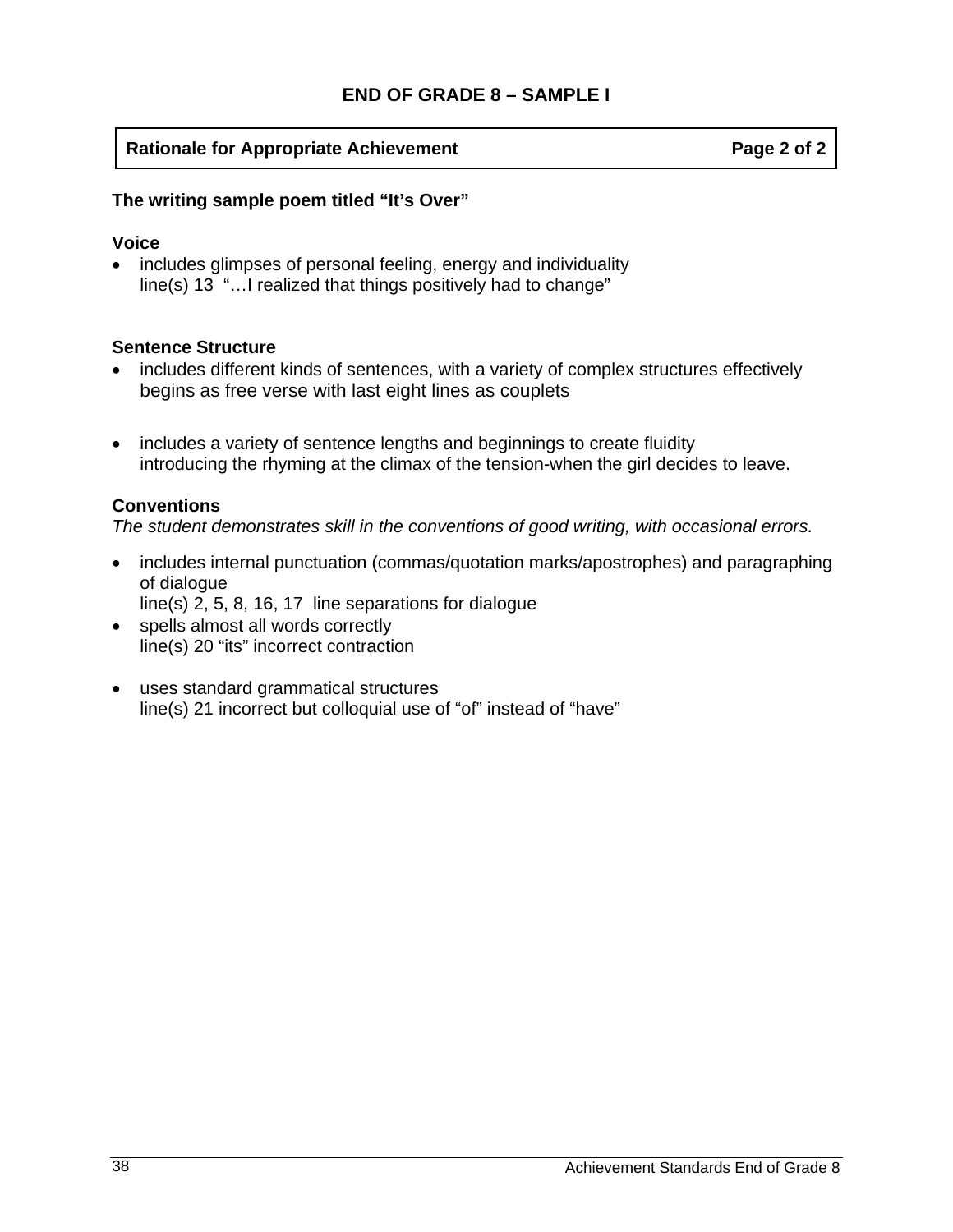# END OF GRADE 8 – SAMPLE I

**Rationale for Appropriate Achievement** **Page 2 of 2**

**The writing sample poem titled "It's Over"**

**Voice**

- includes glimpses of personal feeling, energy and individuality
  line(s) 13 "…I realized that things positively had to change"

**Sentence Structure**

- includes different kinds of sentences, with a variety of complex structures effectively
  begins as free verse with last eight lines as couplets

- includes a variety of sentence lengths and beginnings to create fluidity
  introducing the rhyming at the climax of the tension-when the girl decides to leave.

**Conventions**

*The student demonstrates skill in the conventions of good writing, with occasional errors.*

- includes internal punctuation (commas/quotation marks/apostrophes) and paragraphing of dialogue
  line(s) 2, 5, 8, 16, 17 line separations for dialogue
- spells almost all words correctly
  line(s) 20 "its" incorrect contraction

- uses standard grammatical structures
  line(s) 21 incorrect but colloquial use of "of" instead of "have"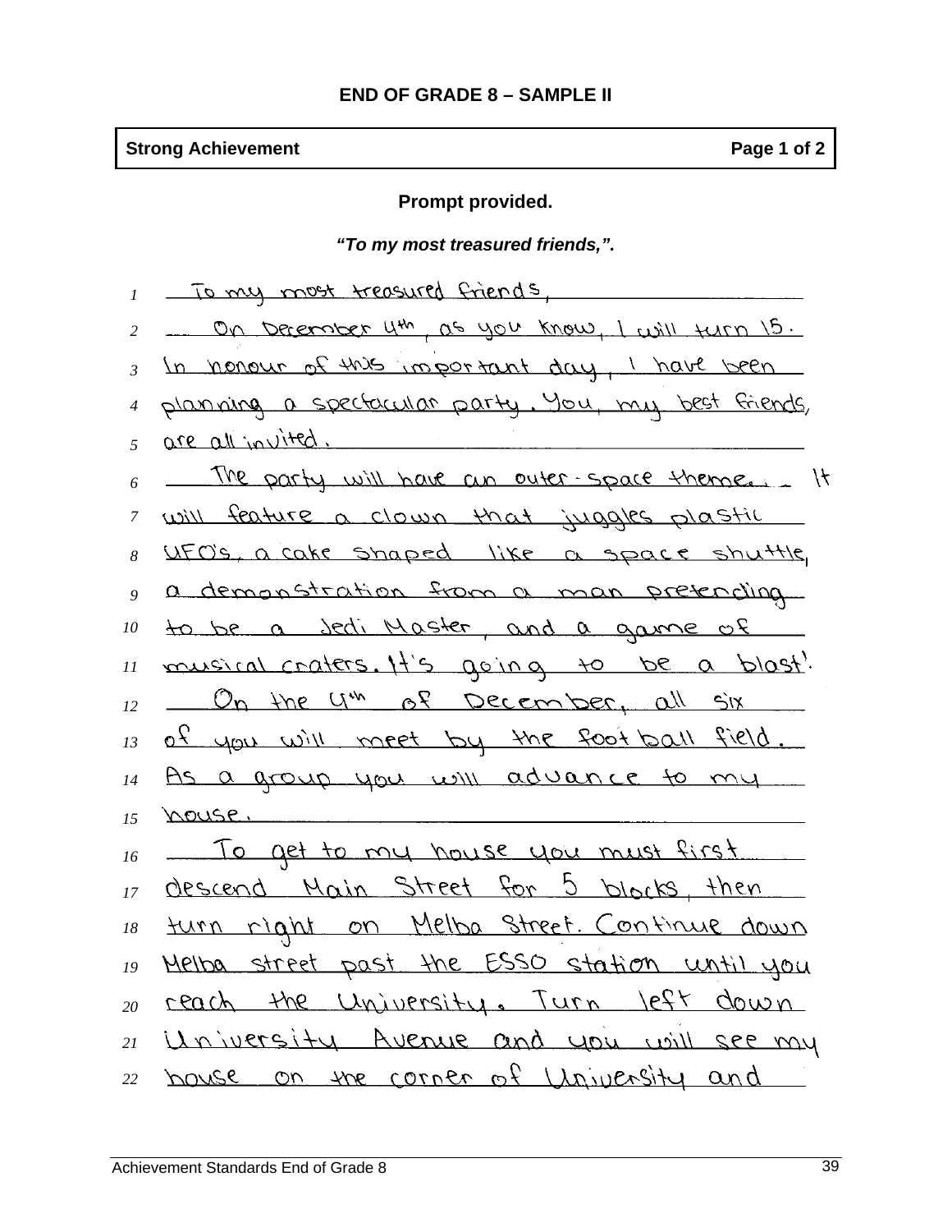**END OF GRADE 8 – SAMPLE II**

| **Strong Achievement** | **Page 1 of 2** |
|---|---|

**Prompt provided.**

***"To my most treasured friends,".***

1. To my most treasured friends,
2. On December 4th, as you know, I will turn 15.
3. In honour of this important day, I have been
4. planning a spectacular party. You, my best friends,
5. are all invited.
6. The party will have an outer-space theme. It
7. will feature a clown that juggles plastic
8. UFO's, a cake shaped like a space shuttle,
9. a demonstration from a man pretending
10. to be a Jedi Master, and a game of
11. musical craters. It's going to be a blast!
12. On the 4th of December, all six
13. of you will meet by the football field.
14. As a group you will advance to my
15. house.
16. To get to my house you must first
17. descend Main Street for 5 blocks, then
18. turn right on Melba Street. Continue down
19. Melba street past the ESSO station until you
20. reach the University. Turn left down
21. University Avenue and you will see my
22. house on the corner of University and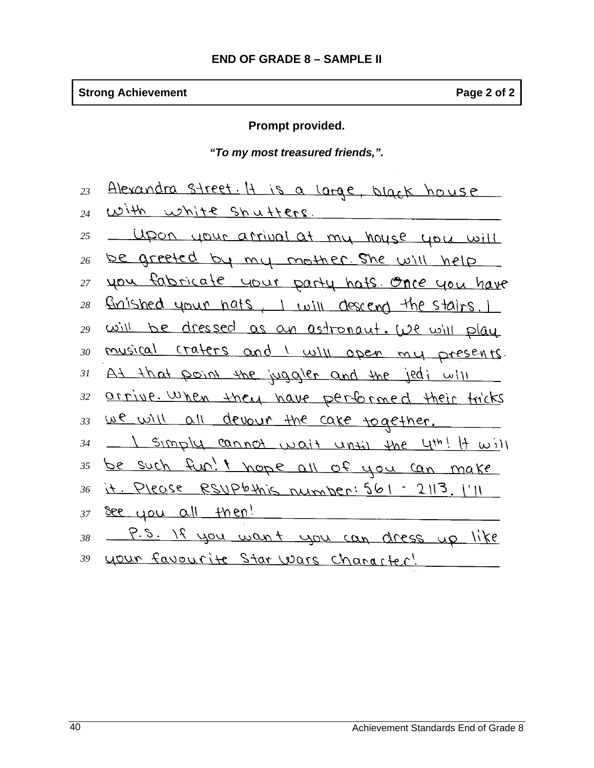## END OF GRADE 8 – SAMPLE II

**Strong Achievement** **Page 2 of 2**

**Prompt provided.**

***"To my most treasured friends,".***

23 Alexandra Street. It is a large, black house
24 with white shutters.
25 Upon your arrival at my house you will
26 be greeted by my mother. She will help
27 you fabricate your party hats. Once you have
28 finished your hats, I will descend the stairs. I
29 will be dressed as an astronaut. We will play
30 musical craters and I will open my presents.
31 At that point the juggler and the jedi will
32 arrive. When they have performed their tricks
33 we will all devour the cake together.
34 I simply cannot wait until the 4th! It will
35 be such fun! I hope all of you can make
36 it. Please RSVP to this number: 561 - 2113. I'll
37 see you all then!
38 P.S. If you want you can dress up like
39 your favourite Star Wars character!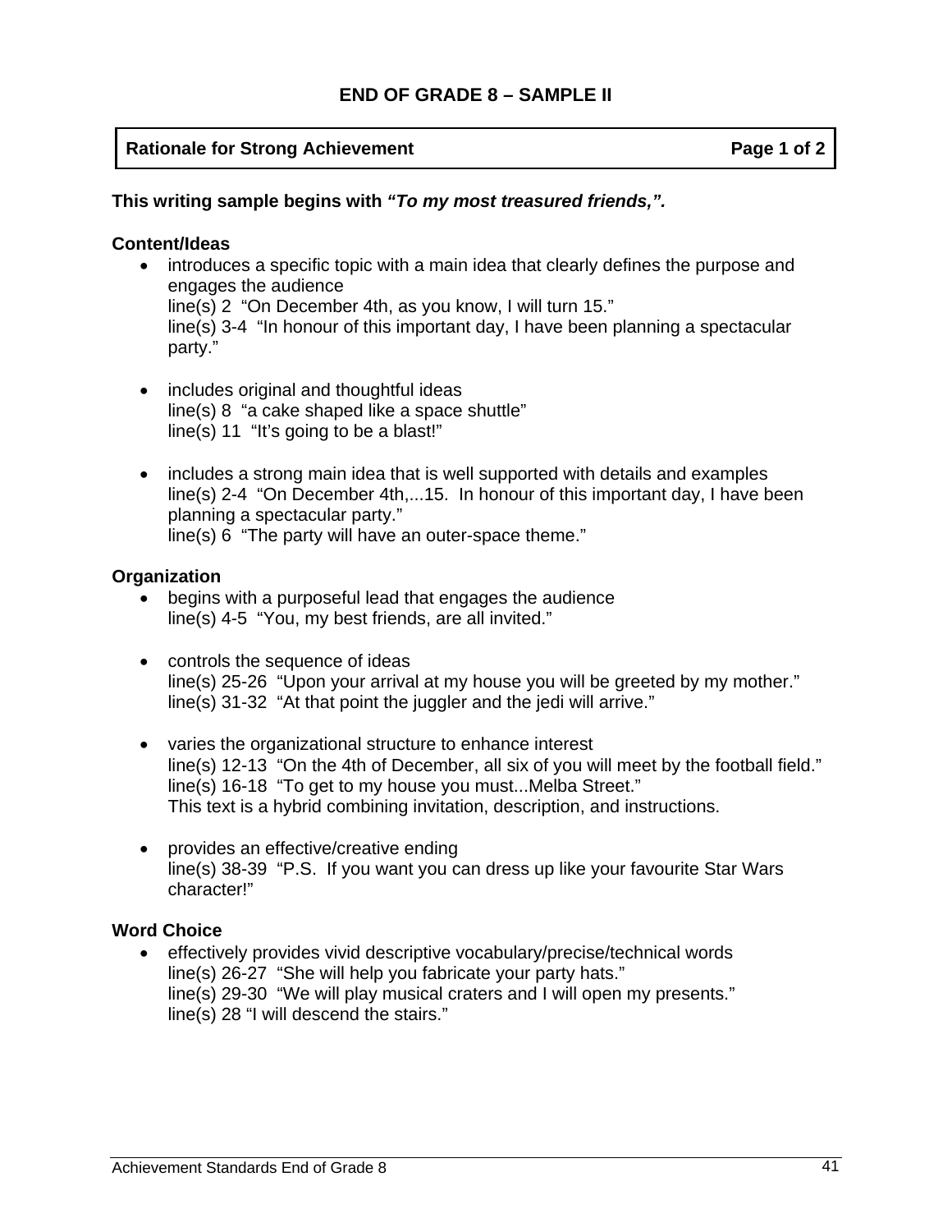## END OF GRADE 8 – SAMPLE II

| **Rationale for Strong Achievement** | **Page 1 of 2** |
|---|---|

**This writing sample begins with *"To my most treasured friends,"*.**

**Content/Ideas**

- introduces a specific topic with a main idea that clearly defines the purpose and engages the audience
  line(s) 2 "On December 4th, as you know, I will turn 15."
  line(s) 3-4 "In honour of this important day, I have been planning a spectacular party."
- includes original and thoughtful ideas
  line(s) 8 "a cake shaped like a space shuttle"
  line(s) 11 "It's going to be a blast!"
- includes a strong main idea that is well supported with details and examples
  line(s) 2-4 "On December 4th,...15. In honour of this important day, I have been planning a spectacular party."
  line(s) 6 "The party will have an outer-space theme."

**Organization**

- begins with a purposeful lead that engages the audience
  line(s) 4-5 "You, my best friends, are all invited."
- controls the sequence of ideas
  line(s) 25-26 "Upon your arrival at my house you will be greeted by my mother."
  line(s) 31-32 "At that point the juggler and the jedi will arrive."
- varies the organizational structure to enhance interest
  line(s) 12-13 "On the 4th of December, all six of you will meet by the football field."
  line(s) 16-18 "To get to my house you must...Melba Street."
  This text is a hybrid combining invitation, description, and instructions.
- provides an effective/creative ending
  line(s) 38-39 "P.S. If you want you can dress up like your favourite Star Wars character!"

**Word Choice**

- effectively provides vivid descriptive vocabulary/precise/technical words
  line(s) 26-27 "She will help you fabricate your party hats."
  line(s) 29-30 "We will play musical craters and I will open my presents."
  line(s) 28 "I will descend the stairs."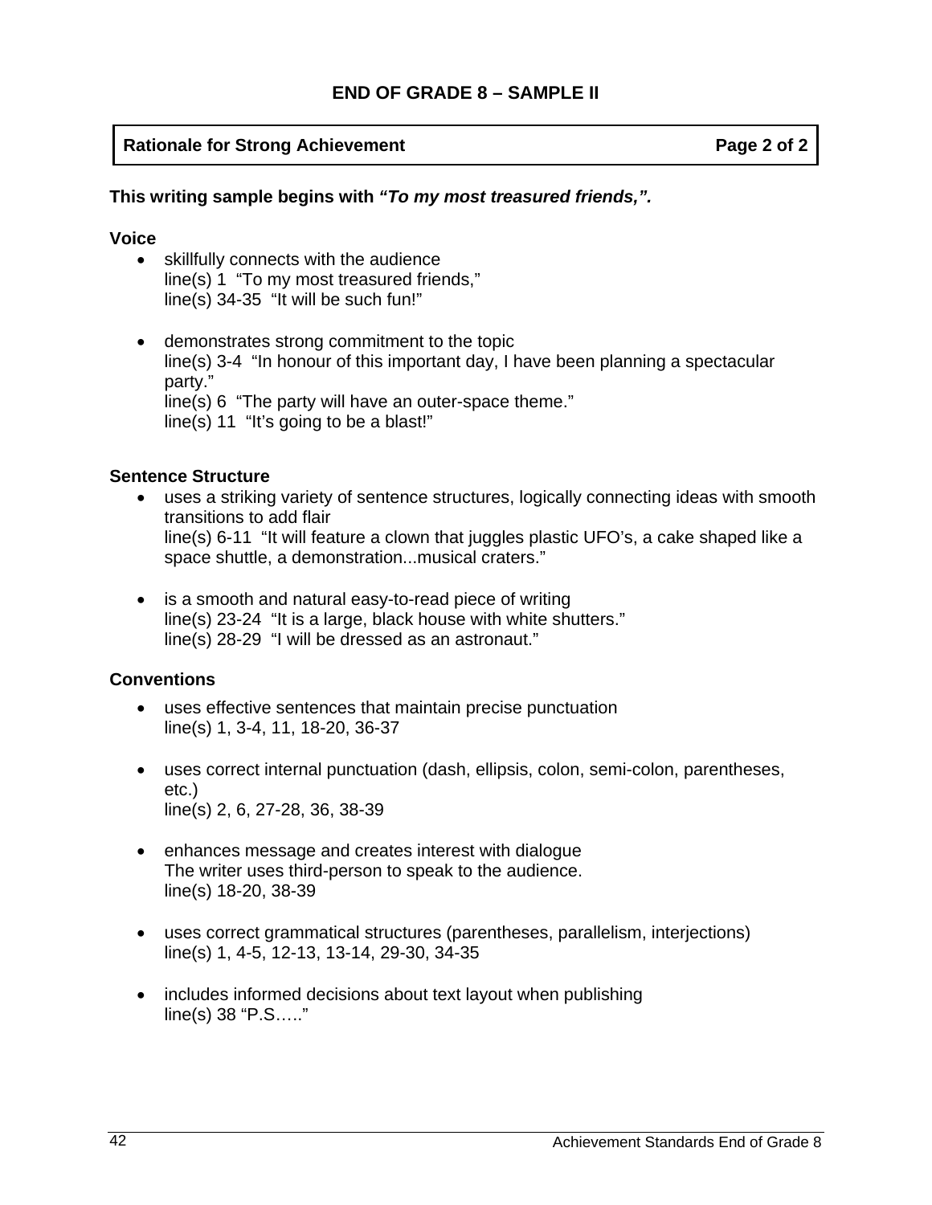## END OF GRADE 8 – SAMPLE II

**Rationale for Strong Achievement**

**This writing sample begins with *"To my most treasured friends,"*.**

**Voice**

- skillfully connects with the audience
  line(s) 1 "To my most treasured friends,"
  line(s) 34-35 "It will be such fun!"

- demonstrates strong commitment to the topic
  line(s) 3-4 "In honour of this important day, I have been planning a spectacular party."
  line(s) 6 "The party will have an outer-space theme."
  line(s) 11 "It's going to be a blast!"

**Sentence Structure**

- uses a striking variety of sentence structures, logically connecting ideas with smooth transitions to add flair
  line(s) 6-11 "It will feature a clown that juggles plastic UFO's, a cake shaped like a space shuttle, a demonstration...musical craters."

- is a smooth and natural easy-to-read piece of writing
  line(s) 23-24 "It is a large, black house with white shutters."
  line(s) 28-29 "I will be dressed as an astronaut."

**Conventions**

- uses effective sentences that maintain precise punctuation
  line(s) 1, 3-4, 11, 18-20, 36-37

- uses correct internal punctuation (dash, ellipsis, colon, semi-colon, parentheses, etc.)
  line(s) 2, 6, 27-28, 36, 38-39

- enhances message and creates interest with dialogue
  The writer uses third-person to speak to the audience.
  line(s) 18-20, 38-39

- uses correct grammatical structures (parentheses, parallelism, interjections)
  line(s) 1, 4-5, 12-13, 13-14, 29-30, 34-35

- includes informed decisions about text layout when publishing
  line(s) 38 "P.S….."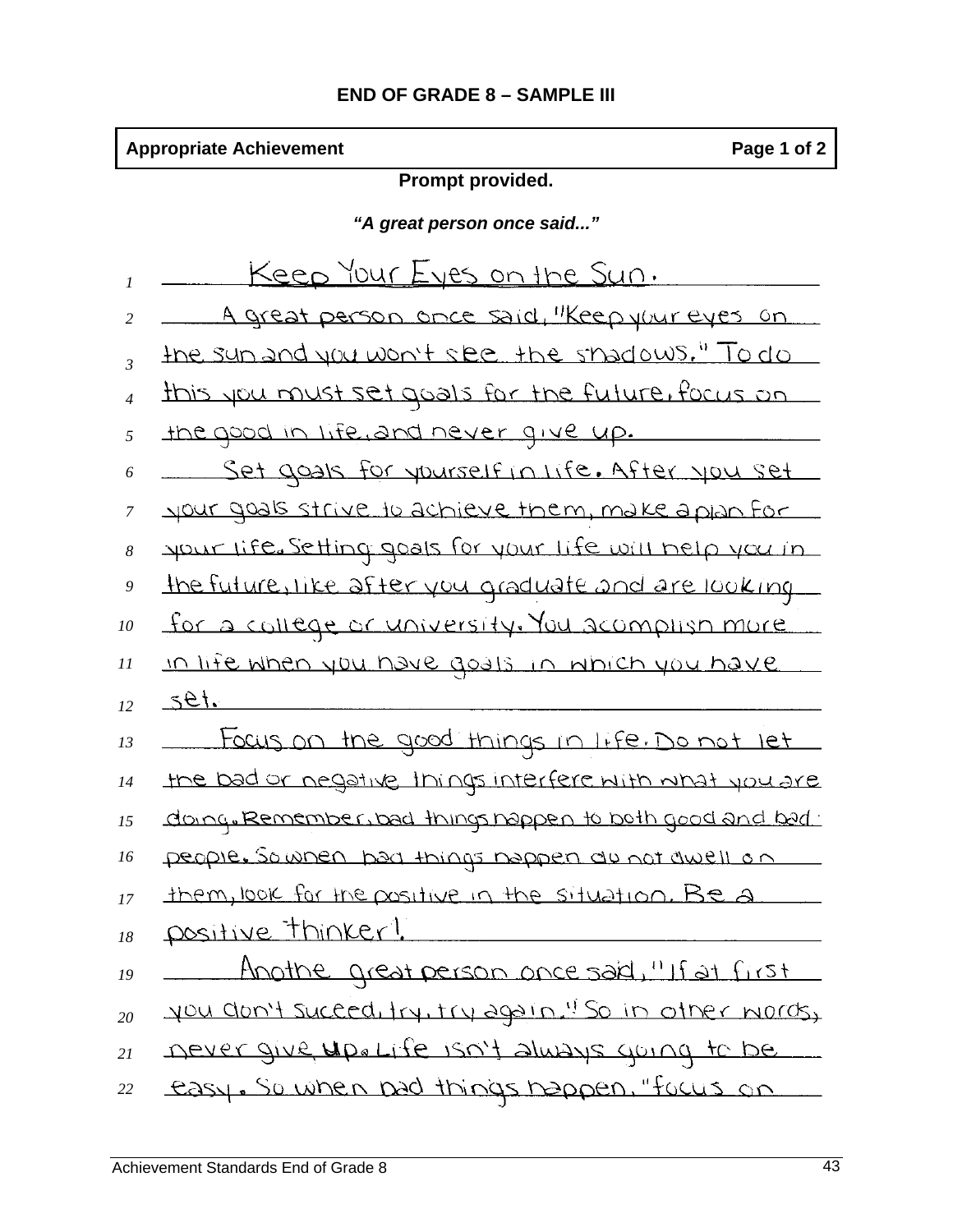**END OF GRADE 8 – SAMPLE III**

| | |
|---|---|
| **Appropriate Achievement** | **Page 1 of 2** |

**Prompt provided.**

***"A great person once said..."***

1 Keep Your Eyes on the Sun.

2 A great person once said, "Keep your eyes on
3 the sun and you won't see the shadows." To do
4 this you must set goals for the future, focus on
5 the good in life, and never give up.

6 Set goals for yourself in life. After you set
7 your goals strive to achieve them, make a plan for
8 your life. Setting goals for your life will help you in
9 the future, like after you graduate and are looking
10 for a college or university. You acomplish more
11 in life when you have goals in which you have
12 set.

13 Focus on the good things in life. Do not let
14 the bad or negative things interfere with what you are
15 doing. Remember, bad things happen to both good and bad
16 people. So when bad things happen do not dwell on
17 them, look for the positive in the situation. Be a
18 positive thinker!

19 Anothe great person once said, "If at first
20 you don't succeed, try, try again." So in other words,
21 never give up. Life isn't always going to be
22 easy. So when bad things happen, "focus on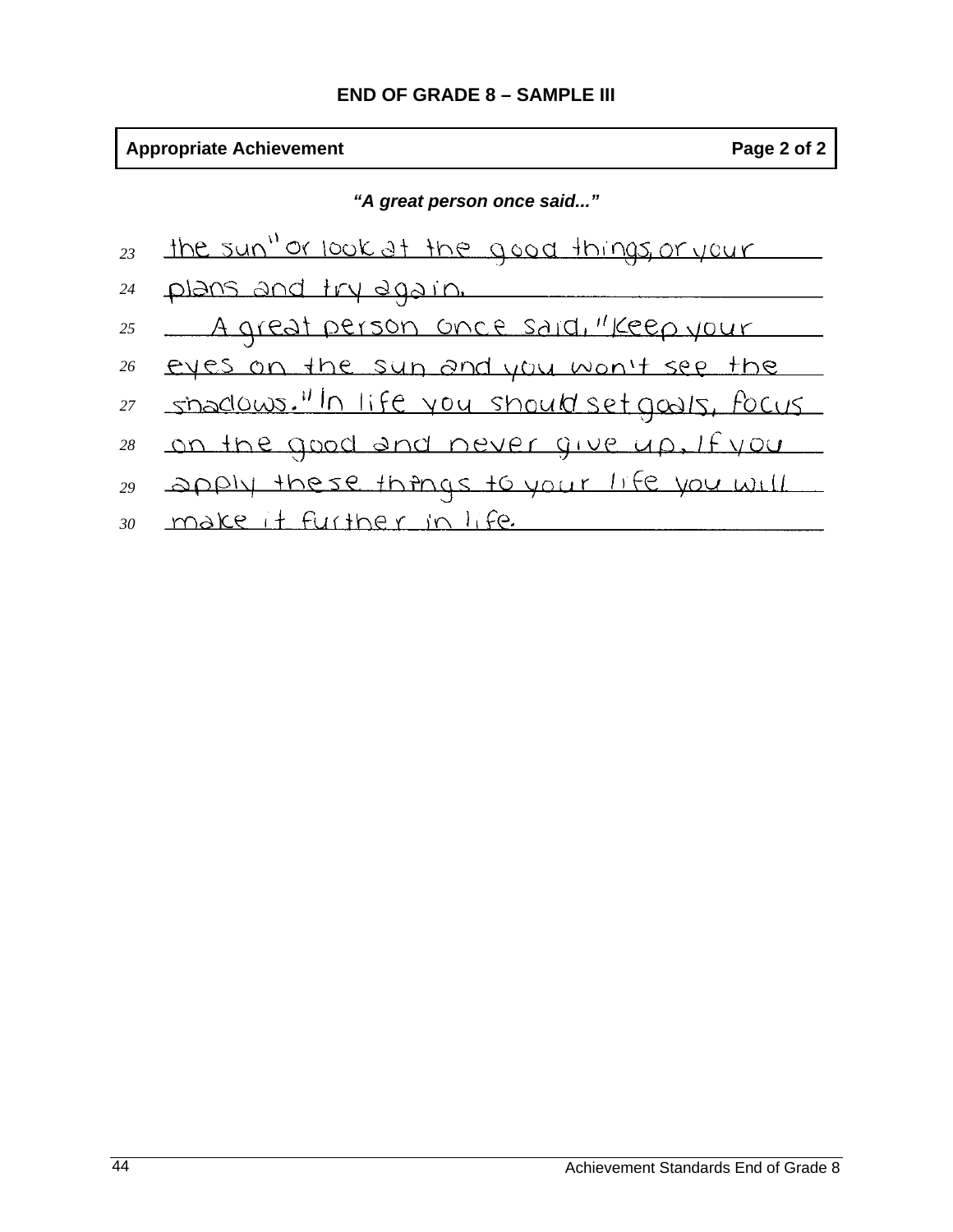## END OF GRADE 8 – SAMPLE III

**Appropriate Achievement** **Page 2 of 2**

***"A great person once said..."***

23 the sun" or look at the good things, or your

24 plans and try again.

25 A great person once said, "Keep your

26 eyes on the sun and you won't see the

27 shadows." In life you should set goals, focus

28 on the good and never give up. If you

29 apply these things to your life you will

30 make it further in life.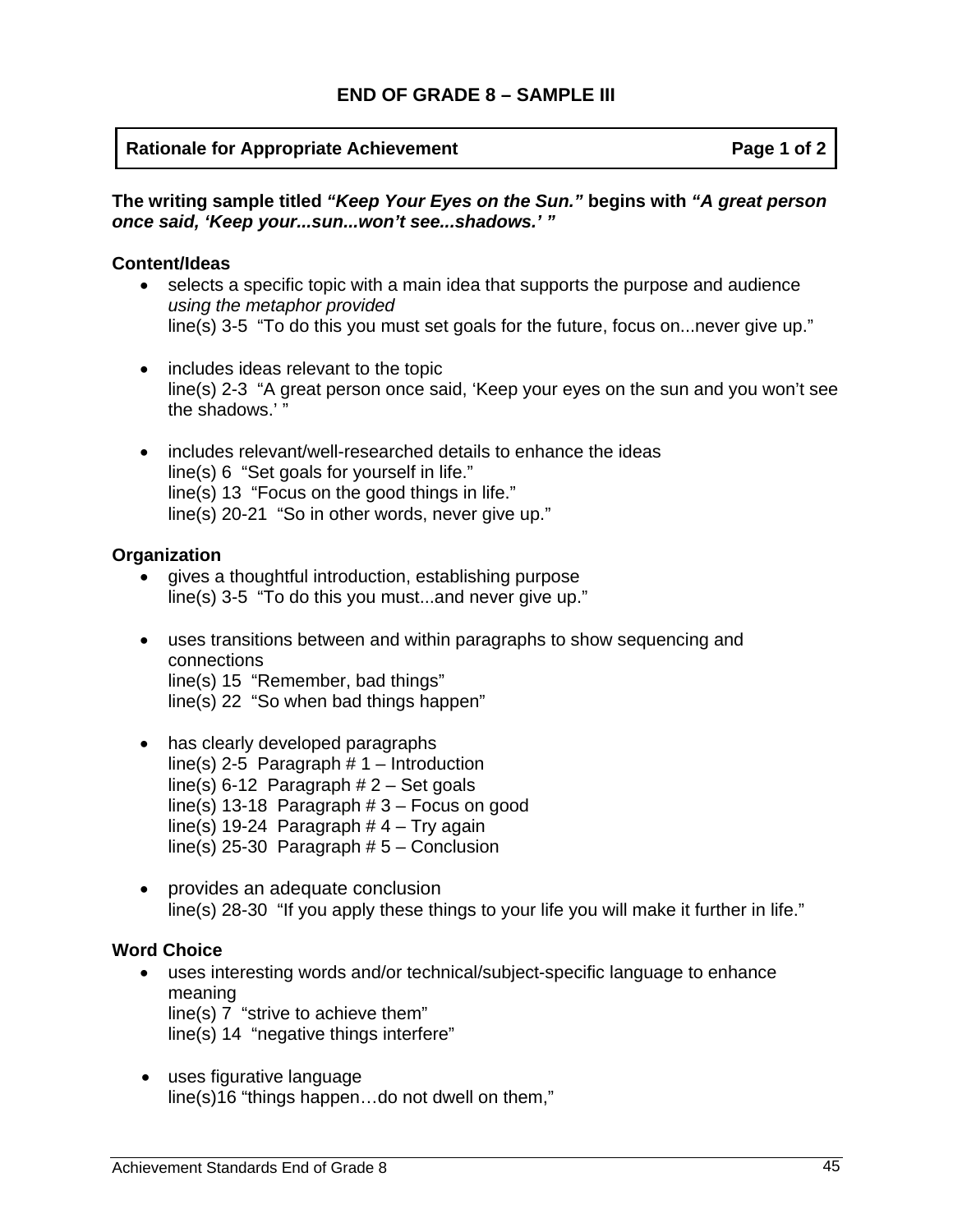## END OF GRADE 8 – SAMPLE III

| **Rationale for Appropriate Achievement** | **Page 1 of 2** |
|---|---|

**The writing sample titled *"Keep Your Eyes on the Sun."* begins with *"A great person once said, 'Keep your...sun...won't see...shadows.' "***

### Content/Ideas

- selects a specific topic with a main idea that supports the purpose and audience *using the metaphor provided*
  line(s) 3-5 "To do this you must set goals for the future, focus on...never give up."

- includes ideas relevant to the topic
  line(s) 2-3 "A great person once said, 'Keep your eyes on the sun and you won't see the shadows.' "

- includes relevant/well-researched details to enhance the ideas
  line(s) 6 "Set goals for yourself in life."
  line(s) 13 "Focus on the good things in life."
  line(s) 20-21 "So in other words, never give up."

### Organization

- gives a thoughtful introduction, establishing purpose
  line(s) 3-5 "To do this you must...and never give up."

- uses transitions between and within paragraphs to show sequencing and connections
  line(s) 15 "Remember, bad things"
  line(s) 22 "So when bad things happen"

- has clearly developed paragraphs
  line(s) 2-5 Paragraph # 1 – Introduction
  line(s) 6-12 Paragraph # 2 – Set goals
  line(s) 13-18 Paragraph # 3 – Focus on good
  line(s) 19-24 Paragraph # 4 – Try again
  line(s) 25-30 Paragraph # 5 – Conclusion

- provides an adequate conclusion
  line(s) 28-30 "If you apply these things to your life you will make it further in life."

### Word Choice

- uses interesting words and/or technical/subject-specific language to enhance meaning
  line(s) 7 "strive to achieve them"
  line(s) 14 "negative things interfere"

- uses figurative language
  line(s)16 "things happen…do not dwell on them,"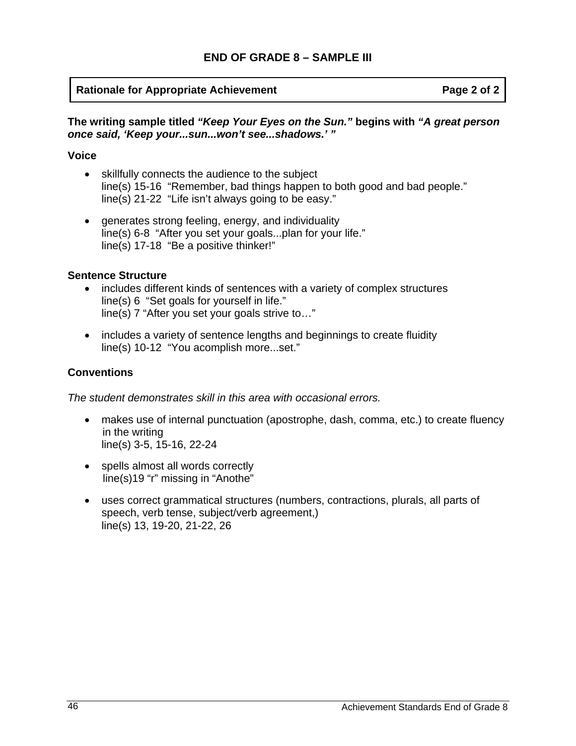## END OF GRADE 8 – SAMPLE III

**Rationale for Appropriate Achievement** **Page 2 of 2**

**The writing sample titled *"Keep Your Eyes on the Sun."* begins with *"A great person once said, 'Keep your...sun...won't see...shadows.' "***

### Voice

- skillfully connects the audience to the subject
  line(s) 15-16 "Remember, bad things happen to both good and bad people."
  line(s) 21-22 "Life isn't always going to be easy."

- generates strong feeling, energy, and individuality
  line(s) 6-8 "After you set your goals...plan for your life."
  line(s) 17-18 "Be a positive thinker!"

### Sentence Structure

- includes different kinds of sentences with a variety of complex structures
  line(s) 6 "Set goals for yourself in life."
  line(s) 7 "After you set your goals strive to…"

- includes a variety of sentence lengths and beginnings to create fluidity
  line(s) 10-12 "You acomplish more...set."

### Conventions

*The student demonstrates skill in this area with occasional errors.*

- makes use of internal punctuation (apostrophe, dash, comma, etc.) to create fluency in the writing
  line(s) 3-5, 15-16, 22-24

- spells almost all words correctly
  line(s)19 "r" missing in "Anothe"

- uses correct grammatical structures (numbers, contractions, plurals, all parts of speech, verb tense, subject/verb agreement,)
  line(s) 13, 19-20, 21-22, 26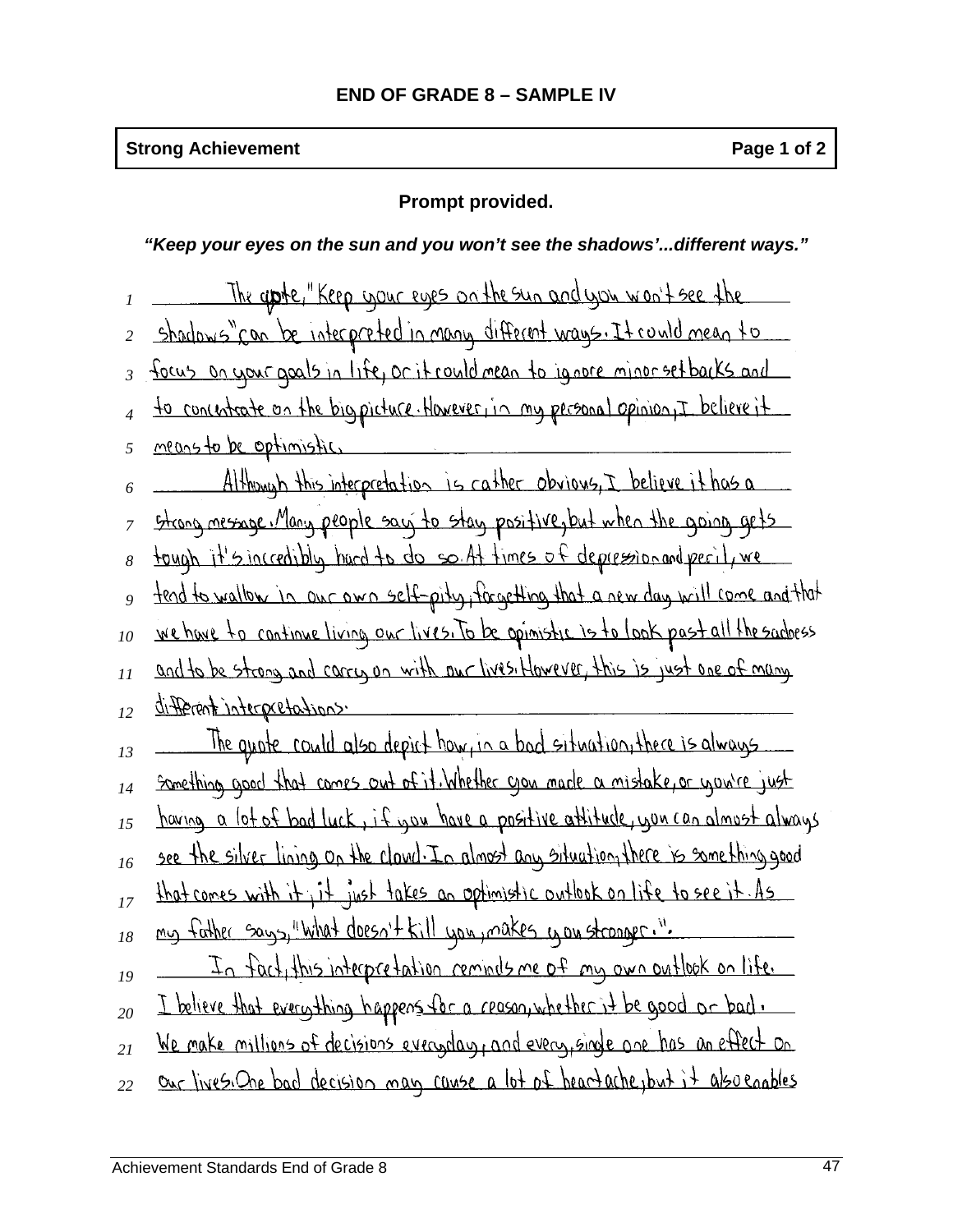**END OF GRADE 8 – SAMPLE IV**

| **Strong Achievement** | **Page 1 of 2** |
|---|---|

**Prompt provided.**

***"Keep your eyes on the sun and you won't see the shadows'...different ways."***

1 The qote, "Keep your eyes on the sun and you won't see the
2 shadows" can be interpreted in many different ways. It could mean to
3 focus on your goals in life, or it could mean to ignore minor setbacks and
4 to concentrate on the big picture. However, in my personal opinion, I believe it
5 means to be optimistic.
6 Although this interpretation is rather obvious, I believe it has a
7 strong message. Many people say to stay positive, but when the going gets
8 tough it's incredibly hard to do so. At times of depression and peril, we
9 tend to wallow in our own self-pity, forgetting that a new day will come and that
10 we have to continue living our lives. To be opimistic is to look past all the sadness
11 and to be strong and carry on with our lives. However, this is just one of many
12 different interpretations.
13 The quote could also depict how, in a bad situation, there is always
14 something good that comes out of it. Whether you made a mistake, or you're just
15 having a lot of bad luck, if you have a positive attitude, you can almost always
16 see the silver lining on the cloud. In almost any situation, there is something good
17 that comes with it; it just takes an optimistic outlook on life to see it. As
18 my father says, "What doesn't kill you, makes you stronger.".
19 In fact, this interpretation reminds me of my own outlook on life.
20 I believe that everything happens for a reason, whether it be good or bad.
21 We make millions of decisions everyday, and every single one has an effect on
22 our lives. One bad decision may cause a lot of heartache, but it also enables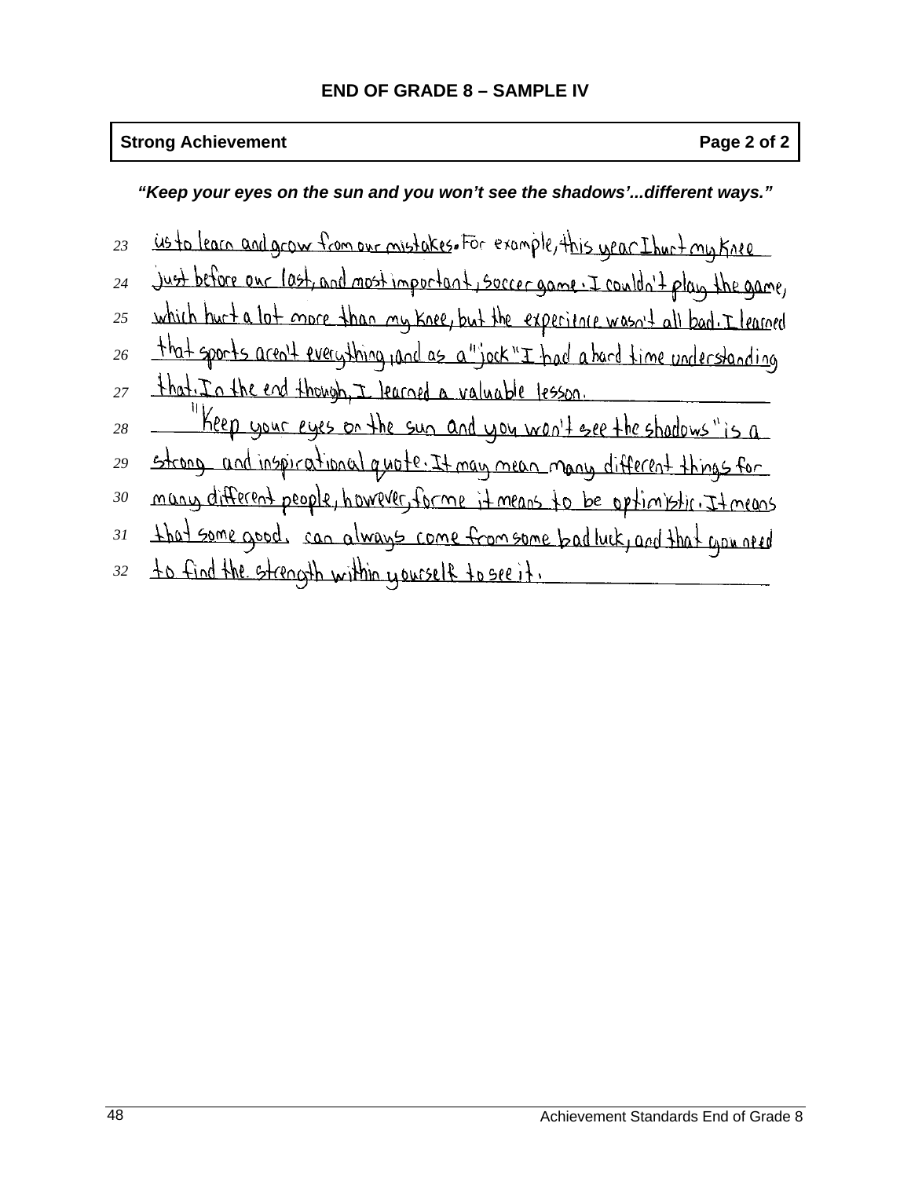## END OF GRADE 8 – SAMPLE IV

| **Strong Achievement** | **Page 2 of 2** |
|---|---|

***"Keep your eyes on the sun and you won't see the shadows'...different ways."***

23 us to learn and grow from our mistakes. For example, this year I hurt my knee
24 just before our last, and most important, soccer game. I couldn't play the game,
25 which hurt a lot more than my knee, but the experience wasn't all bad. I learned
26 that sports aren't everything, and as a "jock" I had a hard time understanding
27 that. In the end though, I learned a valuable lesson.
28 "Keep your eyes on the sun and you won't see the shadows" is a
29 strong and inspirational quote. It may mean many different things for
30 many different people, however, for me it means to be optimistic. It means
31 that some good. can always come from some bad luck, and that you need
32 to find the strength within yourself to see it.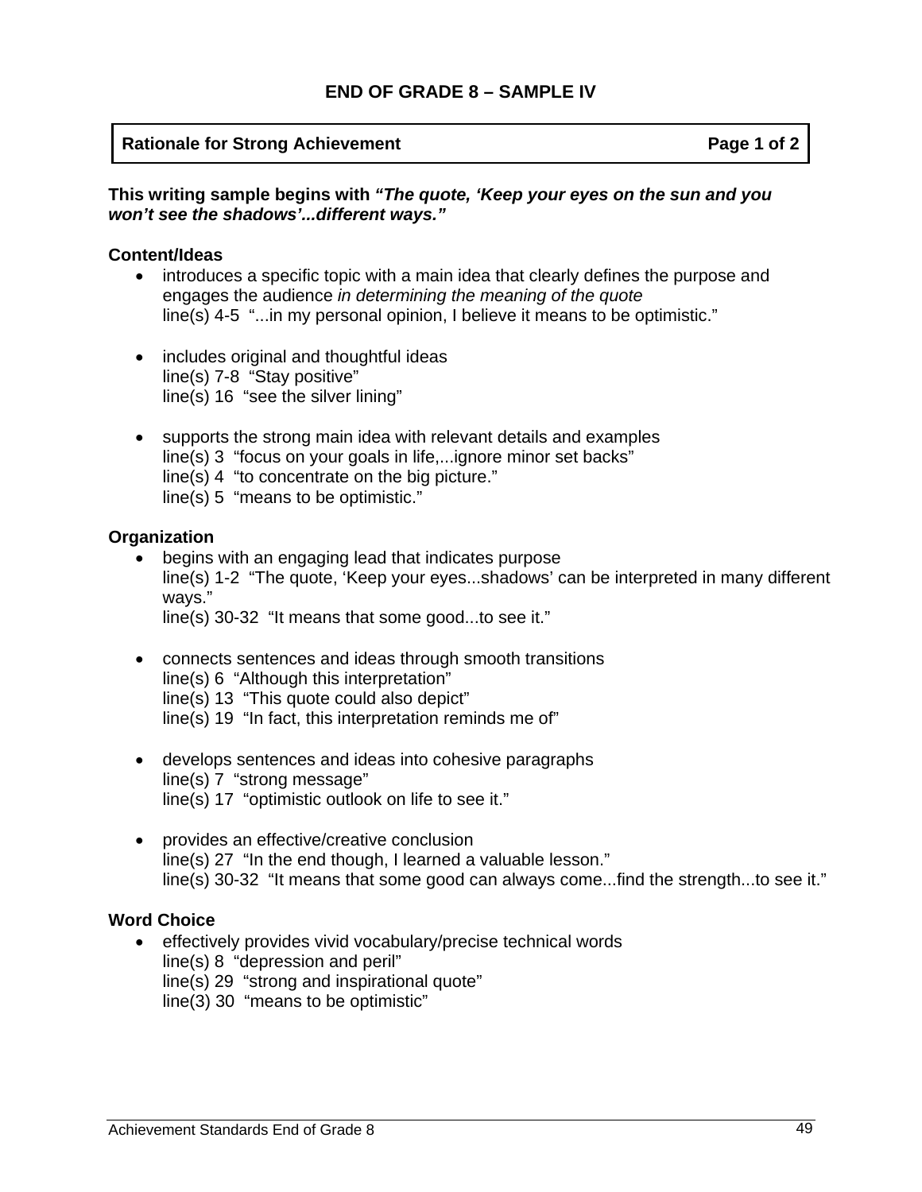## END OF GRADE 8 – SAMPLE IV

**Rationale for Strong Achievement** **Page 1 of 2**

**This writing sample begins with *"The quote, 'Keep your eyes on the sun and you won't see the shadows'...different ways."***

**Content/Ideas**

- introduces a specific topic with a main idea that clearly defines the purpose and engages the audience *in determining the meaning of the quote*
  line(s) 4-5 "...in my personal opinion, I believe it means to be optimistic."

- includes original and thoughtful ideas
  line(s) 7-8 "Stay positive"
  line(s) 16 "see the silver lining"

- supports the strong main idea with relevant details and examples
  line(s) 3 "focus on your goals in life,...ignore minor set backs"
  line(s) 4 "to concentrate on the big picture."
  line(s) 5 "means to be optimistic."

**Organization**

- begins with an engaging lead that indicates purpose
  line(s) 1-2 "The quote, 'Keep your eyes...shadows' can be interpreted in many different ways."
  line(s) 30-32 "It means that some good...to see it."

- connects sentences and ideas through smooth transitions
  line(s) 6 "Although this interpretation"
  line(s) 13 "This quote could also depict"
  line(s) 19 "In fact, this interpretation reminds me of"

- develops sentences and ideas into cohesive paragraphs
  line(s) 7 "strong message"
  line(s) 17 "optimistic outlook on life to see it."

- provides an effective/creative conclusion
  line(s) 27 "In the end though, I learned a valuable lesson."
  line(s) 30-32 "It means that some good can always come...find the strength...to see it."

**Word Choice**

- effectively provides vivid vocabulary/precise technical words
  line(s) 8 "depression and peril"
  line(s) 29 "strong and inspirational quote"
  line(3) 30 "means to be optimistic"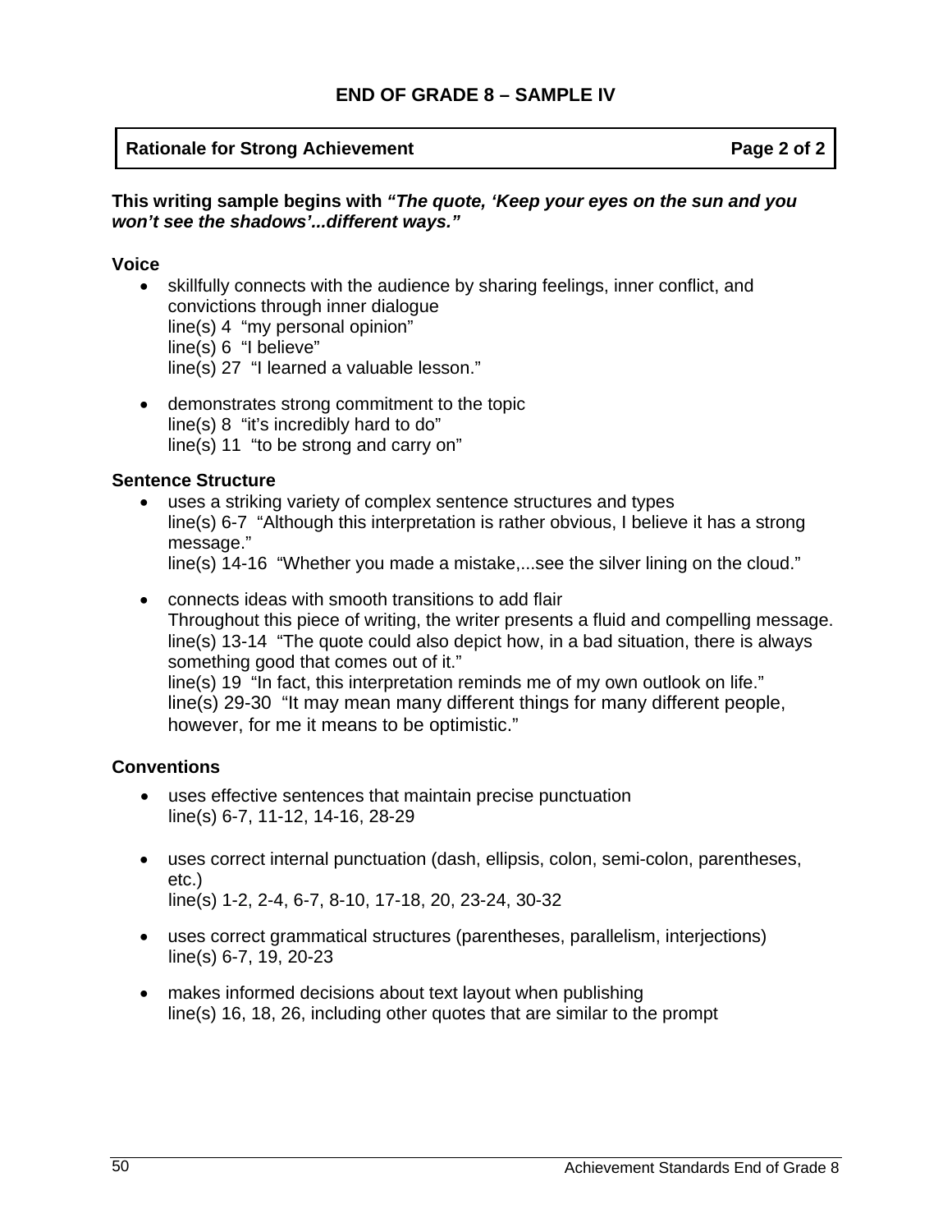## END OF GRADE 8 – SAMPLE IV

| **Rationale for Strong Achievement** | **Page 2 of 2** |
|---|---|

**This writing sample begins with *"The quote, 'Keep your eyes on the sun and you won't see the shadows'...different ways."***

**Voice**

- skillfully connects with the audience by sharing feelings, inner conflict, and convictions through inner dialogue
  line(s) 4 "my personal opinion"
  line(s) 6 "I believe"
  line(s) 27 "I learned a valuable lesson."
- demonstrates strong commitment to the topic
  line(s) 8 "it's incredibly hard to do"
  line(s) 11 "to be strong and carry on"

**Sentence Structure**

- uses a striking variety of complex sentence structures and types
  line(s) 6-7 "Although this interpretation is rather obvious, I believe it has a strong message."
  line(s) 14-16 "Whether you made a mistake,...see the silver lining on the cloud."
- connects ideas with smooth transitions to add flair
  Throughout this piece of writing, the writer presents a fluid and compelling message.
  line(s) 13-14 "The quote could also depict how, in a bad situation, there is always something good that comes out of it."
  line(s) 19 "In fact, this interpretation reminds me of my own outlook on life."
  line(s) 29-30 "It may mean many different things for many different people, however, for me it means to be optimistic."

**Conventions**

- uses effective sentences that maintain precise punctuation
  line(s) 6-7, 11-12, 14-16, 28-29
- uses correct internal punctuation (dash, ellipsis, colon, semi-colon, parentheses, etc.)
  line(s) 1-2, 2-4, 6-7, 8-10, 17-18, 20, 23-24, 30-32
- uses correct grammatical structures (parentheses, parallelism, interjections)
  line(s) 6-7, 19, 20-23
- makes informed decisions about text layout when publishing
  line(s) 16, 18, 26, including other quotes that are similar to the prompt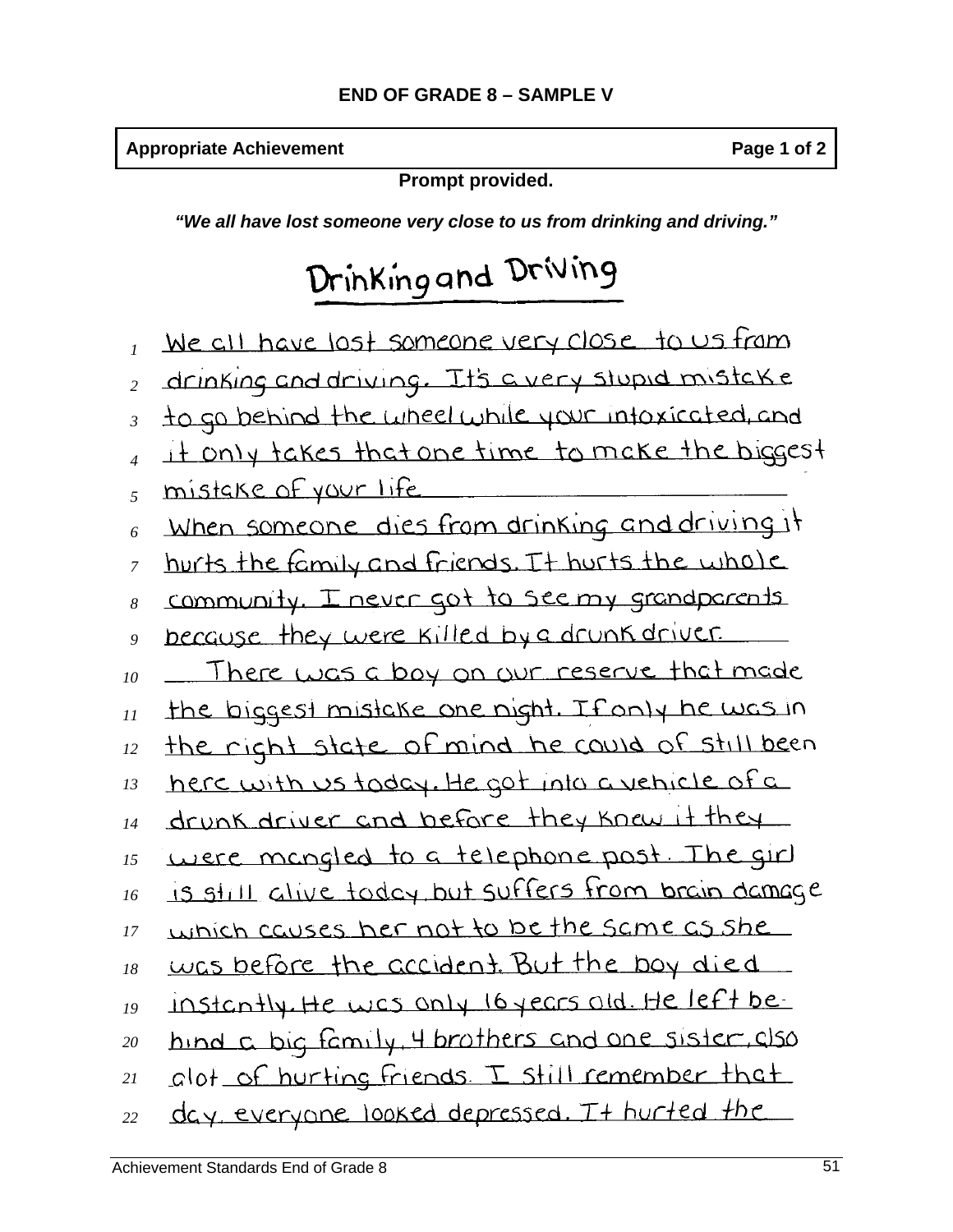**END OF GRADE 8 – SAMPLE V**

**Appropriate Achievement** **Page 1 of 2**

**Prompt provided.**

***"We all have lost someone very close to us from drinking and driving."***

# Drinking and Driving

1 We all have lost someone very close to us from
2 drinking and driving. It's a very stupid mistake
3 to go behind the wheel while your intoxicated, and
4 it only takes that one time to make the biggest
5 mistake of your life
6 When someone dies from drinking and driving it
7 hurts the family and friends. It hurts the whole
8 community. I never got to see my grandparents
9 because they were killed by a drunk driver.
10 There was a boy on our reserve that made
11 the biggest mistake one night. If only he was in
12 the right state of mind he could of still been
13 here with us today. He got into a vehicle of a
14 drunk driver and before they knew it they
15 were mangled to a telephone post. The girl
16 is still alive today but suffers from brain damage
17 which causes her not to be the same as she
18 was before the accident. But the boy died
19 instantly. He was only 16 years old. He left be-
20 hind a big family. 4 brothers and one sister, also
21 alot of hurting friends. I still remember that
22 day. everyone looked depressed. It hurted the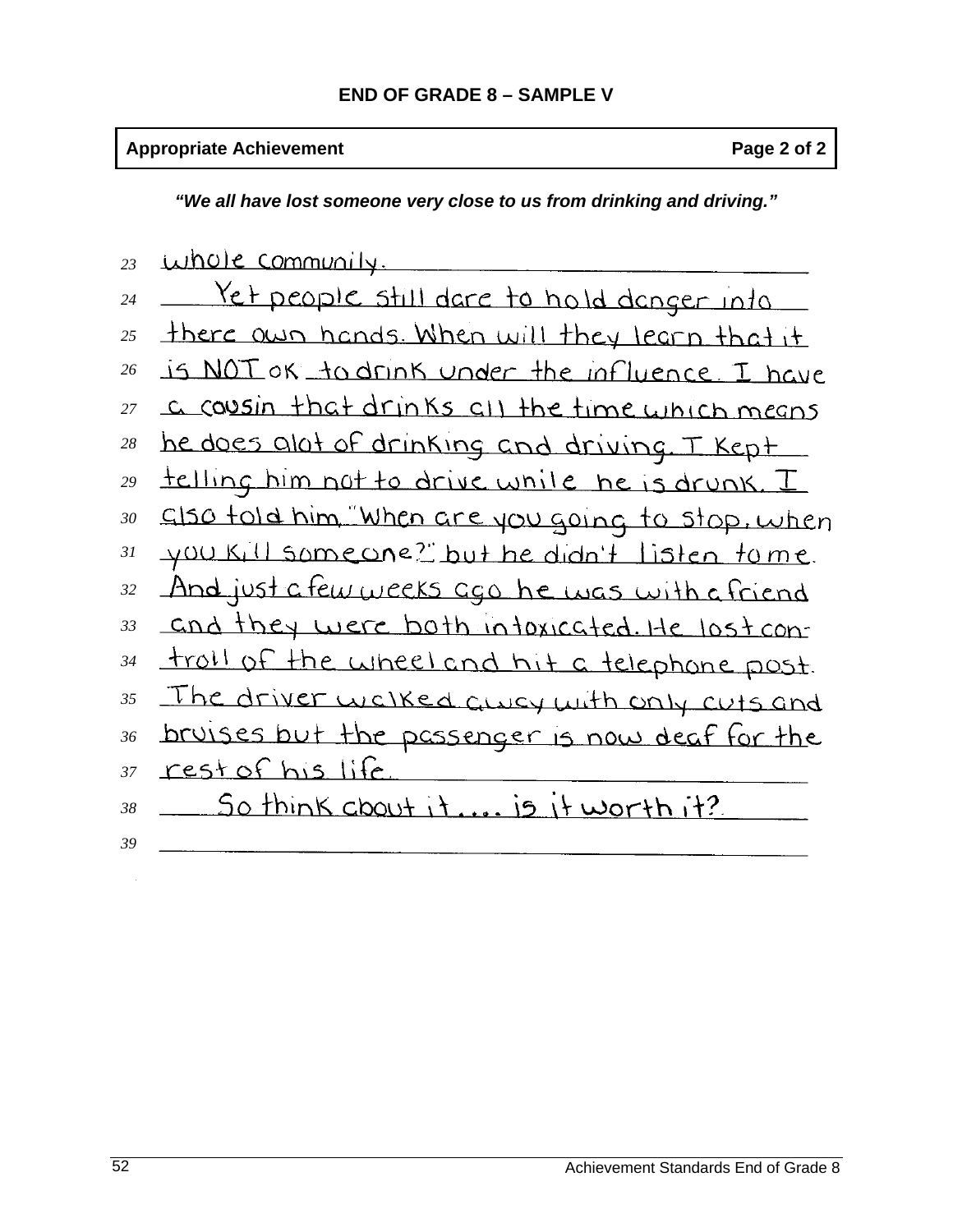## END OF GRADE 8 – SAMPLE V

**Appropriate Achievement** **Page 2 of 2**

***"We all have lost someone very close to us from drinking and driving."***

23 whole community.

24 Yet people still dare to hold danger into

25 there own hands. When will they learn that it

26 is NOT OK to drink under the influence. I have

27 a cousin that drinks all the time which means

28 he does alot of drinking and driving. I Kept

29 telling him not to drive while he is drunk. I

30 also told him "When are you going to stop, when

31 you kill someone?" but he didn't listen to me.

32 And just a few weeks ago he was with a friend

33 and they were both intoxicated. He lost con-

34 troll of the wheel and hit a telephone post.

35 The driver walked away with only cuts and

36 bruises but the passenger is now deaf for the

37 rest of his life.

38 So think about it.... is it worth it?

39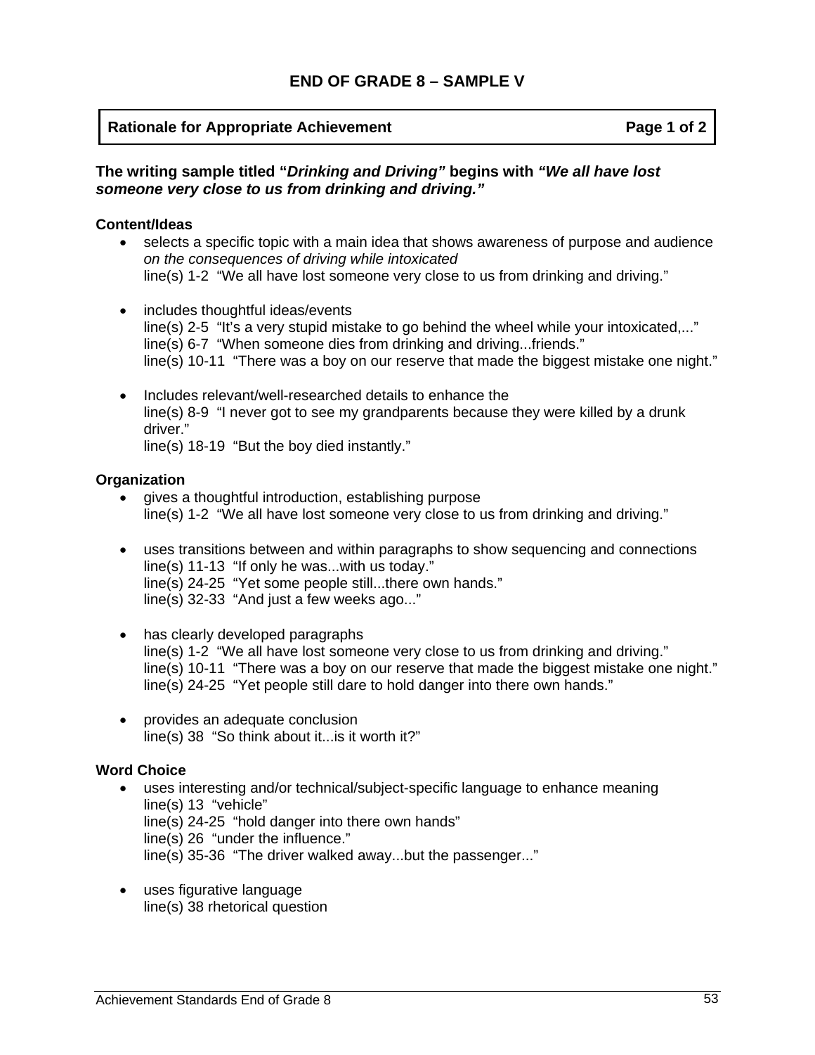## END OF GRADE 8 – SAMPLE V

**Rationale for Appropriate Achievement** **Page 1 of 2**

**The writing sample titled "*Drinking and Driving*" begins with *"We all have lost someone very close to us from drinking and driving."***

**Content/Ideas**

- selects a specific topic with a main idea that shows awareness of purpose and audience *on the consequences of driving while intoxicated*
  line(s) 1-2 "We all have lost someone very close to us from drinking and driving."

- includes thoughtful ideas/events
  line(s) 2-5 "It's a very stupid mistake to go behind the wheel while your intoxicated,..."
  line(s) 6-7 "When someone dies from drinking and driving...friends."
  line(s) 10-11 "There was a boy on our reserve that made the biggest mistake one night."

- Includes relevant/well-researched details to enhance the
  line(s) 8-9 "I never got to see my grandparents because they were killed by a drunk driver."
  line(s) 18-19 "But the boy died instantly."

**Organization**

- gives a thoughtful introduction, establishing purpose
  line(s) 1-2 "We all have lost someone very close to us from drinking and driving."

- uses transitions between and within paragraphs to show sequencing and connections
  line(s) 11-13 "If only he was...with us today."
  line(s) 24-25 "Yet some people still...there own hands."
  line(s) 32-33 "And just a few weeks ago..."

- has clearly developed paragraphs
  line(s) 1-2 "We all have lost someone very close to us from drinking and driving."
  line(s) 10-11 "There was a boy on our reserve that made the biggest mistake one night."
  line(s) 24-25 "Yet people still dare to hold danger into there own hands."

- provides an adequate conclusion
  line(s) 38 "So think about it...is it worth it?"

**Word Choice**

- uses interesting and/or technical/subject-specific language to enhance meaning
  line(s) 13 "vehicle"
  line(s) 24-25 "hold danger into there own hands"
  line(s) 26 "under the influence."
  line(s) 35-36 "The driver walked away...but the passenger..."

- uses figurative language
  line(s) 38 rhetorical question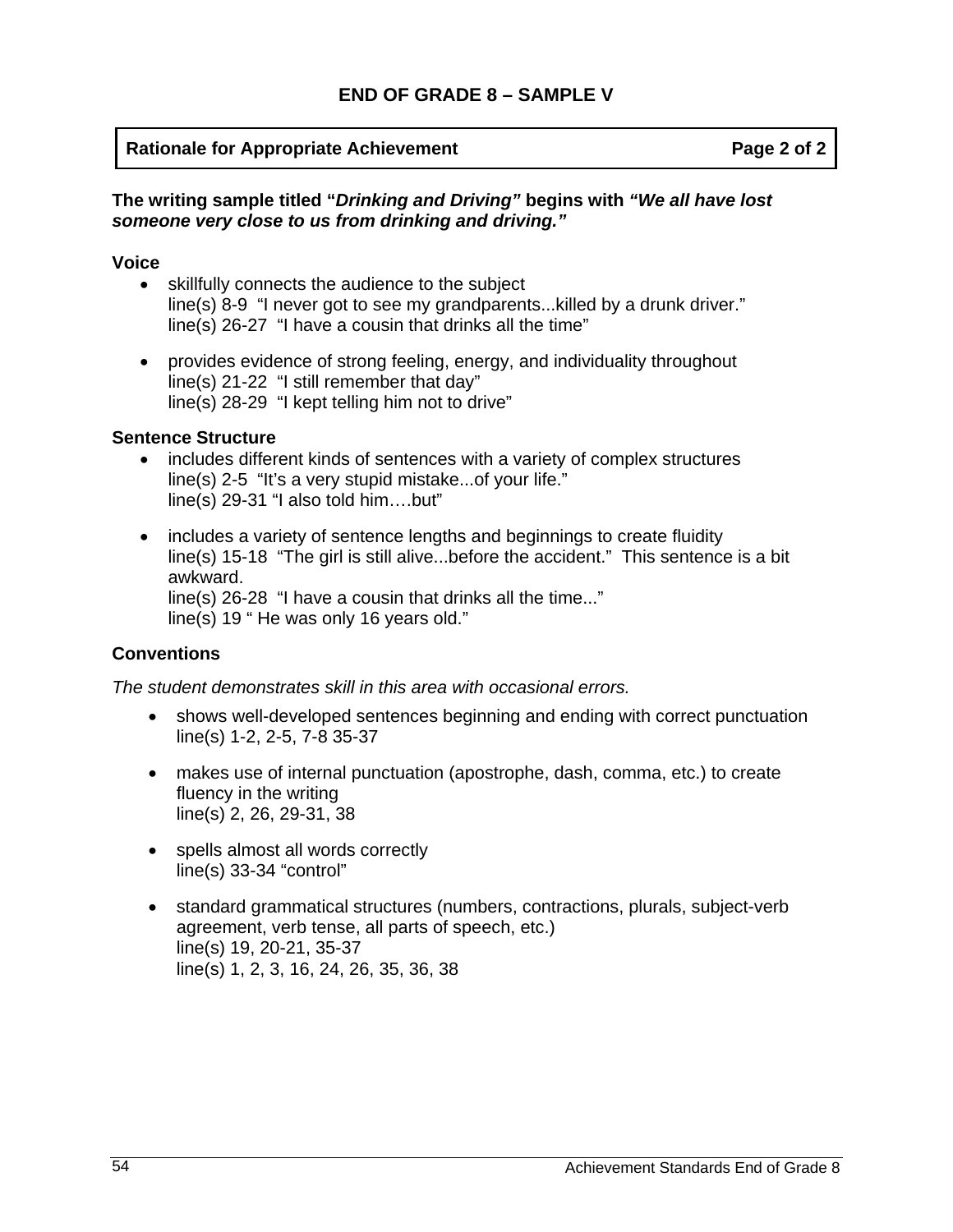## END OF GRADE 8 – SAMPLE V

**Rationale for Appropriate Achievement** **Page 2 of 2**

**The writing sample titled "*Drinking and Driving"* begins with *"We all have lost someone very close to us from drinking and driving."***

**Voice**

- skillfully connects the audience to the subject
  line(s) 8-9 "I never got to see my grandparents...killed by a drunk driver."
  line(s) 26-27 "I have a cousin that drinks all the time"

- provides evidence of strong feeling, energy, and individuality throughout
  line(s) 21-22 "I still remember that day"
  line(s) 28-29 "I kept telling him not to drive"

**Sentence Structure**

- includes different kinds of sentences with a variety of complex structures
  line(s) 2-5 "It's a very stupid mistake...of your life."
  line(s) 29-31 "I also told him….but"

- includes a variety of sentence lengths and beginnings to create fluidity
  line(s) 15-18 "The girl is still alive...before the accident." This sentence is a bit awkward.
  line(s) 26-28 "I have a cousin that drinks all the time..."
  line(s) 19 " He was only 16 years old."

**Conventions**

*The student demonstrates skill in this area with occasional errors.*

- shows well-developed sentences beginning and ending with correct punctuation
  line(s) 1-2, 2-5, 7-8 35-37

- makes use of internal punctuation (apostrophe, dash, comma, etc.) to create fluency in the writing
  line(s) 2, 26, 29-31, 38

- spells almost all words correctly
  line(s) 33-34 "control"

- standard grammatical structures (numbers, contractions, plurals, subject-verb agreement, verb tense, all parts of speech, etc.)
  line(s) 19, 20-21, 35-37
  line(s) 1, 2, 3, 16, 24, 26, 35, 36, 38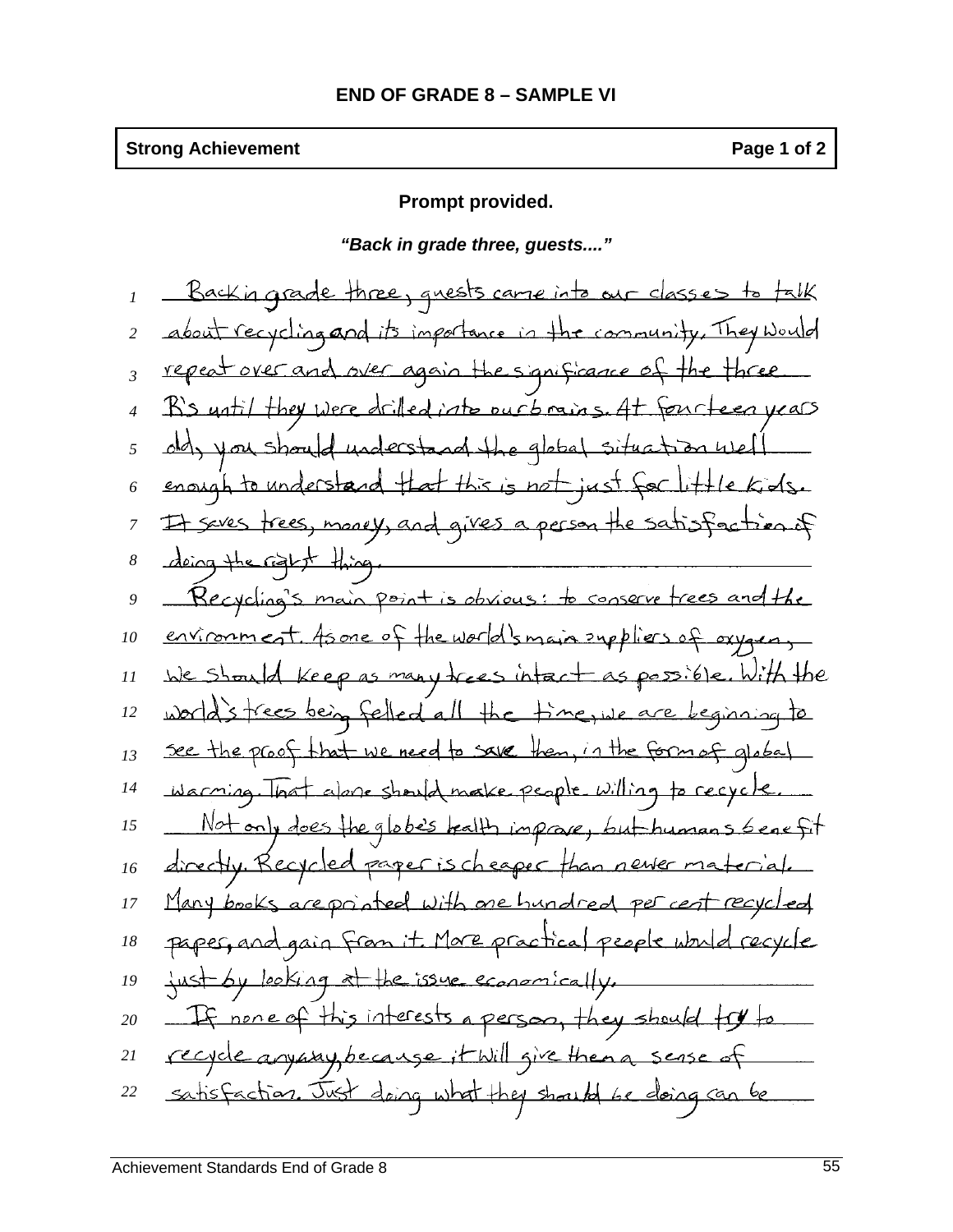## END OF GRADE 8 – SAMPLE VI

**Strong Achievement** **Page 1 of 2**

**Prompt provided.**

***"Back in grade three, guests...."***

1 Back in grade three, guests came into our classes to talk
2 about recycling and its importance in the community. They would
3 repeat over and over again the significance of the three
4 R's until they were drilled into our brains. At fourteen years
5 old, you should understand the global situation well
6 enough to understand that this is not just for little kids.
7 It saves trees, money, and gives a person the satisfaction of
8 doing the right thing.
9 Recycling's main point is obvious: to conserve trees and the
10 environment. As one of the world's main suppliers of oxygen,
11 we should keep as many trees intact as possible. With the
12 world's trees being felled all the time, we are beginning to
13 see the proof that we need to save them, in the form of global
14 warming. That alone should make people willing to recycle.
15 Not only does the globe's health improve, but humans benefit
16 directly. Recycled paper is cheaper than newer material.
17 Many books are printed with one hundred per cent recycled
18 paper, and gain from it. More practical people would recycle
19 just by looking at the issue economically.
20 If none of this interests a person, they should try to
21 recycle anyway, because it will give them a sense of
22 satisfaction. Just doing what they should be doing can be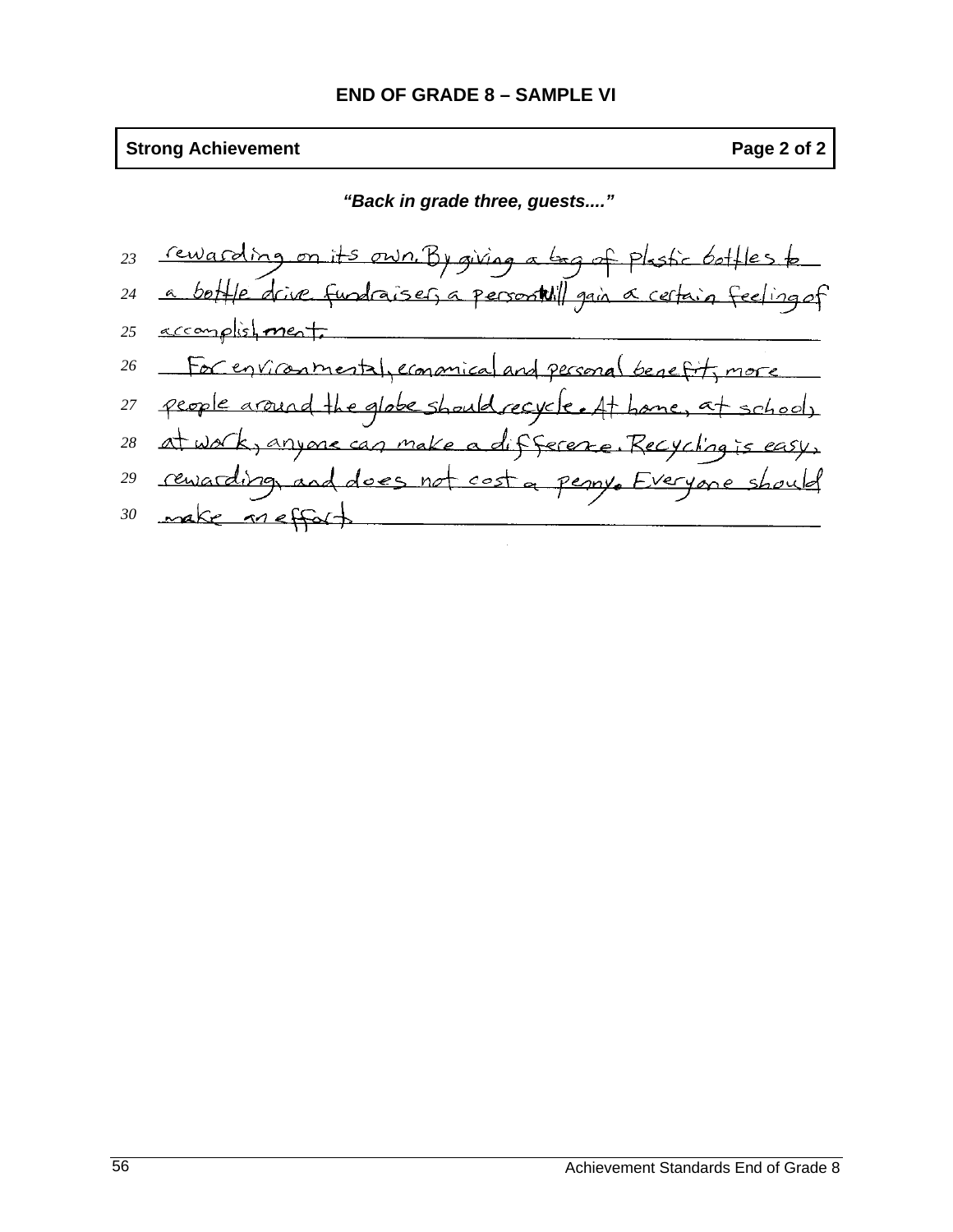# END OF GRADE 8 – SAMPLE VI

**Strong Achievement**

***"Back in grade three, guests...."***

23 rewarding on its own. By giving a bag of plastic bottles to
24 a bottle drive fundraiser, a person will gain a certain feeling of
25 accomplishment.
26 For environmental, economical and personal benefit, more
27 people around the globe should recycle. At home, at school,
28 at work, anyone can make a difference. Recycling is easy,
29 rewarding, and does not cost a penny. Everyone should
30 make an effort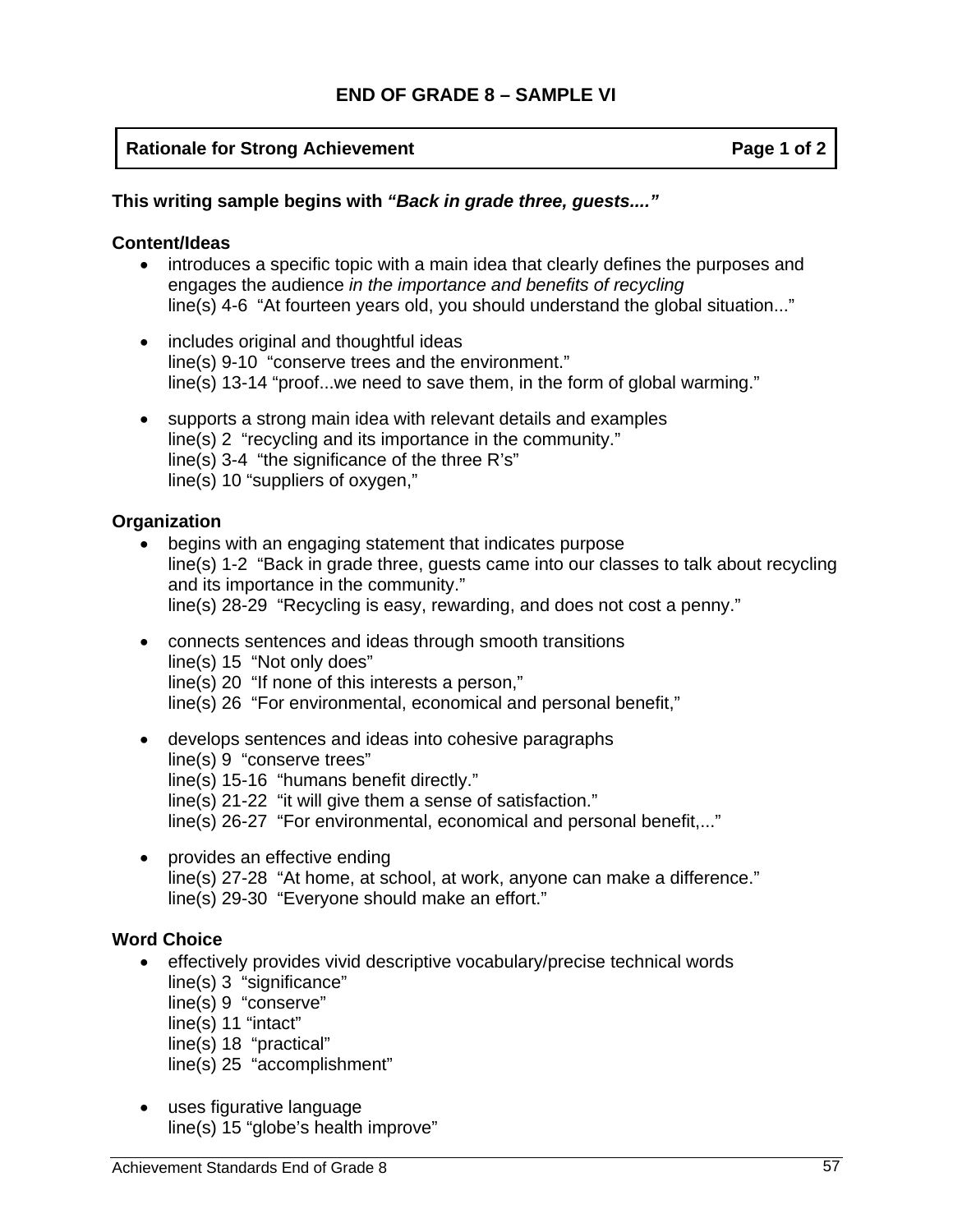## END OF GRADE 8 – SAMPLE VI

**Rationale for Strong Achievement**

**This writing sample begins with *"Back in grade three, guests...."***

**Content/Ideas**

- introduces a specific topic with a main idea that clearly defines the purposes and engages the audience *in the importance and benefits of recycling*  
  line(s) 4-6 "At fourteen years old, you should understand the global situation..."
- includes original and thoughtful ideas  
  line(s) 9-10 "conserve trees and the environment."  
  line(s) 13-14 "proof...we need to save them, in the form of global warming."
- supports a strong main idea with relevant details and examples  
  line(s) 2 "recycling and its importance in the community."  
  line(s) 3-4 "the significance of the three R's"  
  line(s) 10 "suppliers of oxygen,"

**Organization**

- begins with an engaging statement that indicates purpose  
  line(s) 1-2 "Back in grade three, guests came into our classes to talk about recycling and its importance in the community."  
  line(s) 28-29 "Recycling is easy, rewarding, and does not cost a penny."
- connects sentences and ideas through smooth transitions  
  line(s) 15 "Not only does"  
  line(s) 20 "If none of this interests a person,"  
  line(s) 26 "For environmental, economical and personal benefit,"
- develops sentences and ideas into cohesive paragraphs  
  line(s) 9 "conserve trees"  
  line(s) 15-16 "humans benefit directly."  
  line(s) 21-22 "it will give them a sense of satisfaction."  
  line(s) 26-27 "For environmental, economical and personal benefit,..."
- provides an effective ending  
  line(s) 27-28 "At home, at school, at work, anyone can make a difference."  
  line(s) 29-30 "Everyone should make an effort."

**Word Choice**

- effectively provides vivid descriptive vocabulary/precise technical words  
  line(s) 3 "significance"  
  line(s) 9 "conserve"  
  line(s) 11 "intact"  
  line(s) 18 "practical"  
  line(s) 25 "accomplishment"
- uses figurative language  
  line(s) 15 "globe's health improve"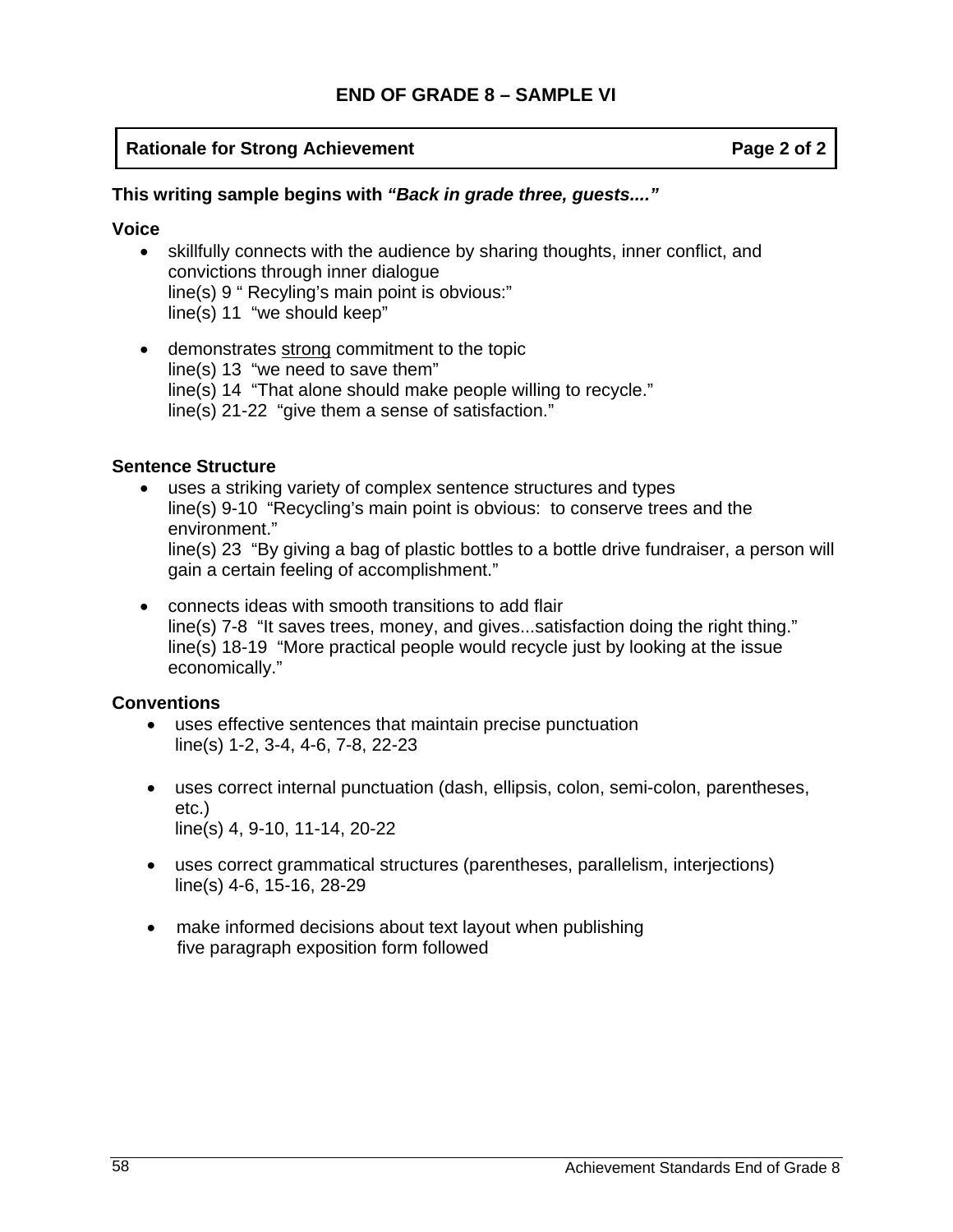## END OF GRADE 8 – SAMPLE VI

**Rationale for Strong Achievement** **Page 2 of 2**

**This writing sample begins with *"Back in grade three, guests...."***

**Voice**

- skillfully connects with the audience by sharing thoughts, inner conflict, and convictions through inner dialogue
  line(s) 9 " Recyling's main point is obvious:"
  line(s) 11 "we should keep"

- demonstrates <u>strong</u> commitment to the topic
  line(s) 13 "we need to save them"
  line(s) 14 "That alone should make people willing to recycle."
  line(s) 21-22 "give them a sense of satisfaction."

**Sentence Structure**

- uses a striking variety of complex sentence structures and types
  line(s) 9-10 "Recycling's main point is obvious: to conserve trees and the environment."
  line(s) 23 "By giving a bag of plastic bottles to a bottle drive fundraiser, a person will gain a certain feeling of accomplishment."

- connects ideas with smooth transitions to add flair
  line(s) 7-8 "It saves trees, money, and gives...satisfaction doing the right thing."
  line(s) 18-19 "More practical people would recycle just by looking at the issue economically."

**Conventions**

- uses effective sentences that maintain precise punctuation
  line(s) 1-2, 3-4, 4-6, 7-8, 22-23

- uses correct internal punctuation (dash, ellipsis, colon, semi-colon, parentheses, etc.)
  line(s) 4, 9-10, 11-14, 20-22

- uses correct grammatical structures (parentheses, parallelism, interjections)
  line(s) 4-6, 15-16, 28-29

- make informed decisions about text layout when publishing
  five paragraph exposition form followed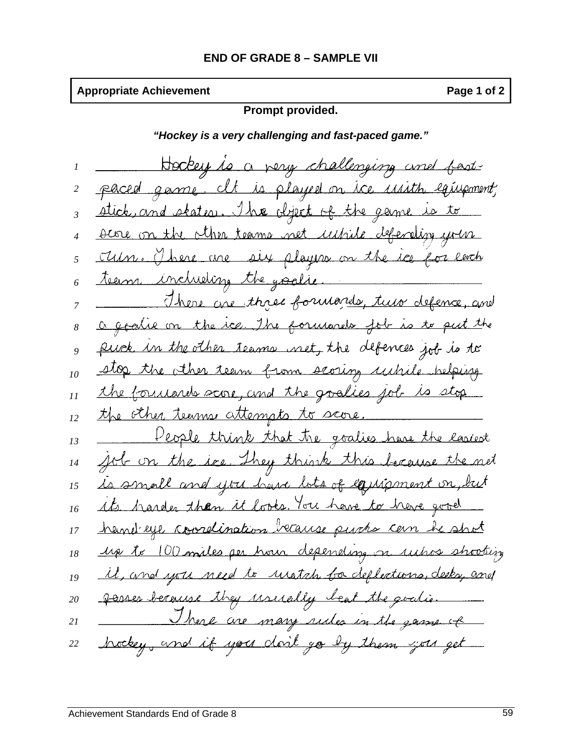# END OF GRADE 8 – SAMPLE VII

| | |
|---|---|
| **Appropriate Achievement** | **Page 1 of 2** |

**Prompt provided.**

***"Hockey is a very challenging and fast-paced game."***

1 Hockey is a very challenging and fast-
2 paced game. It is played on ice with equipment,
3 stick, and skates. The object of the game is to
4 score on the other teams net while defending your
5 own. There are six players on the ice for each
6 team including the goalie.
7 There are three forwards, two defence, and
8 a goalie on the ice. The forwards job is to put the
9 puck in the other teams net, the defences job is to
10 stop the other team from scoring while helping
11 the forwards score, and the goalies job is stop
12 the other teams attempts to score.
13 People think that the goalies have the easiest
14 job on the ice. They think this because the net
15 is small and you have lots of equipment on, but
16 its harder than it looks. You have to have good
17 hand-eye coordination because pucks can be shot
18 up to 100 miles per hour depending on whos shooting
19 it, and you need to watch for deflections, dekes, and
20 passes because they usually beat the goalie.
21 There are many rules in the game of
22 hockey, and if you don't go by them you get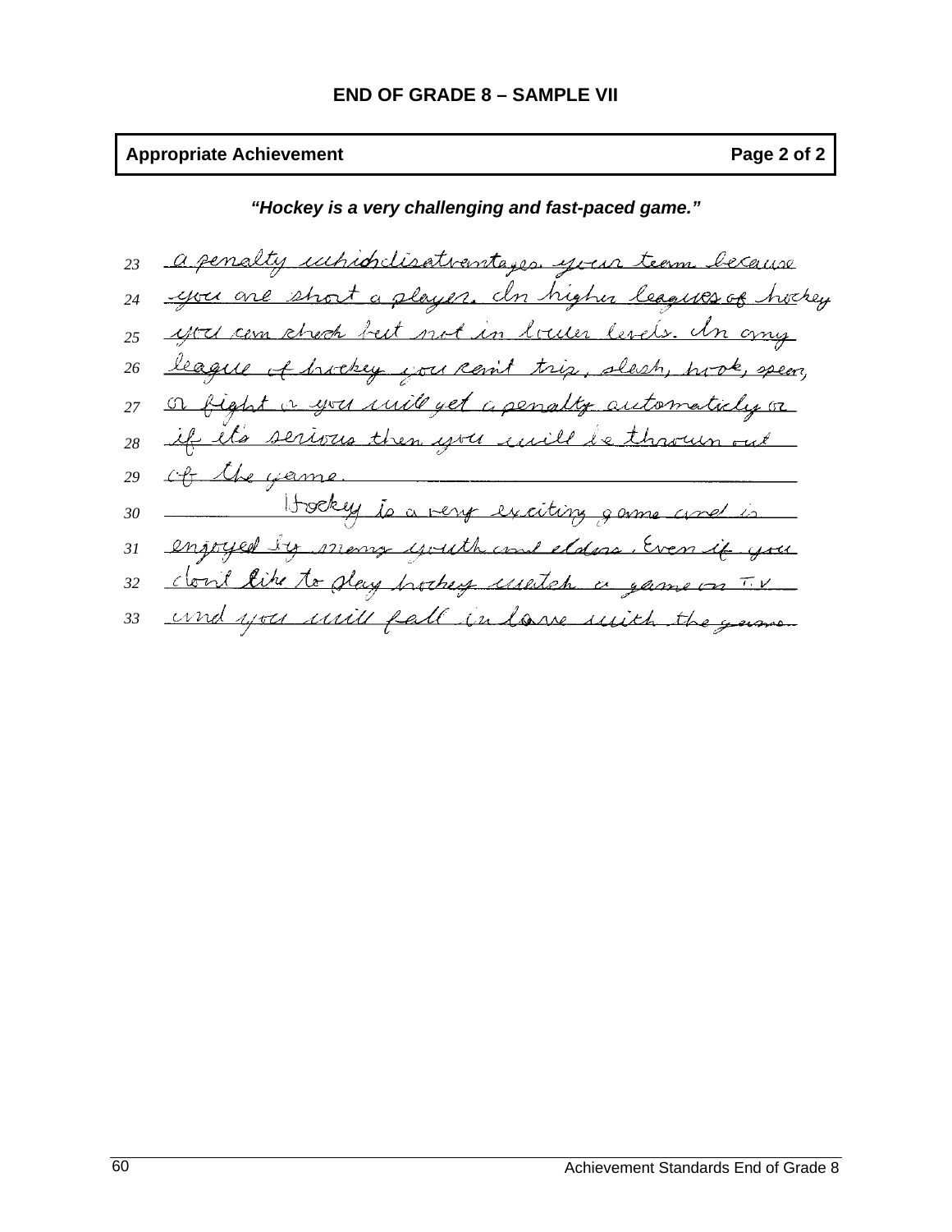## END OF GRADE 8 – SAMPLE VII

**Appropriate Achievement** **Page 2 of 2**

***"Hockey is a very challenging and fast-paced game."***

23 a penalty which disatvantages your team because
24 you are short a player. In higher leagues of hockey
25 you can check but not in lower levels. In any
26 league of hockey you can't trip, slash, hook, spear,
27 or fight or you will get a penalty automaticly or
28 if it's serious then you will be thrown out
29 of the game.
30 Hockey is a very exciting game and is
31 enjoyed by many youth and elders. Even if you
32 don't like to play hockey watch a game on T.V.
33 and you will fall in love with the game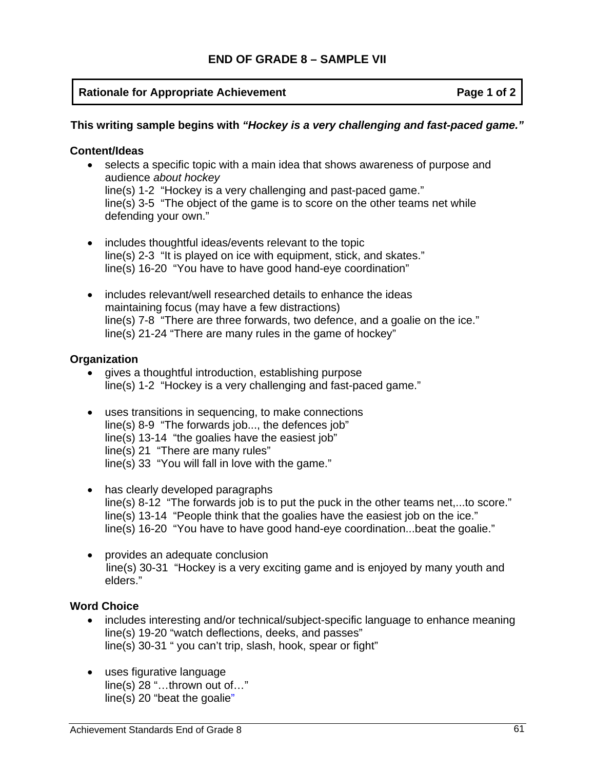## END OF GRADE 8 – SAMPLE VII

**Rationale for Appropriate Achievement** **Page 1 of 2**

**This writing sample begins with *"Hockey is a very challenging and fast-paced game."***

**Content/Ideas**

- selects a specific topic with a main idea that shows awareness of purpose and audience *about hockey*
  line(s) 1-2 "Hockey is a very challenging and past-paced game."
  line(s) 3-5 "The object of the game is to score on the other teams net while defending your own."

- includes thoughtful ideas/events relevant to the topic
  line(s) 2-3 "It is played on ice with equipment, stick, and skates."
  line(s) 16-20 "You have to have good hand-eye coordination"

- includes relevant/well researched details to enhance the ideas maintaining focus (may have a few distractions)
  line(s) 7-8 "There are three forwards, two defence, and a goalie on the ice."
  line(s) 21-24 "There are many rules in the game of hockey"

**Organization**

- gives a thoughtful introduction, establishing purpose
  line(s) 1-2 "Hockey is a very challenging and fast-paced game."

- uses transitions in sequencing, to make connections
  line(s) 8-9 "The forwards job..., the defences job"
  line(s) 13-14 "the goalies have the easiest job"
  line(s) 21 "There are many rules"
  line(s) 33 "You will fall in love with the game."

- has clearly developed paragraphs
  line(s) 8-12 "The forwards job is to put the puck in the other teams net,...to score."
  line(s) 13-14 "People think that the goalies have the easiest job on the ice."
  line(s) 16-20 "You have to have good hand-eye coordination...beat the goalie."

- provides an adequate conclusion
  line(s) 30-31 "Hockey is a very exciting game and is enjoyed by many youth and elders."

**Word Choice**

- includes interesting and/or technical/subject-specific language to enhance meaning
  line(s) 19-20 "watch deflections, deeks, and passes"
  line(s) 30-31 " you can't trip, slash, hook, spear or fight"

- uses figurative language
  line(s) 28 "…thrown out of…"
  line(s) 20 "beat the goalie"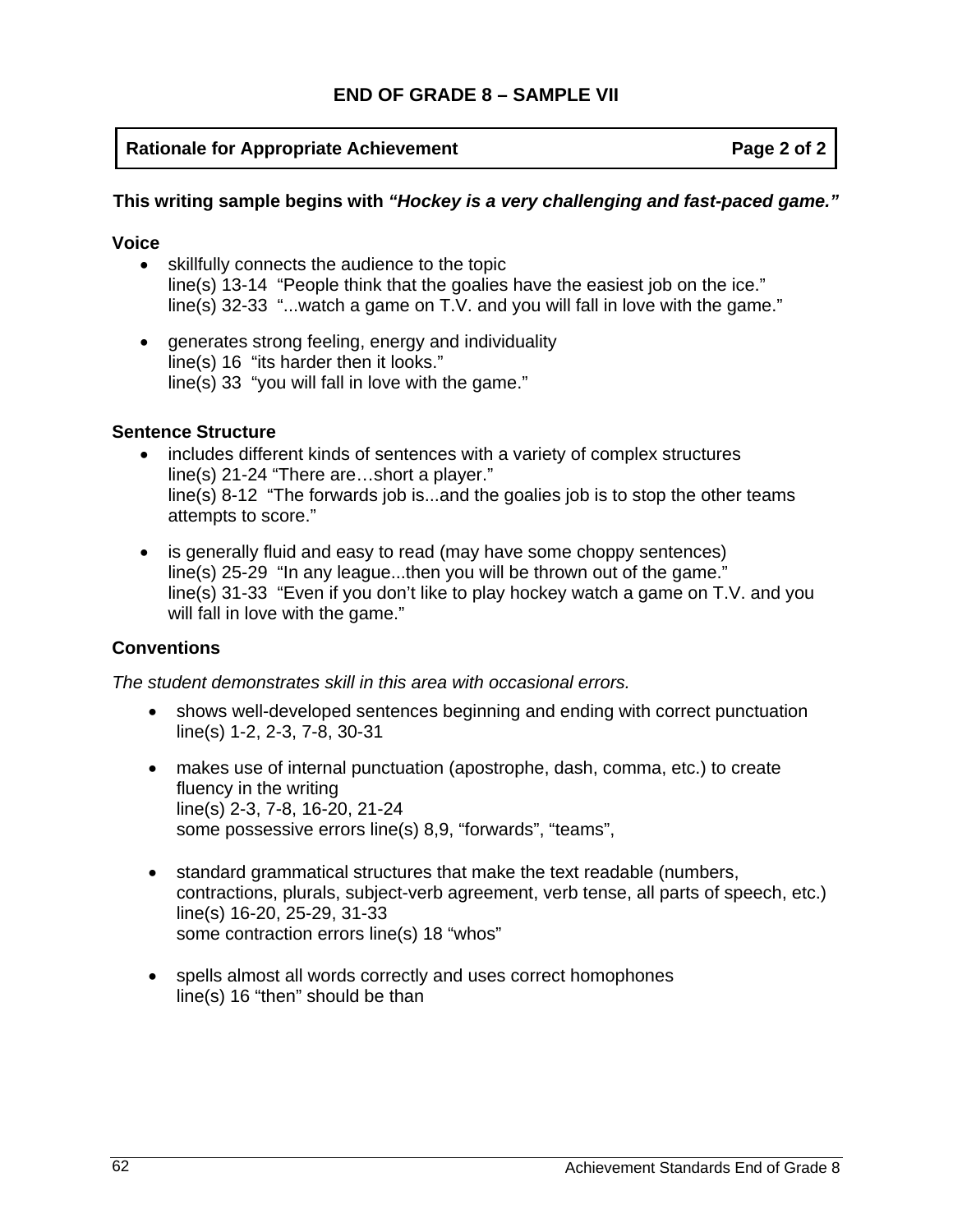## END OF GRADE 8 – SAMPLE VII

| **Rationale for Appropriate Achievement** | **Page 2 of 2** |
|---|---|

**This writing sample begins with *"Hockey is a very challenging and fast-paced game."***

**Voice**

- skillfully connects the audience to the topic
  line(s) 13-14 "People think that the goalies have the easiest job on the ice."
  line(s) 32-33 "...watch a game on T.V. and you will fall in love with the game."
- generates strong feeling, energy and individuality
  line(s) 16 "its harder then it looks."
  line(s) 33 "you will fall in love with the game."

**Sentence Structure**

- includes different kinds of sentences with a variety of complex structures
  line(s) 21-24 "There are…short a player."
  line(s) 8-12 "The forwards job is...and the goalies job is to stop the other teams attempts to score."
- is generally fluid and easy to read (may have some choppy sentences)
  line(s) 25-29 "In any league...then you will be thrown out of the game."
  line(s) 31-33 "Even if you don't like to play hockey watch a game on T.V. and you will fall in love with the game."

**Conventions**

*The student demonstrates skill in this area with occasional errors.*

- shows well-developed sentences beginning and ending with correct punctuation
  line(s) 1-2, 2-3, 7-8, 30-31
- makes use of internal punctuation (apostrophe, dash, comma, etc.) to create fluency in the writing
  line(s) 2-3, 7-8, 16-20, 21-24
  some possessive errors line(s) 8,9, "forwards", "teams",
- standard grammatical structures that make the text readable (numbers, contractions, plurals, subject-verb agreement, verb tense, all parts of speech, etc.)
  line(s) 16-20, 25-29, 31-33
  some contraction errors line(s) 18 "whos"
- spells almost all words correctly and uses correct homophones
  line(s) 16 "then" should be than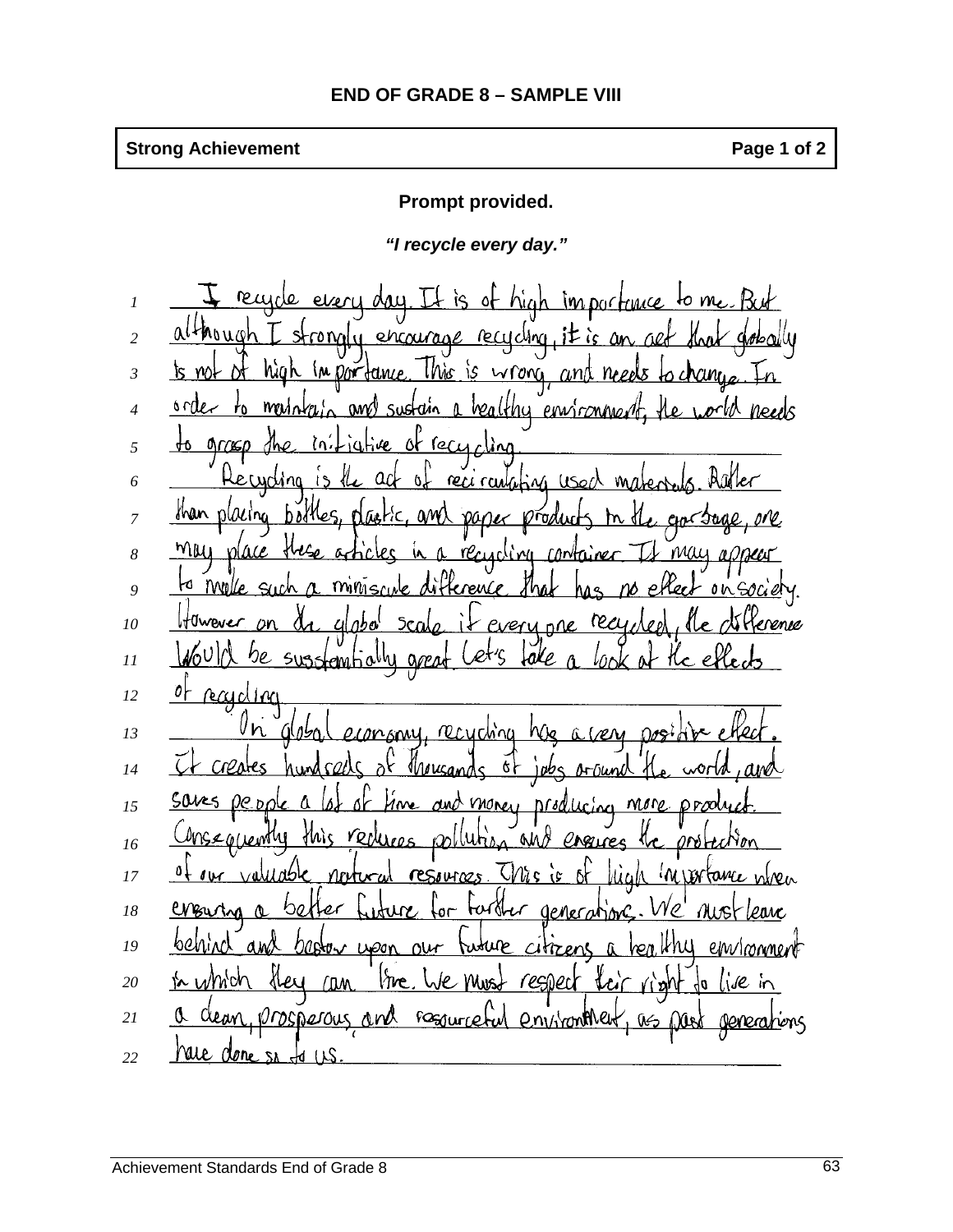## END OF GRADE 8 – SAMPLE VIII

**Strong Achievement** **Page 1 of 2**

**Prompt provided.**

***"I recycle every day."***

1 I recycle every day. It is of high importance to me. But
2 although I strongly encourage recycling, it is an act that globally
3 is not of high importance. This is wrong, and needs to change. In
4 order to maintain and sustain a healthy environment, the world needs
5 to grasp the initiative of recycling.
6 Recycling is the act of recirculating used materials. Rather
7 than placing bottles, plastic, and paper products in the garbage, one
8 may place these articles in a recycling container. It may appear
9 to make such a miniscule difference that has no effect on society.
10 However on the global scale if everyone recycled, the difference
11 would be substantially great. Let's take a look at the effects
12 of recycling.
13 On global economy, recycling has a very positive effect.
14 It creates hundreds of thousands of jobs around the world, and
15 saves people a lot of time and money producing more product.
16 Consequently this reduces pollution and ensures the protection
17 of our valuable natural resources. This is of high importance when
18 ensuring a better future for farther generations. We must leave
19 behind and bestow upon our future citizens a healthy environment
20 in which they can live. We must respect their right to live in
21 a clean, prosperous and resourceful environment, as past generations
22 have done so to us.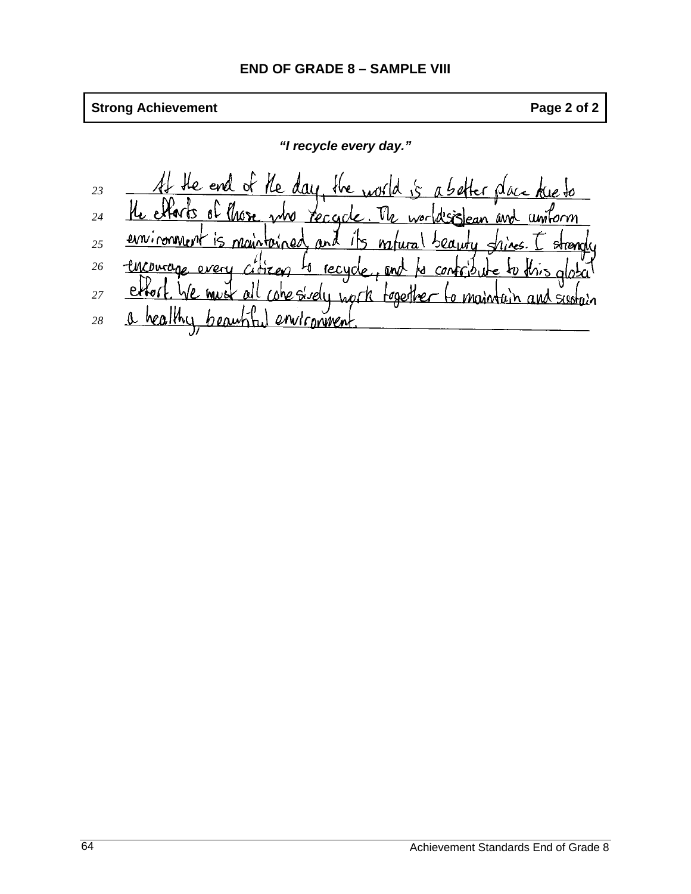## END OF GRADE 8 – SAMPLE VIII

**Strong Achievement**

*"I recycle every day."*

23 At the end of the day, the world is a better place due to
24 the efforts of those who recycle. The world's clean and uniform
25 environment is maintained and its natural beauty shines. I strongly
26 encourage every citizen to recycle, and to contribute to this global
27 effort. We must all cohesively work together to maintain and sustain
28 a healthy, beautiful environment.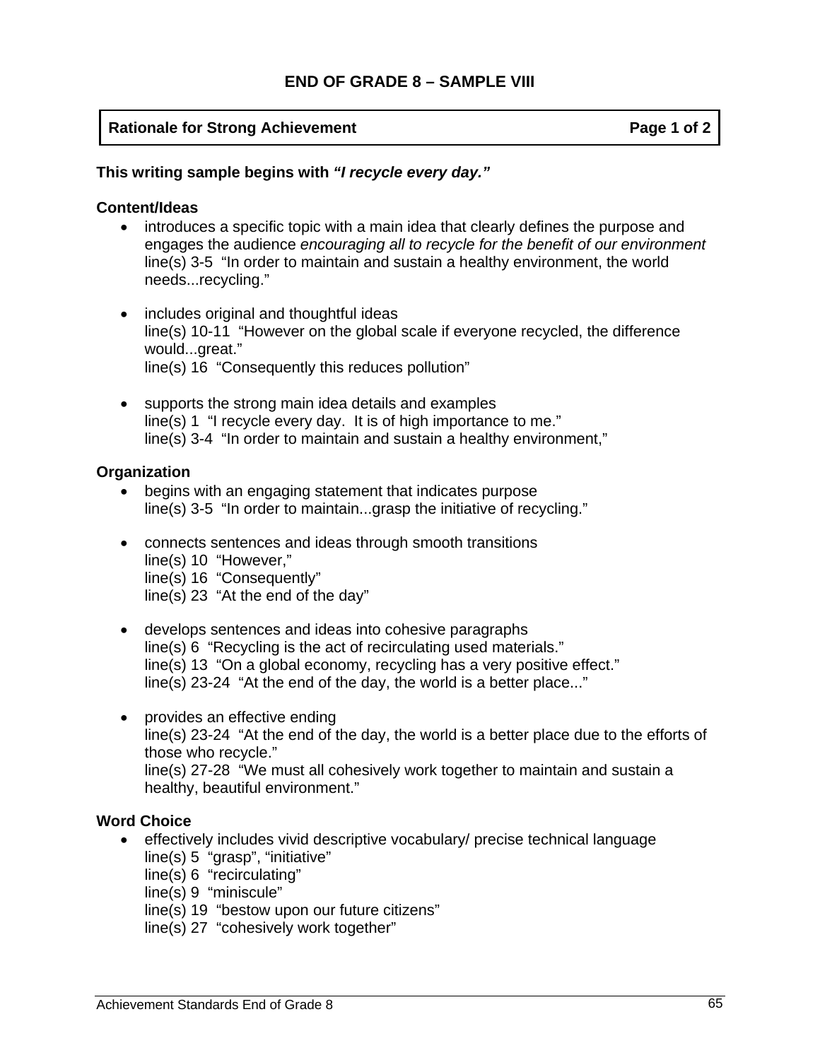# END OF GRADE 8 – SAMPLE VIII

**Rationale for Strong Achievement** **Page 1 of 2**

**This writing sample begins with *"I recycle every day."***

**Content/Ideas**

- introduces a specific topic with a main idea that clearly defines the purpose and engages the audience *encouraging all to recycle for the benefit of our environment* line(s) 3-5 "In order to maintain and sustain a healthy environment, the world needs...recycling."
- includes original and thoughtful ideas
  line(s) 10-11 "However on the global scale if everyone recycled, the difference would...great."
  line(s) 16 "Consequently this reduces pollution"
- supports the strong main idea details and examples
  line(s) 1 "I recycle every day. It is of high importance to me."
  line(s) 3-4 "In order to maintain and sustain a healthy environment,"

**Organization**

- begins with an engaging statement that indicates purpose
  line(s) 3-5 "In order to maintain...grasp the initiative of recycling."
- connects sentences and ideas through smooth transitions
  line(s) 10 "However,"
  line(s) 16 "Consequently"
  line(s) 23 "At the end of the day"
- develops sentences and ideas into cohesive paragraphs
  line(s) 6 "Recycling is the act of recirculating used materials."
  line(s) 13 "On a global economy, recycling has a very positive effect."
  line(s) 23-24 "At the end of the day, the world is a better place..."
- provides an effective ending
  line(s) 23-24 "At the end of the day, the world is a better place due to the efforts of those who recycle."
  line(s) 27-28 "We must all cohesively work together to maintain and sustain a healthy, beautiful environment."

**Word Choice**

- effectively includes vivid descriptive vocabulary/ precise technical language
  line(s) 5 "grasp", "initiative"
  line(s) 6 "recirculating"
  line(s) 9 "miniscule"
  line(s) 19 "bestow upon our future citizens"
  line(s) 27 "cohesively work together"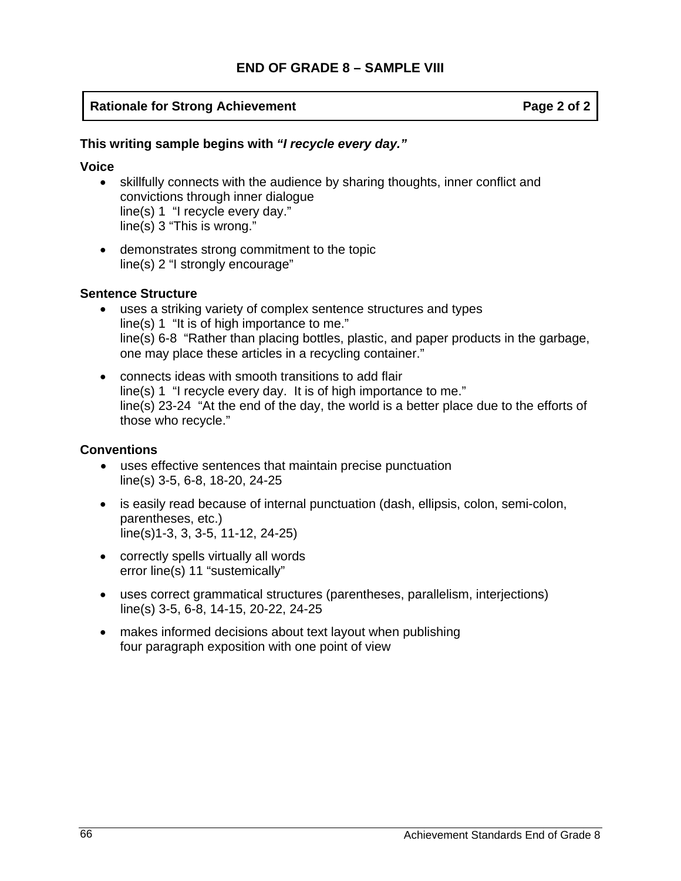## END OF GRADE 8 – SAMPLE VIII

**Rationale for Strong Achievement** **Page 2 of 2**

**This writing sample begins with *"I recycle every day."***

**Voice**

- skillfully connects with the audience by sharing thoughts, inner conflict and convictions through inner dialogue
  line(s) 1 "I recycle every day."
  line(s) 3 "This is wrong."
- demonstrates strong commitment to the topic
  line(s) 2 "I strongly encourage"

**Sentence Structure**

- uses a striking variety of complex sentence structures and types
  line(s) 1 "It is of high importance to me."
  line(s) 6-8 "Rather than placing bottles, plastic, and paper products in the garbage, one may place these articles in a recycling container."
- connects ideas with smooth transitions to add flair
  line(s) 1 "I recycle every day. It is of high importance to me."
  line(s) 23-24 "At the end of the day, the world is a better place due to the efforts of those who recycle."

**Conventions**

- uses effective sentences that maintain precise punctuation
  line(s) 3-5, 6-8, 18-20, 24-25
- is easily read because of internal punctuation (dash, ellipsis, colon, semi-colon, parentheses, etc.)
  line(s)1-3, 3, 3-5, 11-12, 24-25)
- correctly spells virtually all words
  error line(s) 11 "sustemically"
- uses correct grammatical structures (parentheses, parallelism, interjections)
  line(s) 3-5, 6-8, 14-15, 20-22, 24-25
- makes informed decisions about text layout when publishing
  four paragraph exposition with one point of view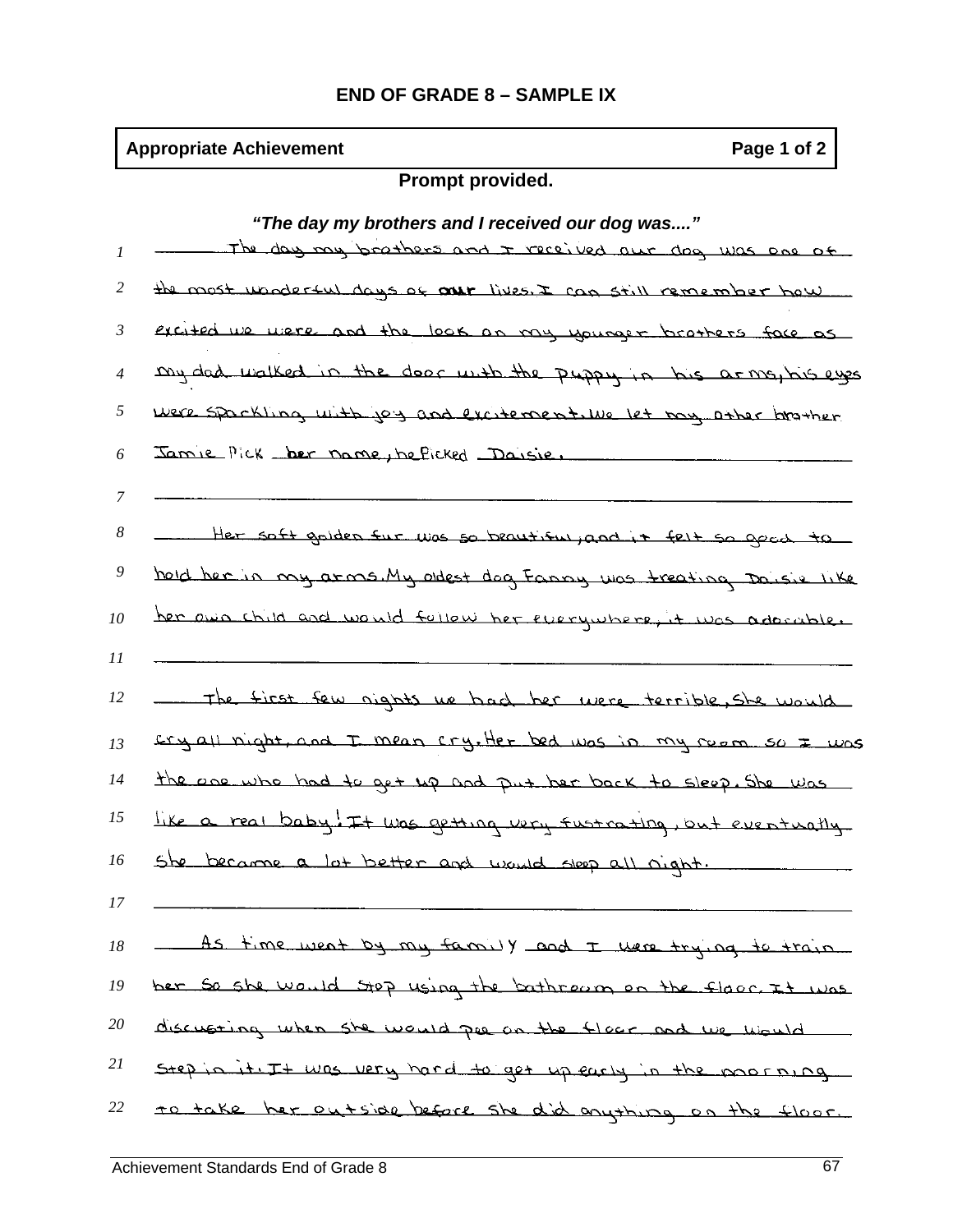## END OF GRADE 8 – SAMPLE IX

**Appropriate Achievement** **Page 1 of 2**

**Prompt provided.**

***"The day my brothers and I received our dog was...."***

1 The day my brothers and I received our dog was one of
2 the most wonderful days of our lives. I can still remember how
3 excited we were and the look on my younger brothers face as
4 my dad walked in the door with the puppy in his arms, his eyes
5 were sparkling with joy and excitement. We let my other brother
6 Jamie pick her name, he picked Daisie.
7
8 Her soft golden fur was so beautiful, and it felt so good to
9 hold her in my arms. My oldest dog Fanny was treating Daisie like
10 her own child and would follow her everywhere, it was adorable.
11
12 The first few nights we had her were terrible, she would
13 cry all night, and I mean cry. Her bed was in my room so I was
14 the one who had to get up and put her back to sleep. She was
15 like a real baby! It was getting very fustrating, but eventually
16 she became a lot better and would sleep all night.
17
18 As time went by my family and I were trying to train
19 her so she would stop using the bathroom on the floor. It was
20 discusting when she would pee on the floor and we would
21 step in it. It was very hard to get up early in the morning
22 to take her outside before she did anything on the floor.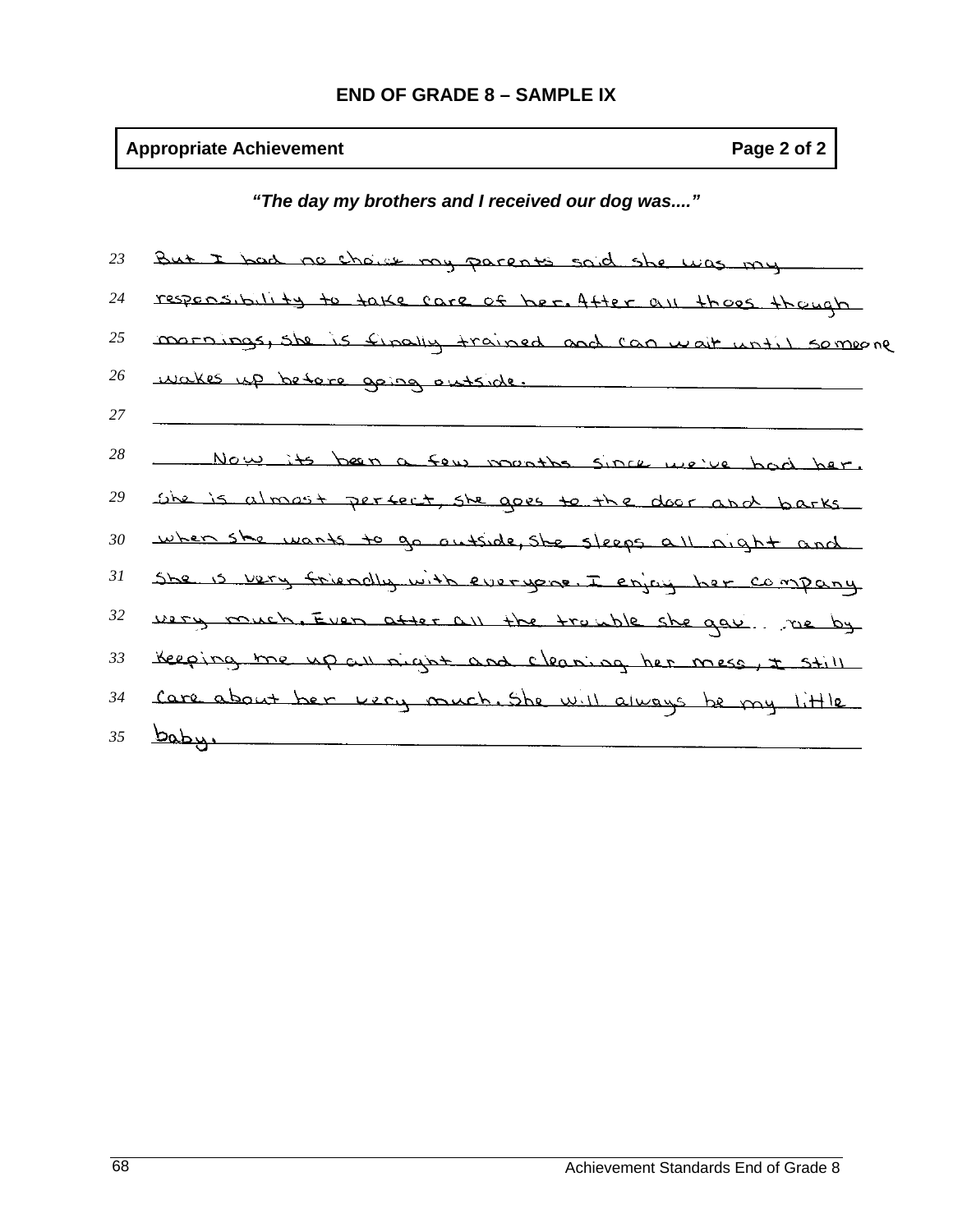## END OF GRADE 8 – SAMPLE IX

**Appropriate Achievement** **Page 2 of 2**

***"The day my brothers and I received our dog was...."***

23 But I had no choice my parents said she was my

24 responsibility to take care of her. After all thoes though

25 mornings, she is finally trained and can wait until someone

26 wakes up before going outside.

27

28 Now its been a few months since we've had her.

29 She is almost perfect, she goes to the door and barks

30 when she wants to go outside, she sleeps all night and

31 she is very friendly with everyone. I enjoy her company

32 very much. Even after all the trouble she gav... me by

33 keeping me up all night and cleaning her mess, I still

34 care about her very much. She will always be my little

35 baby.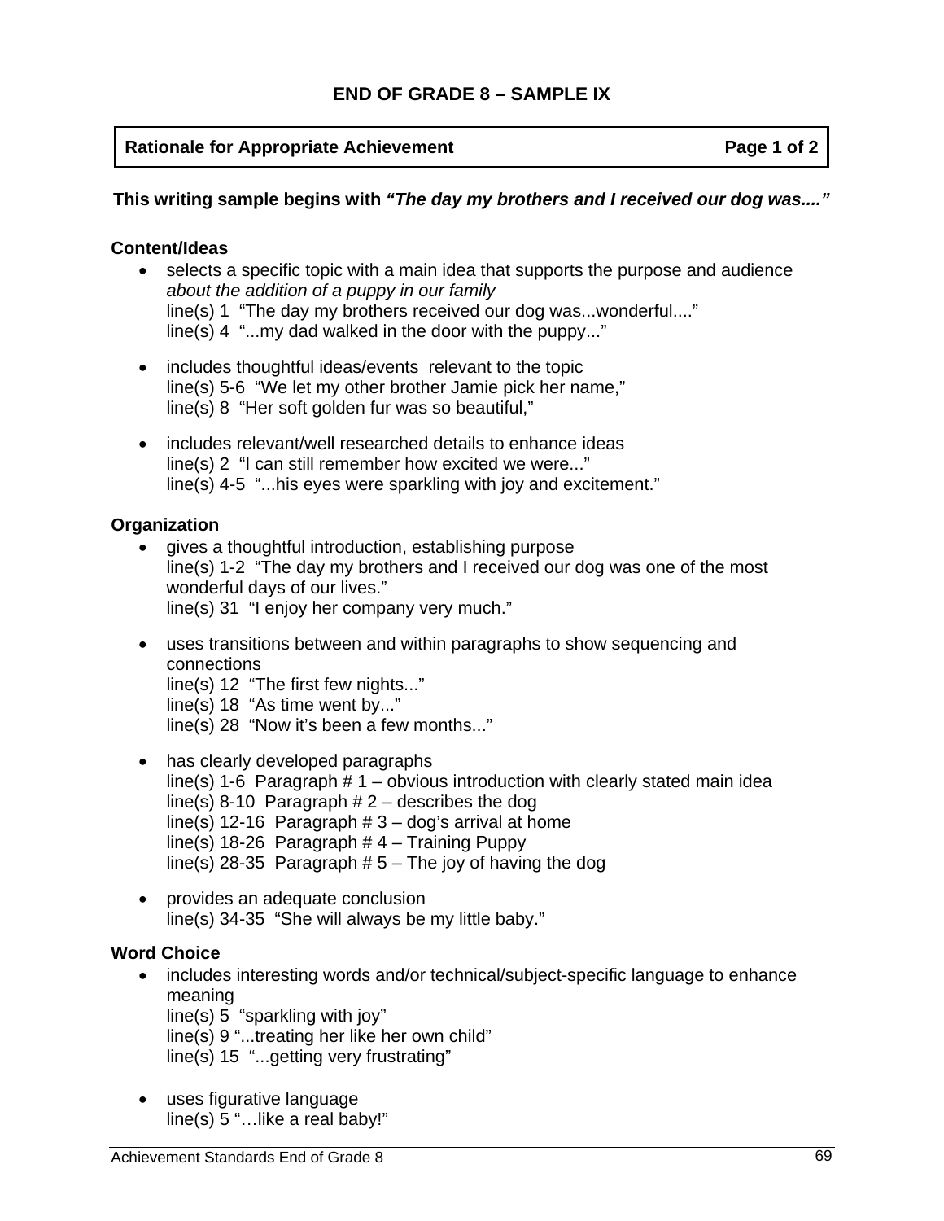## END OF GRADE 8 – SAMPLE IX

| Rationale for Appropriate Achievement | Page 1 of 2 |
|---|---|

**This writing sample begins with *"The day my brothers and I received our dog was...."***

**Content/Ideas**

- selects a specific topic with a main idea that supports the purpose and audience *about the addition of a puppy in our family*
  line(s) 1 "The day my brothers received our dog was...wonderful...."
  line(s) 4 "...my dad walked in the door with the puppy..."

- includes thoughtful ideas/events relevant to the topic
  line(s) 5-6 "We let my other brother Jamie pick her name,"
  line(s) 8 "Her soft golden fur was so beautiful,"

- includes relevant/well researched details to enhance ideas
  line(s) 2 "I can still remember how excited we were..."
  line(s) 4-5 "...his eyes were sparkling with joy and excitement."

**Organization**

- gives a thoughtful introduction, establishing purpose
  line(s) 1-2 "The day my brothers and I received our dog was one of the most wonderful days of our lives."
  line(s) 31 "I enjoy her company very much."

- uses transitions between and within paragraphs to show sequencing and connections
  line(s) 12 "The first few nights..."
  line(s) 18 "As time went by..."
  line(s) 28 "Now it's been a few months..."

- has clearly developed paragraphs
  line(s) 1-6 Paragraph # 1 – obvious introduction with clearly stated main idea
  line(s) 8-10 Paragraph # 2 – describes the dog
  line(s) 12-16 Paragraph # 3 – dog's arrival at home
  line(s) 18-26 Paragraph # 4 – Training Puppy
  line(s) 28-35 Paragraph # 5 – The joy of having the dog

- provides an adequate conclusion
  line(s) 34-35 "She will always be my little baby."

**Word Choice**

- includes interesting words and/or technical/subject-specific language to enhance meaning
  line(s) 5 "sparkling with joy"
  line(s) 9 "...treating her like her own child"
  line(s) 15 "...getting very frustrating"

- uses figurative language
  line(s) 5 "…like a real baby!"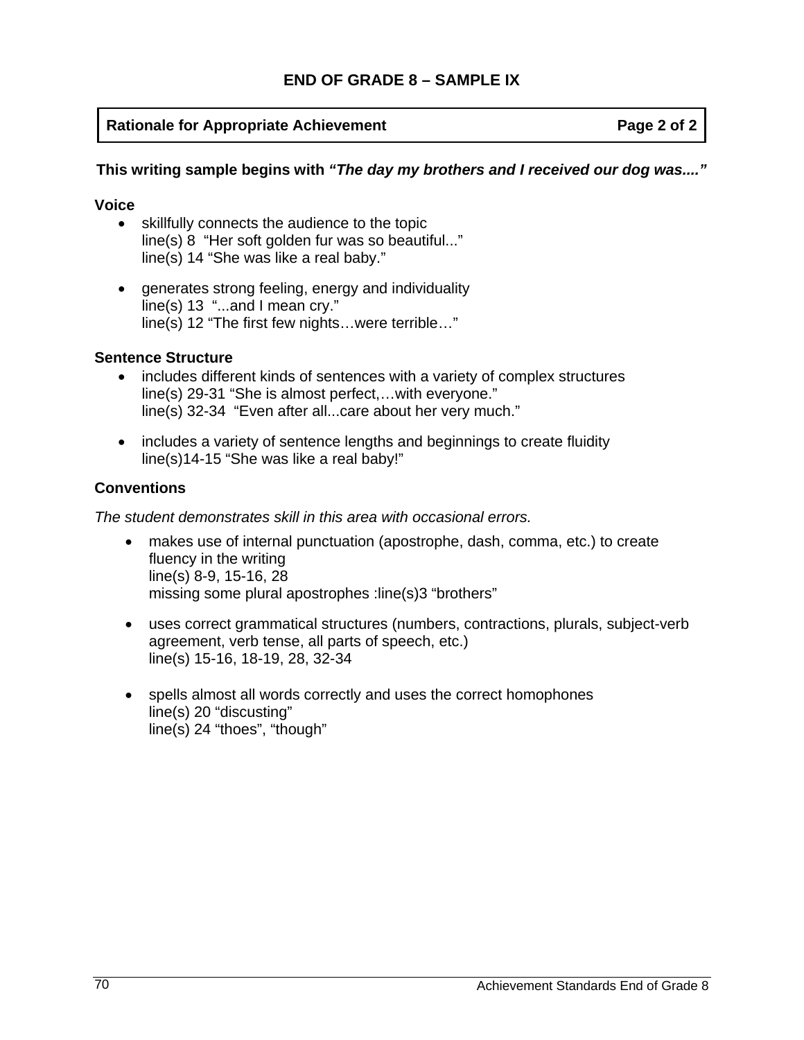## END OF GRADE 8 – SAMPLE IX

**Rationale for Appropriate Achievement** **Page 2 of 2**

**This writing sample begins with *"The day my brothers and I received our dog was...."***

**Voice**

- skillfully connects the audience to the topic
  line(s) 8 "Her soft golden fur was so beautiful..."
  line(s) 14 "She was like a real baby."

- generates strong feeling, energy and individuality
  line(s) 13 "...and I mean cry."
  line(s) 12 "The first few nights…were terrible…"

**Sentence Structure**

- includes different kinds of sentences with a variety of complex structures
  line(s) 29-31 "She is almost perfect,…with everyone."
  line(s) 32-34 "Even after all...care about her very much."

- includes a variety of sentence lengths and beginnings to create fluidity
  line(s)14-15 "She was like a real baby!"

**Conventions**

*The student demonstrates skill in this area with occasional errors.*

- makes use of internal punctuation (apostrophe, dash, comma, etc.) to create fluency in the writing
  line(s) 8-9, 15-16, 28
  missing some plural apostrophes :line(s)3 "brothers"

- uses correct grammatical structures (numbers, contractions, plurals, subject-verb agreement, verb tense, all parts of speech, etc.)
  line(s) 15-16, 18-19, 28, 32-34

- spells almost all words correctly and uses the correct homophones
  line(s) 20 "discusting"
  line(s) 24 "thoes", "though"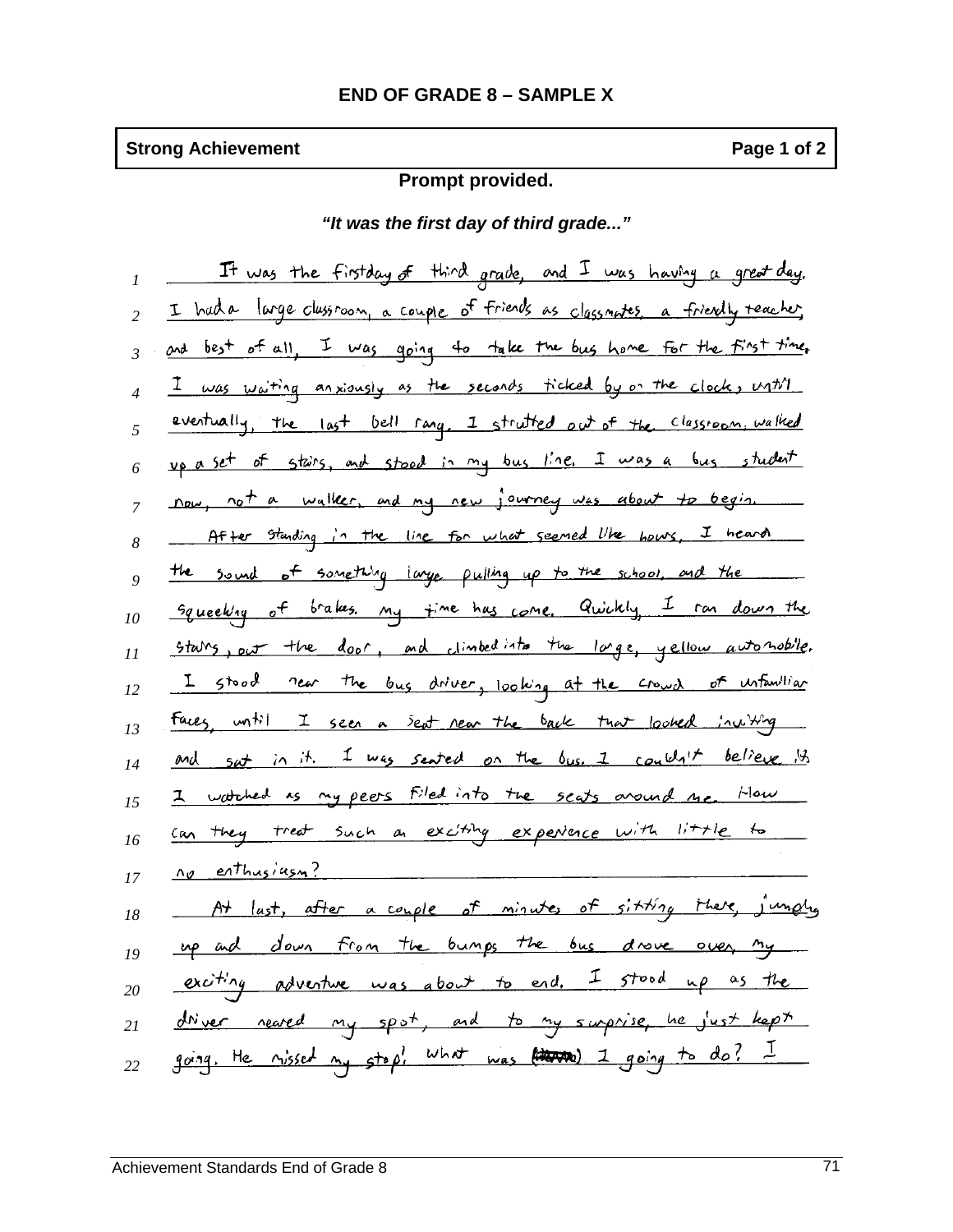# END OF GRADE 8 – SAMPLE X

**Strong Achievement**

**Prompt provided.**

***"It was the first day of third grade..."***

1 It was the firstday of third grade, and I was having a great day.
2 I had a large classroom, a couple of friends as classmates, a friendly teacher,
3 and best of all, I was going to take the bus home for the first time.
4 I was waiting anxiously as the seconds ticked by on the clock, until
5 eventually, the last bell rang. I strutted out of the classroom, walked
6 up a set of stairs, and stood in my bus line. I was a bus student
7 now, not a walker, and my new journey was about to begin.
8 After standing in the line for what seemed like hours, I heard
9 the sound of something large pulling up to the school, and the
10 squeeking of brakes. My time has come. Quickly, I ran down the
11 stairs, out the door, and climbed into the large, yellow automobile.
12 I stood near the bus driver, looking at the crowd of unfamiliar
13 faces, until I seen a seat near the back that looked inviting
14 and sat in it. I was seated on the bus. I couldn't believe it!
15 I watched as my peers filed into the seats around me. How
16 can they treat such an exciting experience with little to
17 no enthusiasm?
18 At last, after a couple of minutes of sitting there, jumping
19 up and down from the bumps the bus drove over, my
20 exciting adventure was about to end. I stood up as the
21 driver neared my spot, and to my surprise, he just kept
22 going. He missed my stop! What was ~~(was)~~ I going to do? I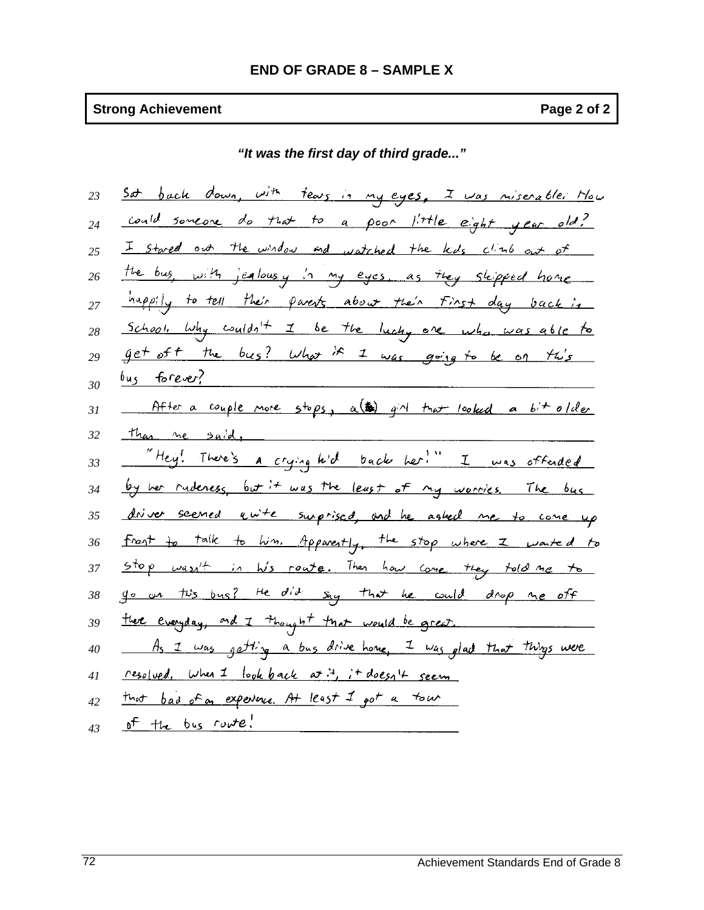## END OF GRADE 8 – SAMPLE X

**Strong Achievement** **Page 2 of 2**

***"It was the first day of third grade..."***

23 Sat back down, with tears in my eyes. I was miserable. How
24 could someone do that to a poor little eight year old?
25 I stared out the window and watched the kids climb out of
26 the bus, with jealousy in my eyes, as they skipped home
27 happily to tell their parents about their first day back in
28 School. Why couldn't I be the lucky one who was able to
29 get off the bus? What if I was going to be on this
30 bus forever?
31 After a couple more stops, a (▲) girl that looked a bit older
32 than me said,
33 "Hey! There's a crying kid back her!" I was offended
34 by her rudeness, but it was the least of my worries. The bus
35 driver seemed quite surprised, and he asked me to come up
36 front to talk to him. Apparently, the stop where I wanted to
37 stop wasn't in his route. Then how come they told me to
38 go on this bus? He did say that he could drop me off
39 there everyday, and I thought that would be great.
40 As I was getting a bus drive home, I was glad that things were
41 resolved. When I look back at it, it doesn't seem
42 that bad of an experience. At least I got a tour
43 of the bus route!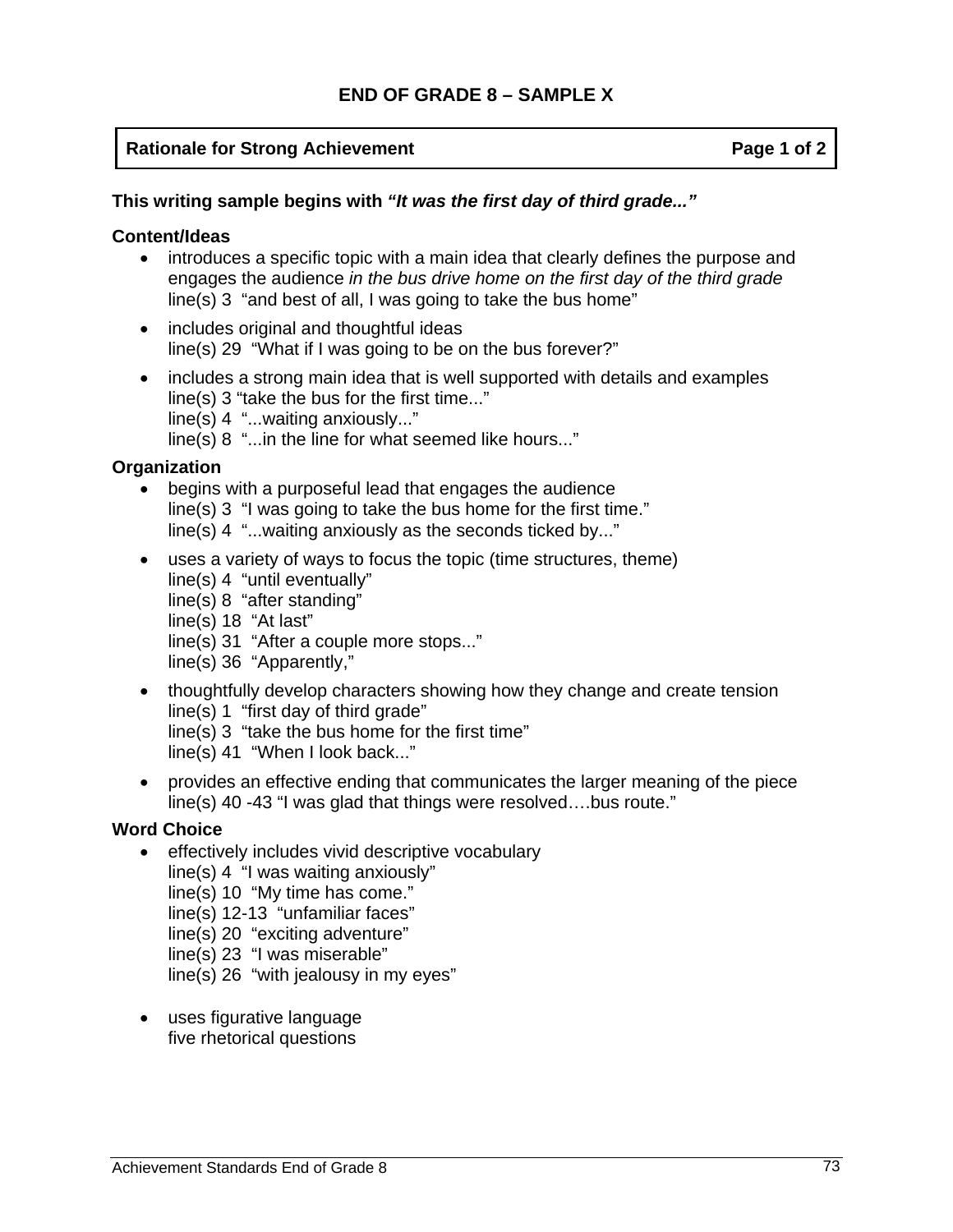## END OF GRADE 8 – SAMPLE X

| **Rationale for Strong Achievement** | **Page 1 of 2** |
|---|---|

**This writing sample begins with *"It was the first day of third grade..."***

**Content/Ideas**

- introduces a specific topic with a main idea that clearly defines the purpose and engages the audience *in the bus drive home on the first day of the third grade*
  line(s) 3 "and best of all, I was going to take the bus home"
- includes original and thoughtful ideas
  line(s) 29 "What if I was going to be on the bus forever?"
- includes a strong main idea that is well supported with details and examples
  line(s) 3 "take the bus for the first time..."
  line(s) 4 "...waiting anxiously..."
  line(s) 8 "...in the line for what seemed like hours..."

**Organization**

- begins with a purposeful lead that engages the audience
  line(s) 3 "I was going to take the bus home for the first time."
  line(s) 4 "...waiting anxiously as the seconds ticked by..."
- uses a variety of ways to focus the topic (time structures, theme)
  line(s) 4 "until eventually"
  line(s) 8 "after standing"
  line(s) 18 "At last"
  line(s) 31 "After a couple more stops..."
  line(s) 36 "Apparently,"
- thoughtfully develop characters showing how they change and create tension
  line(s) 1 "first day of third grade"
  line(s) 3 "take the bus home for the first time"
  line(s) 41 "When I look back..."
- provides an effective ending that communicates the larger meaning of the piece
  line(s) 40 -43 "I was glad that things were resolved….bus route."

**Word Choice**

- effectively includes vivid descriptive vocabulary
  line(s) 4 "I was waiting anxiously"
  line(s) 10 "My time has come."
  line(s) 12-13 "unfamiliar faces"
  line(s) 20 "exciting adventure"
  line(s) 23 "I was miserable"
  line(s) 26 "with jealousy in my eyes"
- uses figurative language
  five rhetorical questions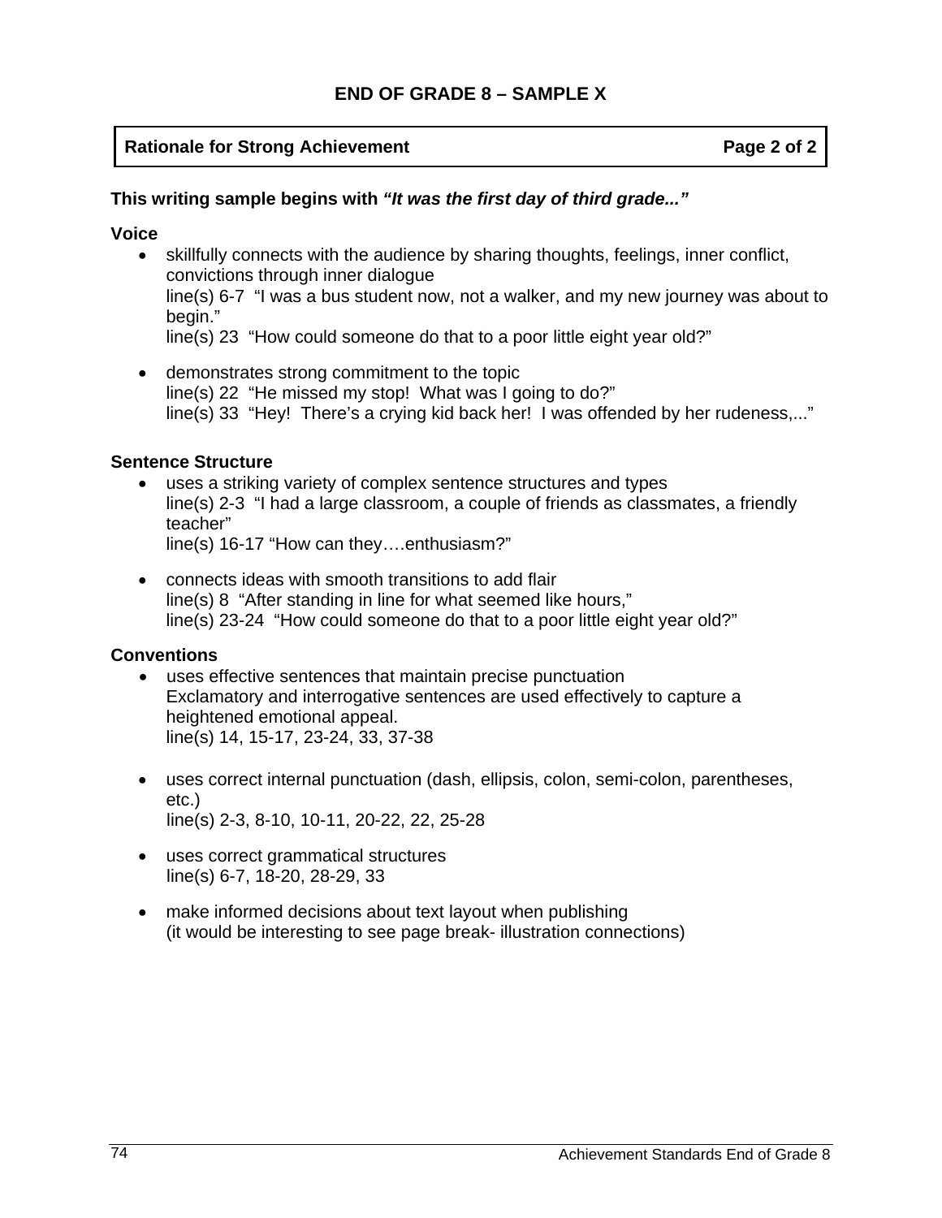# END OF GRADE 8 – SAMPLE X

| **Rationale for Strong Achievement** | **Page 2 of 2** |
|---|---|

**This writing sample begins with *"It was the first day of third grade..."***

**Voice**

- skillfully connects with the audience by sharing thoughts, feelings, inner conflict, convictions through inner dialogue
  line(s) 6-7 "I was a bus student now, not a walker, and my new journey was about to begin."
  line(s) 23 "How could someone do that to a poor little eight year old?"

- demonstrates strong commitment to the topic
  line(s) 22 "He missed my stop! What was I going to do?"
  line(s) 33 "Hey! There's a crying kid back her! I was offended by her rudeness,..."

**Sentence Structure**

- uses a striking variety of complex sentence structures and types
  line(s) 2-3 "I had a large classroom, a couple of friends as classmates, a friendly teacher"
  line(s) 16-17 "How can they….enthusiasm?"

- connects ideas with smooth transitions to add flair
  line(s) 8 "After standing in line for what seemed like hours,"
  line(s) 23-24 "How could someone do that to a poor little eight year old?"

**Conventions**

- uses effective sentences that maintain precise punctuation
  Exclamatory and interrogative sentences are used effectively to capture a heightened emotional appeal.
  line(s) 14, 15-17, 23-24, 33, 37-38

- uses correct internal punctuation (dash, ellipsis, colon, semi-colon, parentheses, etc.)
  line(s) 2-3, 8-10, 10-11, 20-22, 22, 25-28

- uses correct grammatical structures
  line(s) 6-7, 18-20, 28-29, 33

- make informed decisions about text layout when publishing
  (it would be interesting to see page break- illustration connections)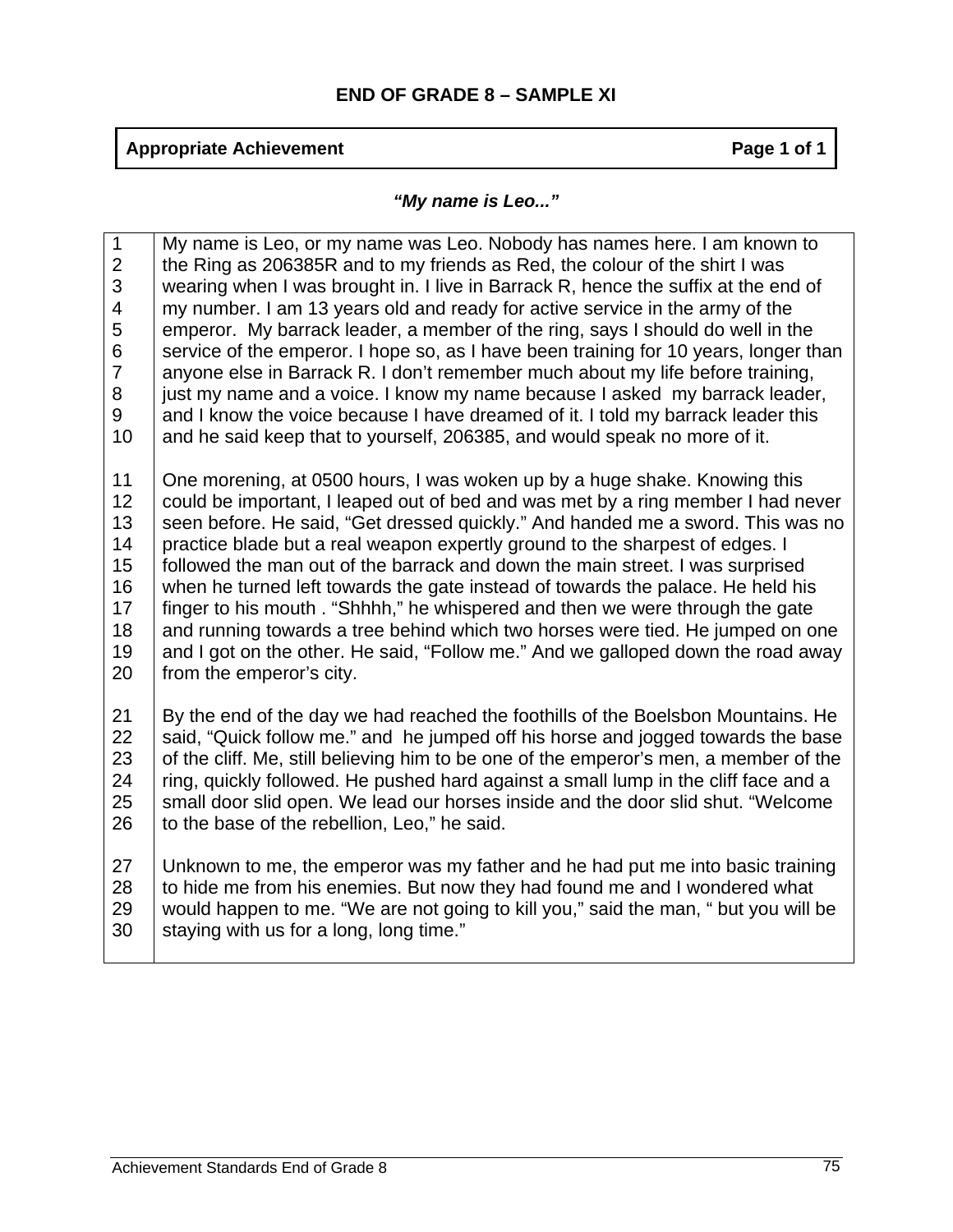**END OF GRADE 8 – SAMPLE XI**

| | |
|---|---|
| **Appropriate Achievement** | **Page 1 of 1** |

***"My name is Leo..."***

| | |
|---|---|
| 1<br>2<br>3<br>4<br>5<br>6<br>7<br>8<br>9<br>10 | My name is Leo, or my name was Leo. Nobody has names here. I am known to the Ring as 206385R and to my friends as Red, the colour of the shirt I was wearing when I was brought in. I live in Barrack R, hence the suffix at the end of my number. I am 13 years old and ready for active service in the army of the emperor. My barrack leader, a member of the ring, says I should do well in the service of the emperor. I hope so, as I have been training for 10 years, longer than anyone else in Barrack R. I don't remember much about my life before training, just my name and a voice. I know my name because I asked my barrack leader, and I know the voice because I have dreamed of it. I told my barrack leader this and he said keep that to yourself, 206385, and would speak no more of it. |
| 11<br>12<br>13<br>14<br>15<br>16<br>17<br>18<br>19<br>20 | One morening, at 0500 hours, I was woken up by a huge shake. Knowing this could be important, I leaped out of bed and was met by a ring member I had never seen before. He said, "Get dressed quickly." And handed me a sword. This was no practice blade but a real weapon expertly ground to the sharpest of edges. I followed the man out of the barrack and down the main street. I was surprised when he turned left towards the gate instead of towards the palace. He held his finger to his mouth . "Shhhh," he whispered and then we were through the gate and running towards a tree behind which two horses were tied. He jumped on one and I got on the other. He said, "Follow me." And we galloped down the road away from the emperor's city. |
| 21<br>22<br>23<br>24<br>25<br>26 | By the end of the day we had reached the foothills of the Boelsbon Mountains. He said, "Quick follow me." and he jumped off his horse and jogged towards the base of the cliff. Me, still believing him to be one of the emperor's men, a member of the ring, quickly followed. He pushed hard against a small lump in the cliff face and a small door slid open. We lead our horses inside and the door slid shut. "Welcome to the base of the rebellion, Leo," he said. |
| 27<br>28<br>29<br>30 | Unknown to me, the emperor was my father and he had put me into basic training to hide me from his enemies. But now they had found me and I wondered what would happen to me. "We are not going to kill you," said the man, " but you will be staying with us for a long, long time." |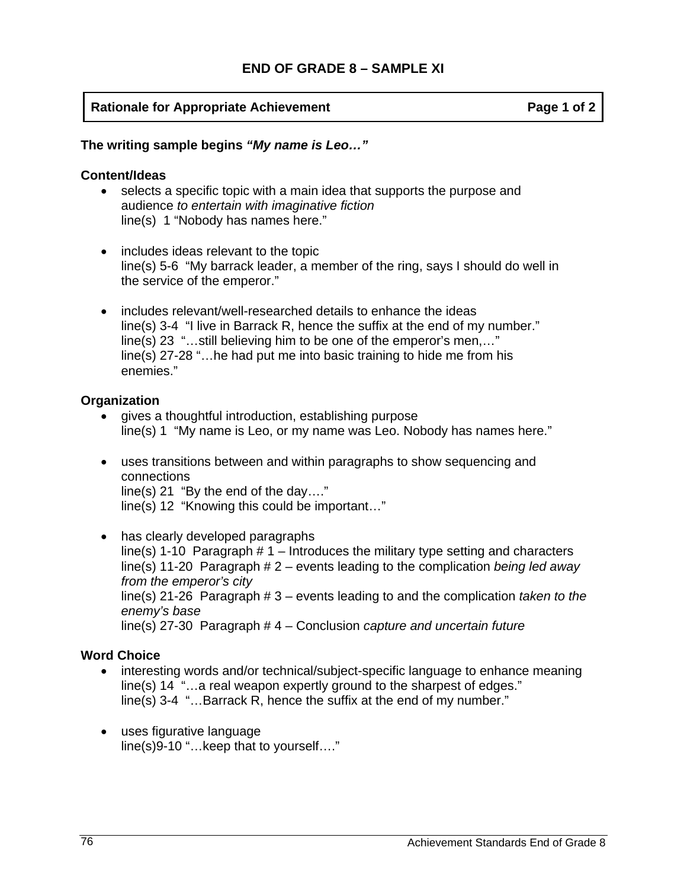# END OF GRADE 8 – SAMPLE XI

| **Rationale for Appropriate Achievement** | **Page 1 of 2** |
|---|---|

**The writing sample begins *"My name is Leo…"***

**Content/Ideas**

- selects a specific topic with a main idea that supports the purpose and audience *to entertain with imaginative fiction*
  line(s) 1 "Nobody has names here."

- includes ideas relevant to the topic
  line(s) 5-6 "My barrack leader, a member of the ring, says I should do well in the service of the emperor."

- includes relevant/well-researched details to enhance the ideas
  line(s) 3-4 "I live in Barrack R, hence the suffix at the end of my number."
  line(s) 23 "…still believing him to be one of the emperor's men,…"
  line(s) 27-28 "…he had put me into basic training to hide me from his enemies."

**Organization**

- gives a thoughtful introduction, establishing purpose
  line(s) 1 "My name is Leo, or my name was Leo. Nobody has names here."

- uses transitions between and within paragraphs to show sequencing and connections
  line(s) 21 "By the end of the day…."
  line(s) 12 "Knowing this could be important…"

- has clearly developed paragraphs
  line(s) 1-10 Paragraph # 1 – Introduces the military type setting and characters
  line(s) 11-20 Paragraph # 2 – events leading to the complication *being led away from the emperor's city*
  line(s) 21-26 Paragraph # 3 – events leading to and the complication *taken to the enemy's base*
  line(s) 27-30 Paragraph # 4 – Conclusion *capture and uncertain future*

**Word Choice**

- interesting words and/or technical/subject-specific language to enhance meaning
  line(s) 14 "…a real weapon expertly ground to the sharpest of edges."
  line(s) 3-4 "…Barrack R, hence the suffix at the end of my number."

- uses figurative language
  line(s)9-10 "…keep that to yourself…."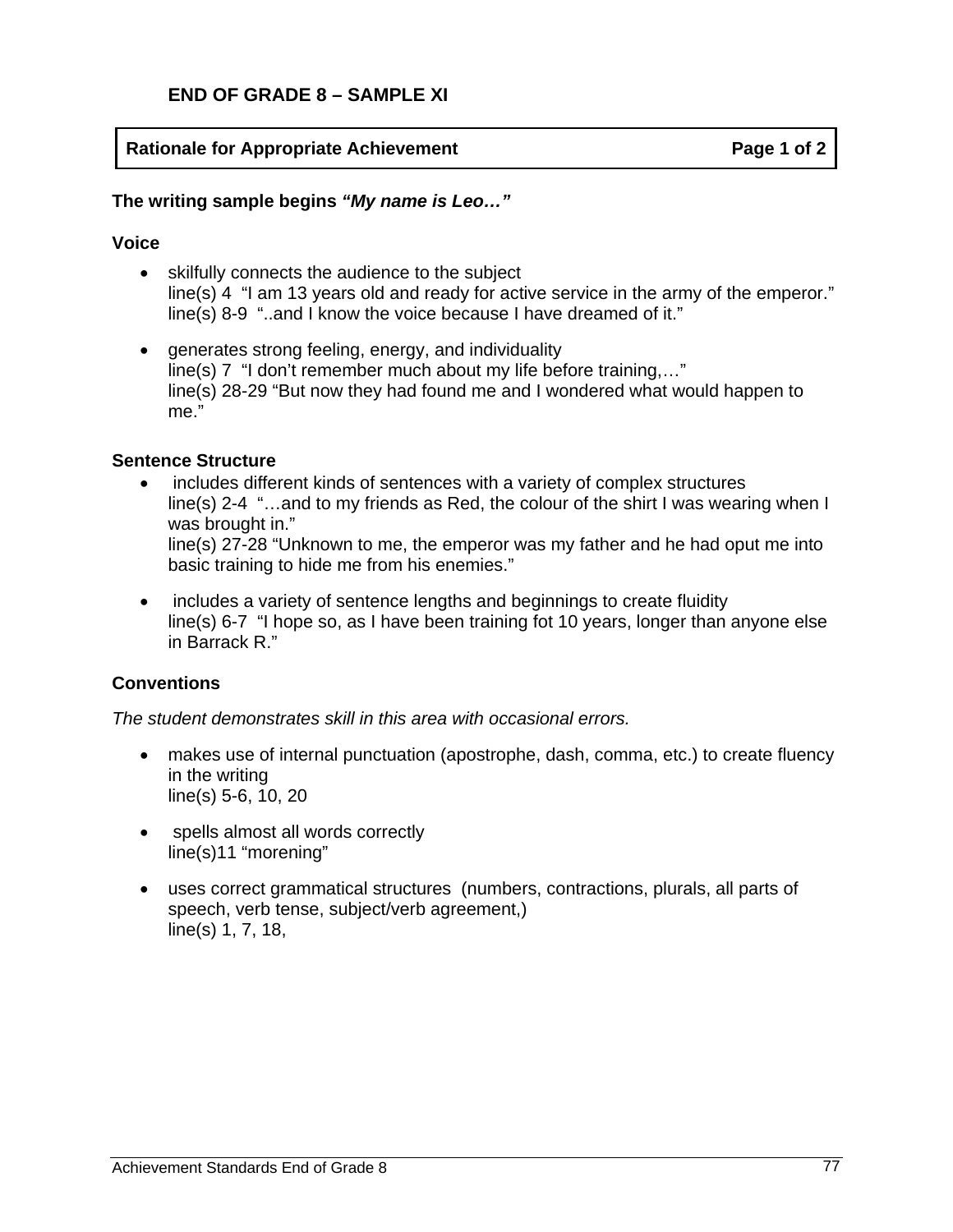## END OF GRADE 8 – SAMPLE XI

**Rationale for Appropriate Achievement** **Page 1 of 2**

**The writing sample begins *"My name is Leo…"***

**Voice**

- skilfully connects the audience to the subject
  line(s) 4 "I am 13 years old and ready for active service in the army of the emperor."
  line(s) 8-9 "..and I know the voice because I have dreamed of it."

- generates strong feeling, energy, and individuality
  line(s) 7 "I don't remember much about my life before training,…"
  line(s) 28-29 "But now they had found me and I wondered what would happen to me."

**Sentence Structure**

- includes different kinds of sentences with a variety of complex structures
  line(s) 2-4 "…and to my friends as Red, the colour of the shirt I was wearing when I was brought in."
  line(s) 27-28 "Unknown to me, the emperor was my father and he had oput me into basic training to hide me from his enemies."

- includes a variety of sentence lengths and beginnings to create fluidity
  line(s) 6-7 "I hope so, as I have been training fot 10 years, longer than anyone else in Barrack R."

**Conventions**

*The student demonstrates skill in this area with occasional errors.*

- makes use of internal punctuation (apostrophe, dash, comma, etc.) to create fluency in the writing
  line(s) 5-6, 10, 20

- spells almost all words correctly
  line(s)11 "morening"

- uses correct grammatical structures (numbers, contractions, plurals, all parts of speech, verb tense, subject/verb agreement,)
  line(s) 1, 7, 18,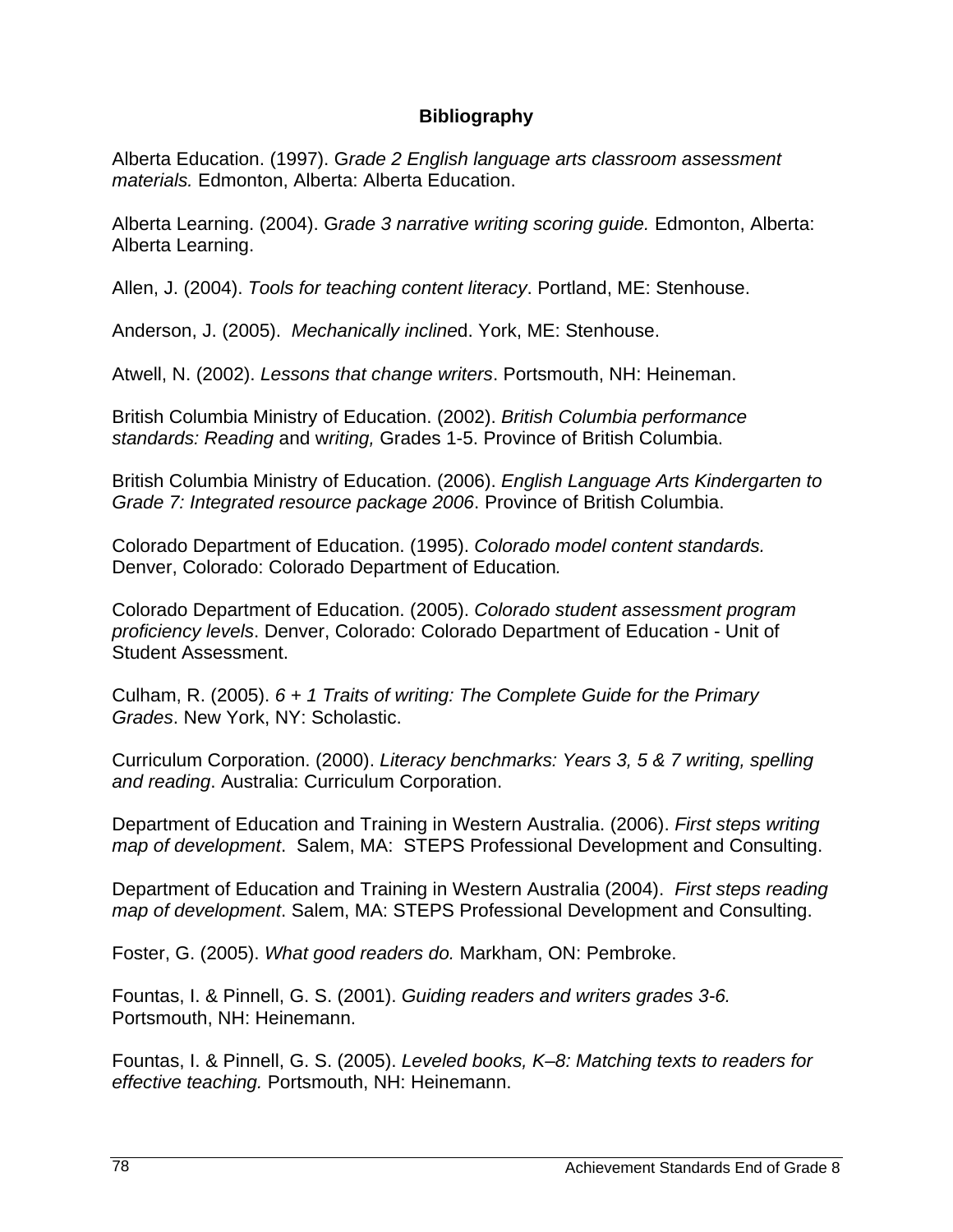# Bibliography

Alberta Education. (1997). G*rade 2 English language arts classroom assessment materials.* Edmonton, Alberta: Alberta Education.

Alberta Learning. (2004). G*rade 3 narrative writing scoring guide.* Edmonton, Alberta: Alberta Learning.

Allen, J. (2004). *Tools for teaching content literacy*. Portland, ME: Stenhouse.

Anderson, J. (2005). *Mechanically incline*d. York, ME: Stenhouse.

Atwell, N. (2002). *Lessons that change writers*. Portsmouth, NH: Heineman.

British Columbia Ministry of Education. (2002). *British Columbia performance standards: Reading* and w*riting,* Grades 1-5. Province of British Columbia.

British Columbia Ministry of Education. (2006). *English Language Arts Kindergarten to Grade 7: Integrated resource package 2006*. Province of British Columbia.

Colorado Department of Education. (1995). *Colorado model content standards.* Denver, Colorado: Colorado Department of Education*.*

Colorado Department of Education. (2005). *Colorado student assessment program proficiency levels*. Denver, Colorado: Colorado Department of Education - Unit of Student Assessment.

Culham, R. (2005). *6 + 1 Traits of writing: The Complete Guide for the Primary Grades*. New York, NY: Scholastic.

Curriculum Corporation. (2000). *Literacy benchmarks: Years 3, 5 & 7 writing, spelling and reading*. Australia: Curriculum Corporation.

Department of Education and Training in Western Australia. (2006). *First steps writing map of development*. Salem, MA: STEPS Professional Development and Consulting.

Department of Education and Training in Western Australia (2004). *First steps reading map of development*. Salem, MA: STEPS Professional Development and Consulting.

Foster, G. (2005). *What good readers do.* Markham, ON: Pembroke.

Fountas, I. & Pinnell, G. S. (2001). *Guiding readers and writers grades 3-6.* Portsmouth, NH: Heinemann.

Fountas, I. & Pinnell, G. S. (2005). *Leveled books, K–8: Matching texts to readers for effective teaching.* Portsmouth, NH: Heinemann.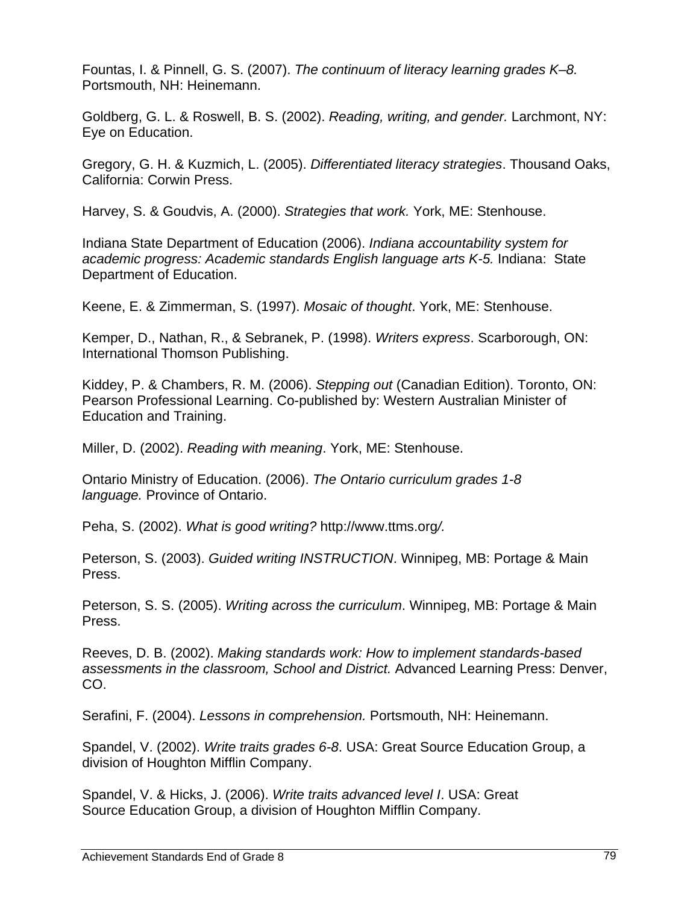Fountas, I. & Pinnell, G. S. (2007). *The continuum of literacy learning grades K–8.* Portsmouth, NH: Heinemann.

Goldberg, G. L. & Roswell, B. S. (2002). *Reading, writing, and gender.* Larchmont, NY: Eye on Education.

Gregory, G. H. & Kuzmich, L. (2005). *Differentiated literacy strategies*. Thousand Oaks, California: Corwin Press.

Harvey, S. & Goudvis, A. (2000). *Strategies that work.* York, ME: Stenhouse.

Indiana State Department of Education (2006). *Indiana accountability system for academic progress: Academic standards English language arts K-5.* Indiana: State Department of Education.

Keene, E. & Zimmerman, S. (1997). *Mosaic of thought*. York, ME: Stenhouse.

Kemper, D., Nathan, R., & Sebranek, P. (1998). *Writers express*. Scarborough, ON: International Thomson Publishing.

Kiddey, P. & Chambers, R. M. (2006). *Stepping out* (Canadian Edition). Toronto, ON: Pearson Professional Learning. Co-published by: Western Australian Minister of Education and Training.

Miller, D. (2002). *Reading with meaning*. York, ME: Stenhouse.

Ontario Ministry of Education. (2006). *The Ontario curriculum grades 1-8 language.* Province of Ontario.

Peha, S. (2002). *What is good writing?* http://www.ttms.org*/.*

Peterson, S. (2003). *Guided writing INSTRUCTION*. Winnipeg, MB: Portage & Main Press.

Peterson, S. S. (2005). *Writing across the curriculum*. Winnipeg, MB: Portage & Main Press.

Reeves, D. B. (2002). *Making standards work: How to implement standards-based assessments in the classroom, School and District.* Advanced Learning Press: Denver, CO.

Serafini, F. (2004). *Lessons in comprehension.* Portsmouth, NH: Heinemann.

Spandel, V. (2002). *Write traits grades 6-8*. USA: Great Source Education Group, a division of Houghton Mifflin Company.

Spandel, V. & Hicks, J. (2006). *Write traits advanced level I*. USA: Great Source Education Group, a division of Houghton Mifflin Company.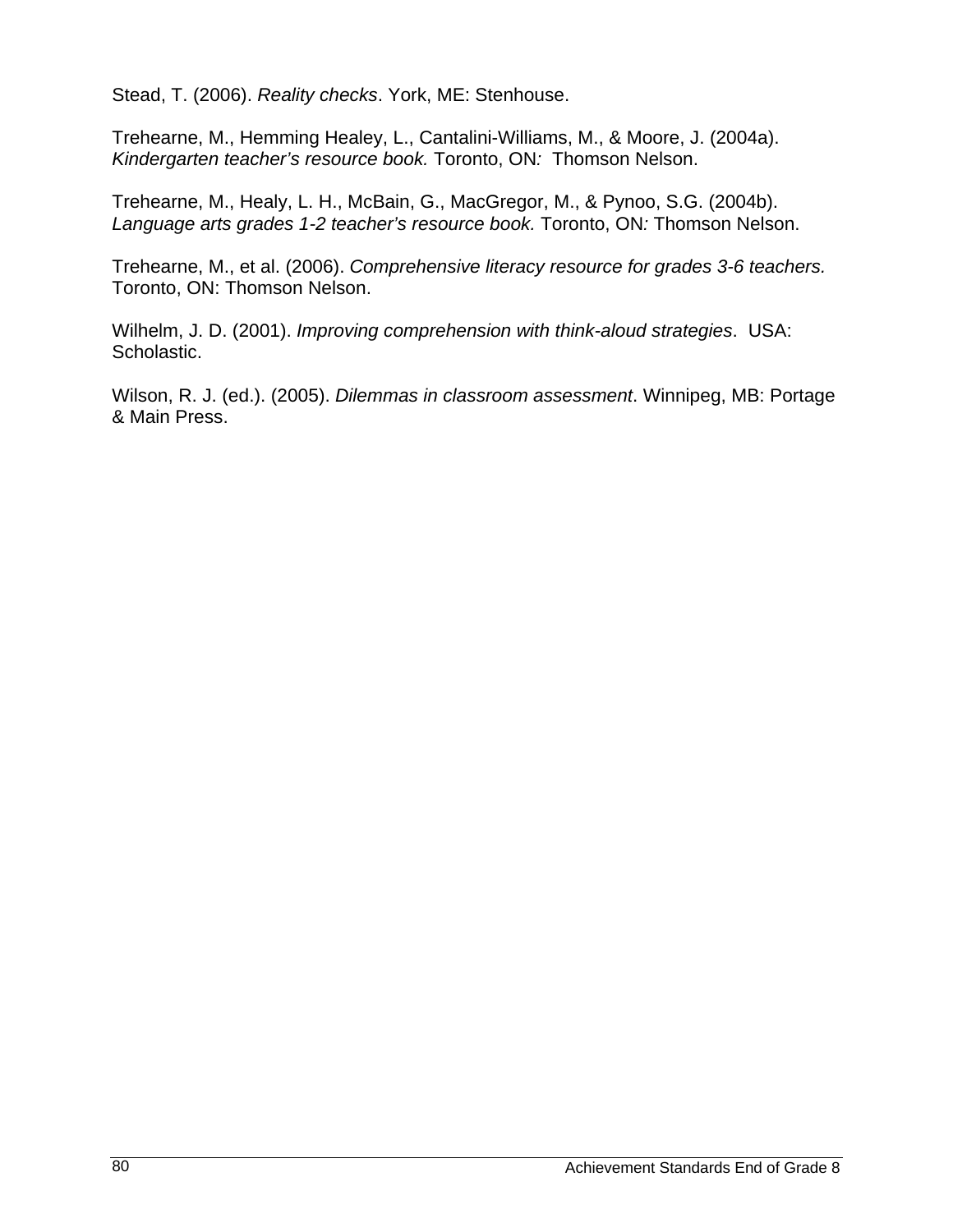Stead, T. (2006). *Reality checks*. York, ME: Stenhouse.

Trehearne, M., Hemming Healey, L., Cantalini-Williams, M., & Moore, J. (2004a). *Kindergarten teacher's resource book.* Toronto, ON: Thomson Nelson.

Trehearne, M., Healy, L. H., McBain, G., MacGregor, M., & Pynoo, S.G. (2004b). *Language arts grades 1-2 teacher's resource book.* Toronto, ON: Thomson Nelson.

Trehearne, M., et al. (2006). *Comprehensive literacy resource for grades 3-6 teachers.* Toronto, ON: Thomson Nelson.

Wilhelm, J. D. (2001). *Improving comprehension with think-aloud strategies*. USA: Scholastic.

Wilson, R. J. (ed.). (2005). *Dilemmas in classroom assessment*. Winnipeg, MB: Portage & Main Press.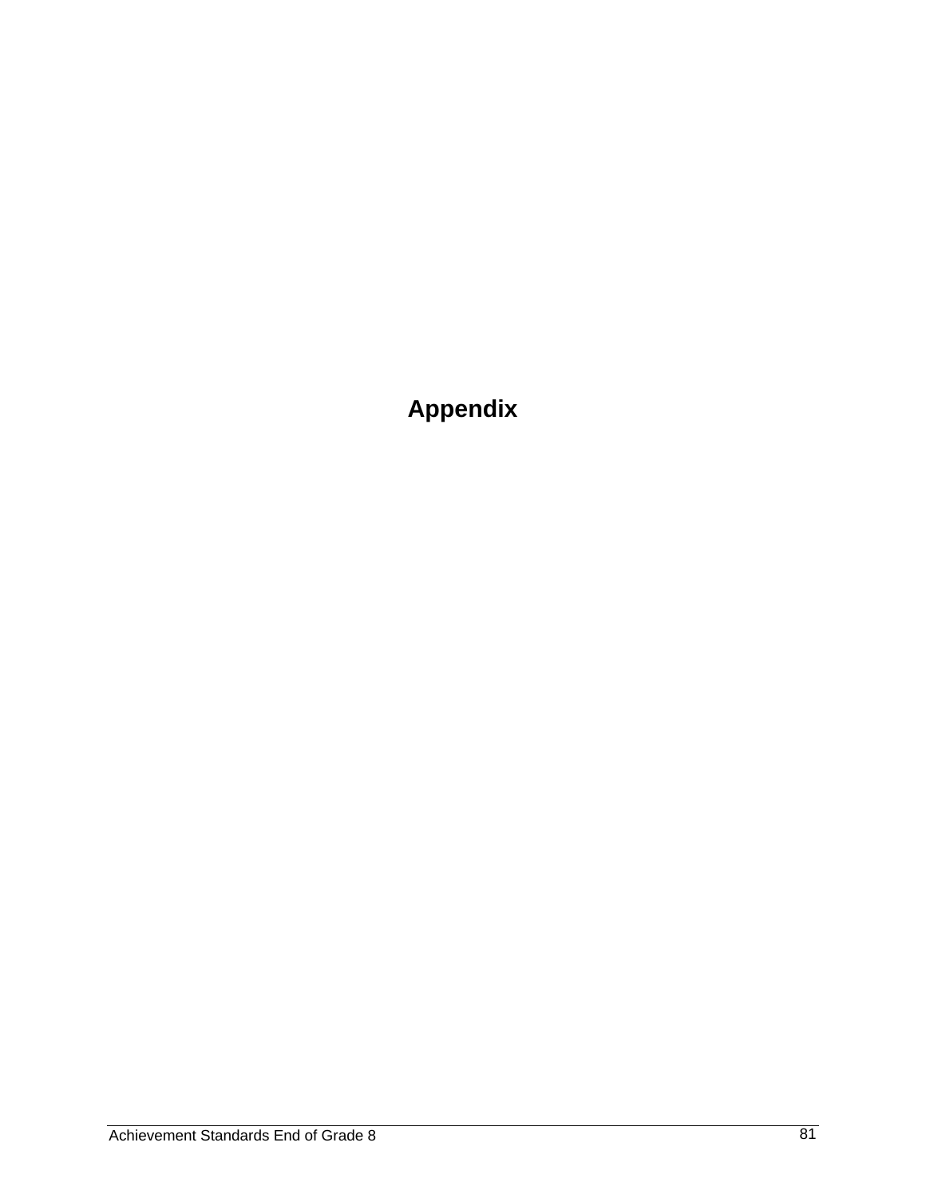# Appendix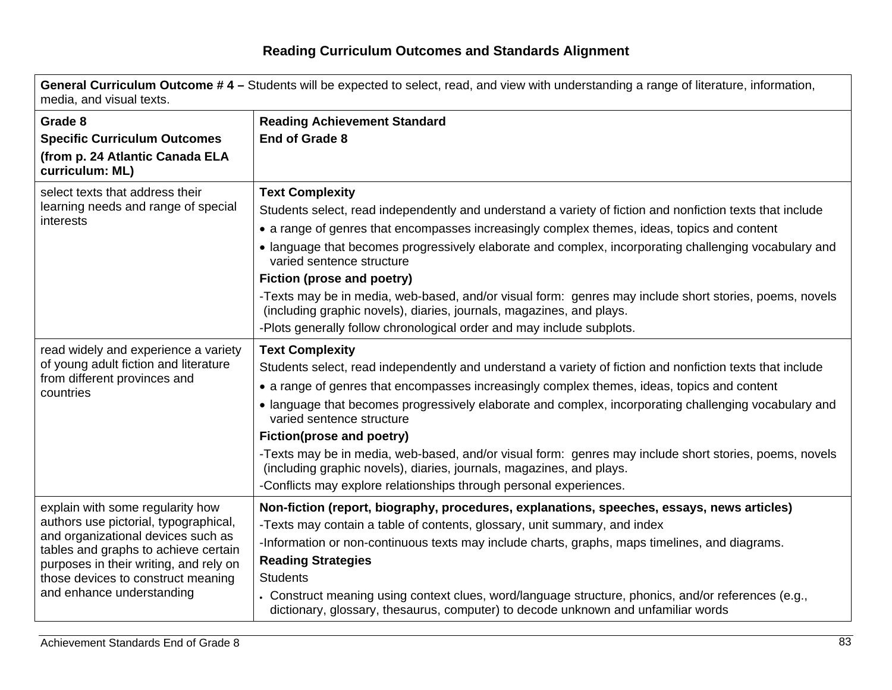## Reading Curriculum Outcomes and Standards Alignment

| **General Curriculum Outcome # 4 –** Students will be expected to select, read, and view with understanding a range of literature, information, media, and visual texts. | |
|---|---|
| **Grade 8**<br>**Specific Curriculum Outcomes**<br>**(from p. 24 Atlantic Canada ELA curriculum: ML)** | **Reading Achievement Standard**<br>**End of Grade 8** |
| select texts that address their learning needs and range of special interests | **Text Complexity**<br>Students select, read independently and understand a variety of fiction and nonfiction texts that include<br>• a range of genres that encompasses increasingly complex themes, ideas, topics and content<br>• language that becomes progressively elaborate and complex, incorporating challenging vocabulary and varied sentence structure<br>**Fiction (prose and poetry)**<br>-Texts may be in media, web-based, and/or visual form: genres may include short stories, poems, novels (including graphic novels), diaries, journals, magazines, and plays.<br>-Plots generally follow chronological order and may include subplots. |
| read widely and experience a variety of young adult fiction and literature from different provinces and countries | **Text Complexity**<br>Students select, read independently and understand a variety of fiction and nonfiction texts that include<br>• a range of genres that encompasses increasingly complex themes, ideas, topics and content<br>• language that becomes progressively elaborate and complex, incorporating challenging vocabulary and varied sentence structure<br>**Fiction(prose and poetry)**<br>-Texts may be in media, web-based, and/or visual form: genres may include short stories, poems, novels (including graphic novels), diaries, journals, magazines, and plays.<br>-Conflicts may explore relationships through personal experiences. |
| explain with some regularity how authors use pictorial, typographical, and organizational devices such as tables and graphs to achieve certain purposes in their writing, and rely on those devices to construct meaning and enhance understanding | **Non-fiction (report, biography, procedures, explanations, speeches, essays, news articles)**<br>-Texts may contain a table of contents, glossary, unit summary, and index<br>-Information or non-continuous texts may include charts, graphs, maps timelines, and diagrams.<br>**Reading Strategies**<br>Students<br>• Construct meaning using context clues, word/language structure, phonics, and/or references (e.g., dictionary, glossary, thesaurus, computer) to decode unknown and unfamiliar words |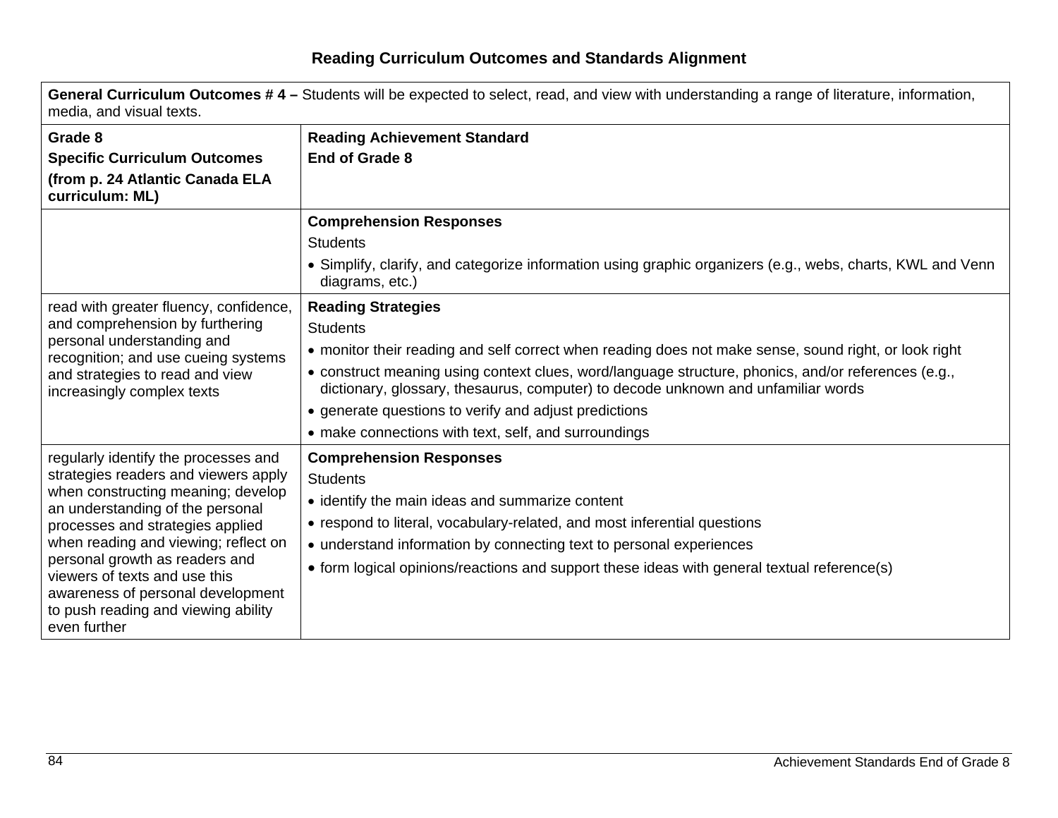## Reading Curriculum Outcomes and Standards Alignment

| **General Curriculum Outcomes # 4 –** Students will be expected to select, read, and view with understanding a range of literature, information, media, and visual texts. | |
|---|---|
| **Grade 8**<br>**Specific Curriculum Outcomes**<br>**(from p. 24 Atlantic Canada ELA curriculum: ML)** | **Reading Achievement Standard**<br>**End of Grade 8** |
| | **Comprehension Responses**<br>Students<br>• Simplify, clarify, and categorize information using graphic organizers (e.g., webs, charts, KWL and Venn diagrams, etc.) |
| read with greater fluency, confidence, and comprehension by furthering personal understanding and recognition; and use cueing systems and strategies to read and view increasingly complex texts | **Reading Strategies**<br>Students<br>• monitor their reading and self correct when reading does not make sense, sound right, or look right<br>• construct meaning using context clues, word/language structure, phonics, and/or references (e.g., dictionary, glossary, thesaurus, computer) to decode unknown and unfamiliar words<br>• generate questions to verify and adjust predictions<br>• make connections with text, self, and surroundings |
| regularly identify the processes and strategies readers and viewers apply when constructing meaning; develop an understanding of the personal processes and strategies applied when reading and viewing; reflect on personal growth as readers and viewers of texts and use this awareness of personal development to push reading and viewing ability even further | **Comprehension Responses**<br>Students<br>• identify the main ideas and summarize content<br>• respond to literal, vocabulary-related, and most inferential questions<br>• understand information by connecting text to personal experiences<br>• form logical opinions/reactions and support these ideas with general textual reference(s) |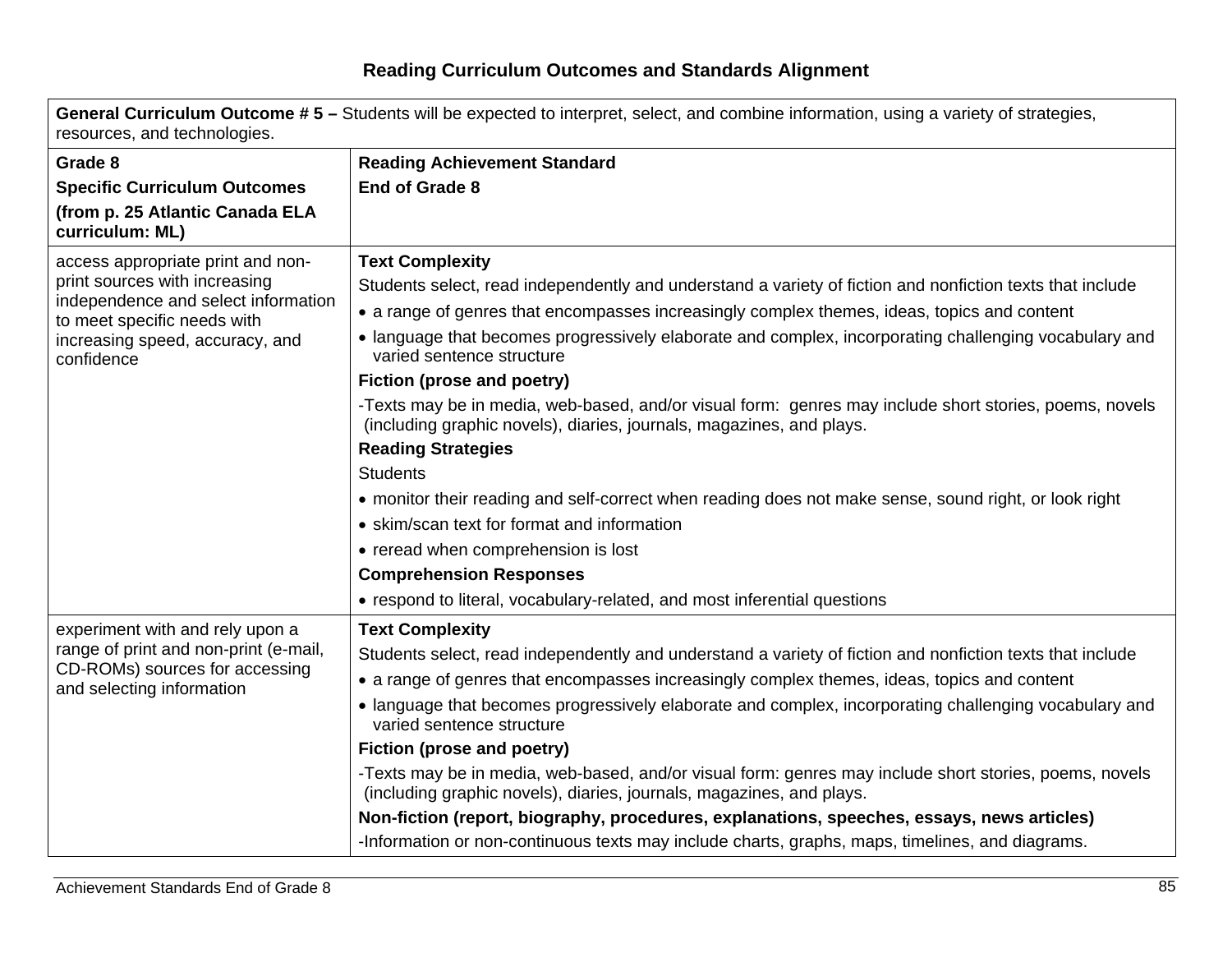## Reading Curriculum Outcomes and Standards Alignment

| **General Curriculum Outcome # 5 –** Students will be expected to interpret, select, and combine information, using a variety of strategies, resources, and technologies. | |
|---|---|
| **Grade 8**<br>**Specific Curriculum Outcomes**<br>**(from p. 25 Atlantic Canada ELA curriculum: ML)** | **Reading Achievement Standard**<br>**End of Grade 8** |
| access appropriate print and non-print sources with increasing independence and select information to meet specific needs with increasing speed, accuracy, and confidence | **Text Complexity**<br>Students select, read independently and understand a variety of fiction and nonfiction texts that include<br>• a range of genres that encompasses increasingly complex themes, ideas, topics and content<br>• language that becomes progressively elaborate and complex, incorporating challenging vocabulary and varied sentence structure<br>**Fiction (prose and poetry)**<br>-Texts may be in media, web-based, and/or visual form: genres may include short stories, poems, novels (including graphic novels), diaries, journals, magazines, and plays.<br>**Reading Strategies**<br>Students<br>• monitor their reading and self-correct when reading does not make sense, sound right, or look right<br>• skim/scan text for format and information<br>• reread when comprehension is lost<br>**Comprehension Responses**<br>• respond to literal, vocabulary-related, and most inferential questions |
| experiment with and rely upon a range of print and non-print (e-mail, CD-ROMs) sources for accessing and selecting information | **Text Complexity**<br>Students select, read independently and understand a variety of fiction and nonfiction texts that include<br>• a range of genres that encompasses increasingly complex themes, ideas, topics and content<br>• language that becomes progressively elaborate and complex, incorporating challenging vocabulary and varied sentence structure<br>**Fiction (prose and poetry)**<br>-Texts may be in media, web-based, and/or visual form: genres may include short stories, poems, novels (including graphic novels), diaries, journals, magazines, and plays.<br>**Non-fiction (report, biography, procedures, explanations, speeches, essays, news articles)**<br>-Information or non-continuous texts may include charts, graphs, maps, timelines, and diagrams. |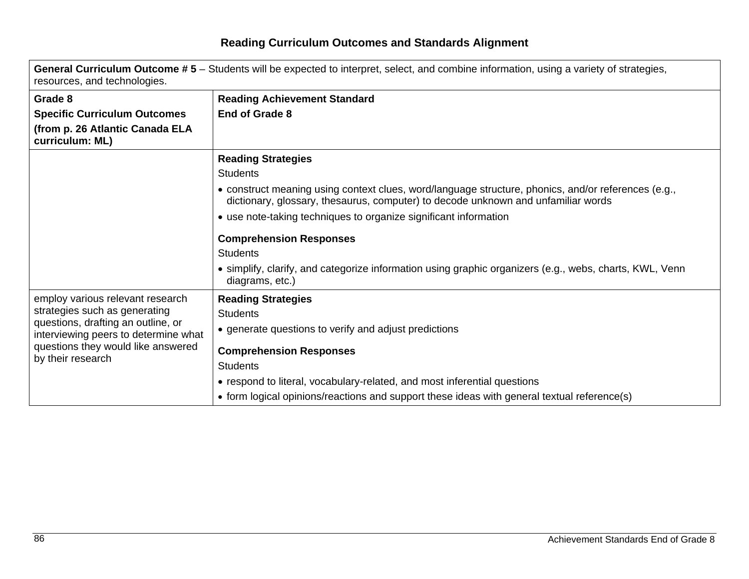## Reading Curriculum Outcomes and Standards Alignment

| **General Curriculum Outcome # 5** – Students will be expected to interpret, select, and combine information, using a variety of strategies, resources, and technologies. | |
|---|---|
| **Grade 8**<br>**Specific Curriculum Outcomes**<br>**(from p. 26 Atlantic Canada ELA curriculum: ML)** | **Reading Achievement Standard**<br>**End of Grade 8** |
| | **Reading Strategies**<br>Students<br>• construct meaning using context clues, word/language structure, phonics, and/or references (e.g., dictionary, glossary, thesaurus, computer) to decode unknown and unfamiliar words<br>• use note-taking techniques to organize significant information<br>**Comprehension Responses**<br>Students<br>• simplify, clarify, and categorize information using graphic organizers (e.g., webs, charts, KWL, Venn diagrams, etc.) |
| employ various relevant research strategies such as generating questions, drafting an outline, or interviewing peers to determine what questions they would like answered by their research | **Reading Strategies**<br>Students<br>• generate questions to verify and adjust predictions<br>**Comprehension Responses**<br>Students<br>• respond to literal, vocabulary-related, and most inferential questions<br>• form logical opinions/reactions and support these ideas with general textual reference(s) |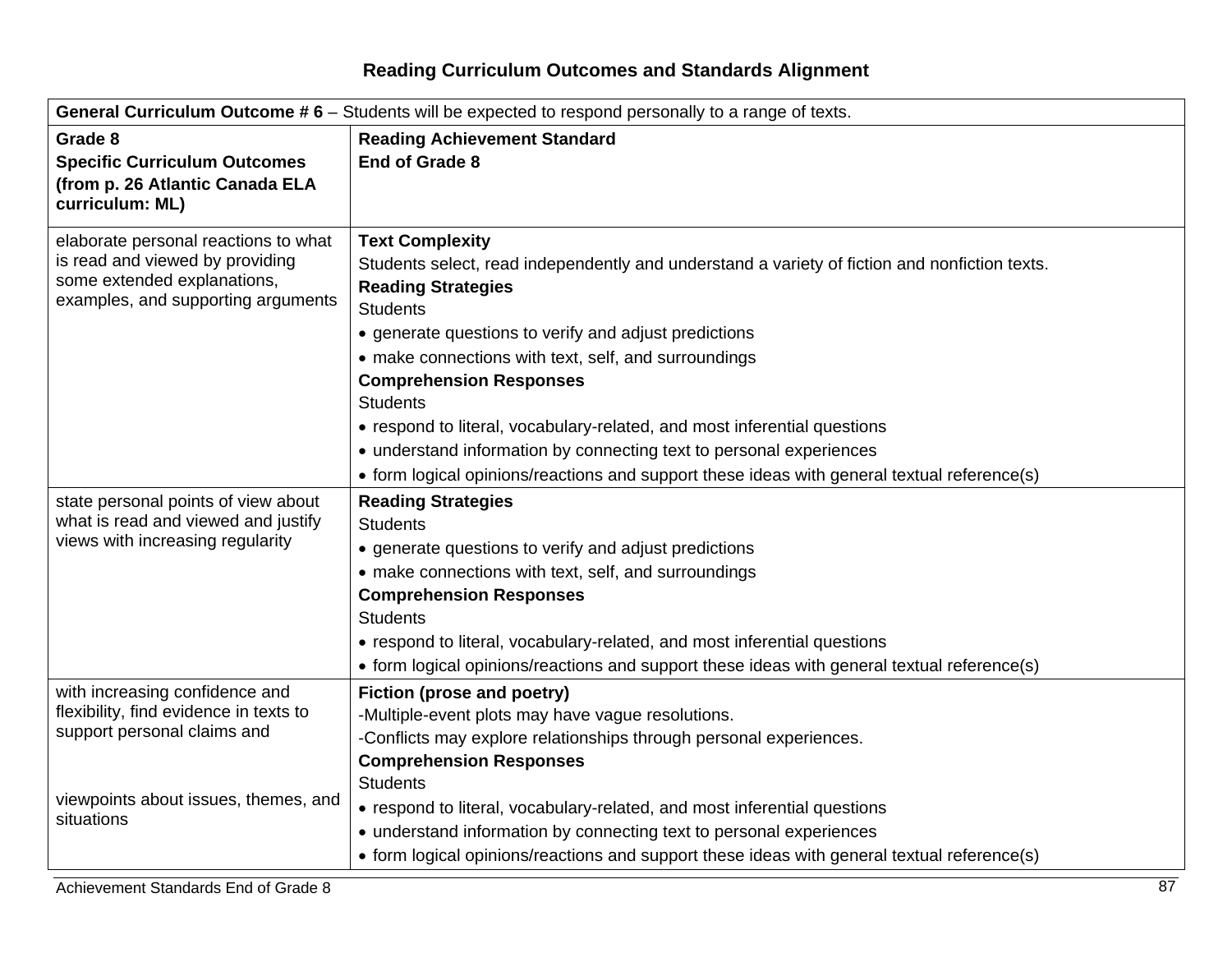## Reading Curriculum Outcomes and Standards Alignment

| **General Curriculum Outcome # 6** – Students will be expected to respond personally to a range of texts. | |
|---|---|
| **Grade 8**<br>**Specific Curriculum Outcomes (from p. 26 Atlantic Canada ELA curriculum: ML)** | **Reading Achievement Standard**<br>**End of Grade 8** |
| elaborate personal reactions to what is read and viewed by providing some extended explanations, examples, and supporting arguments | **Text Complexity**<br>Students select, read independently and understand a variety of fiction and nonfiction texts.<br>**Reading Strategies**<br>Students<br>• generate questions to verify and adjust predictions<br>• make connections with text, self, and surroundings<br>**Comprehension Responses**<br>Students<br>• respond to literal, vocabulary-related, and most inferential questions<br>• understand information by connecting text to personal experiences<br>• form logical opinions/reactions and support these ideas with general textual reference(s) |
| state personal points of view about what is read and viewed and justify views with increasing regularity | **Reading Strategies**<br>Students<br>• generate questions to verify and adjust predictions<br>• make connections with text, self, and surroundings<br>**Comprehension Responses**<br>Students<br>• respond to literal, vocabulary-related, and most inferential questions<br>• form logical opinions/reactions and support these ideas with general textual reference(s) |
| with increasing confidence and flexibility, find evidence in texts to support personal claims and viewpoints about issues, themes, and situations | **Fiction (prose and poetry)**<br>-Multiple-event plots may have vague resolutions.<br>-Conflicts may explore relationships through personal experiences.<br>**Comprehension Responses**<br>Students<br>• respond to literal, vocabulary-related, and most inferential questions<br>• understand information by connecting text to personal experiences<br>• form logical opinions/reactions and support these ideas with general textual reference(s) |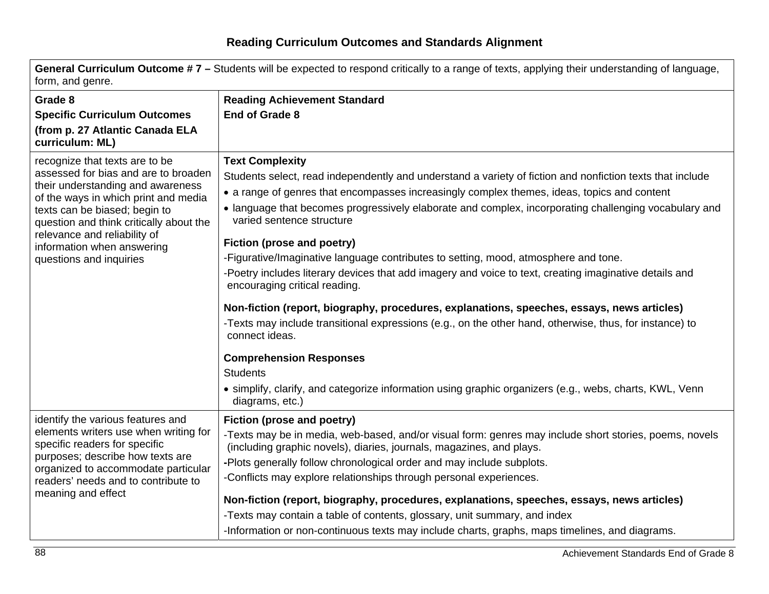## Reading Curriculum Outcomes and Standards Alignment

| **General Curriculum Outcome # 7 –** Students will be expected to respond critically to a range of texts, applying their understanding of language, form, and genre. | |
|---|---|
| **Grade 8**<br>**Specific Curriculum Outcomes**<br>**(from p. 27 Atlantic Canada ELA curriculum: ML)** | **Reading Achievement Standard**<br>**End of Grade 8** |
| recognize that texts are to be assessed for bias and are to broaden their understanding and awareness of the ways in which print and media texts can be biased; begin to question and think critically about the relevance and reliability of information when answering questions and inquiries | **Text Complexity**<br>Students select, read independently and understand a variety of fiction and nonfiction texts that include<br>• a range of genres that encompasses increasingly complex themes, ideas, topics and content<br>• language that becomes progressively elaborate and complex, incorporating challenging vocabulary and varied sentence structure<br>**Fiction (prose and poetry)**<br>-Figurative/Imaginative language contributes to setting, mood, atmosphere and tone.<br>-Poetry includes literary devices that add imagery and voice to text, creating imaginative details and encouraging critical reading.<br>**Non-fiction (report, biography, procedures, explanations, speeches, essays, news articles)**<br>-Texts may include transitional expressions (e.g., on the other hand, otherwise, thus, for instance) to connect ideas.<br>**Comprehension Responses**<br>Students<br>• simplify, clarify, and categorize information using graphic organizers (e.g., webs, charts, KWL, Venn diagrams, etc.) |
| identify the various features and elements writers use when writing for specific readers for specific purposes; describe how texts are organized to accommodate particular readers' needs and to contribute to meaning and effect | **Fiction (prose and poetry)**<br>-Texts may be in media, web-based, and/or visual form: genres may include short stories, poems, novels (including graphic novels), diaries, journals, magazines, and plays.<br>-Plots generally follow chronological order and may include subplots.<br>-Conflicts may explore relationships through personal experiences.<br>**Non-fiction (report, biography, procedures, explanations, speeches, essays, news articles)**<br>-Texts may contain a table of contents, glossary, unit summary, and index<br>-Information or non-continuous texts may include charts, graphs, maps timelines, and diagrams. |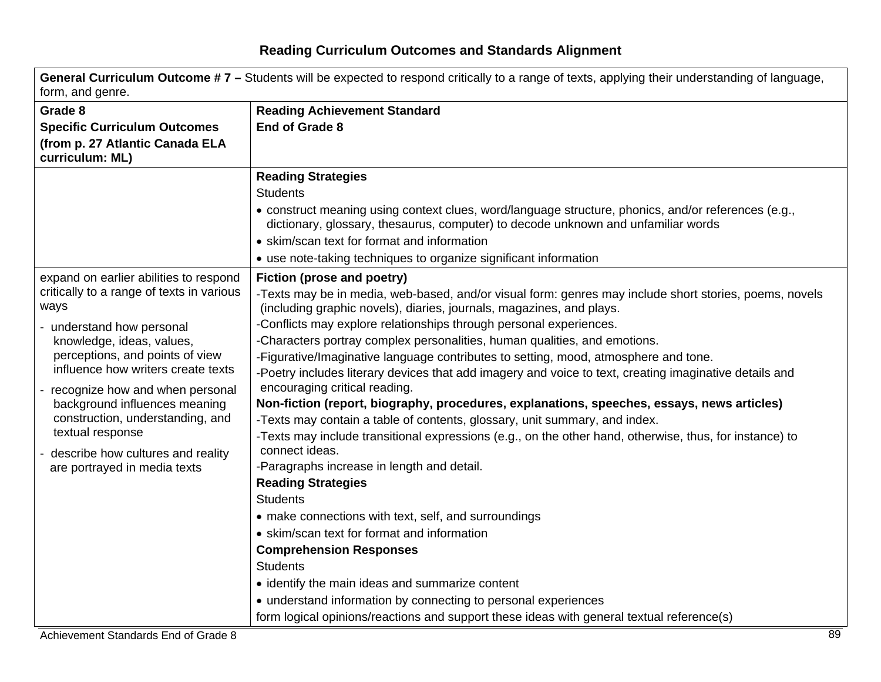# Reading Curriculum Outcomes and Standards Alignment

| **General Curriculum Outcome # 7 –** Students will be expected to respond critically to a range of texts, applying their understanding of language, form, and genre. | |
|---|---|
| **Grade 8**<br>**Specific Curriculum Outcomes**<br>**(from p. 27 Atlantic Canada ELA curriculum: ML)** | **Reading Achievement Standard**<br>**End of Grade 8** |
| | **Reading Strategies**<br>Students<br>• construct meaning using context clues, word/language structure, phonics, and/or references (e.g., dictionary, glossary, thesaurus, computer) to decode unknown and unfamiliar words<br>• skim/scan text for format and information<br>• use note-taking techniques to organize significant information |
| expand on earlier abilities to respond critically to a range of texts in various ways<br>- understand how personal knowledge, ideas, values, perceptions, and points of view influence how writers create texts<br>- recognize how and when personal background influences meaning construction, understanding, and textual response<br>- describe how cultures and reality are portrayed in media texts | **Fiction (prose and poetry)**<br>-Texts may be in media, web-based, and/or visual form: genres may include short stories, poems, novels (including graphic novels), diaries, journals, magazines, and plays.<br>-Conflicts may explore relationships through personal experiences.<br>-Characters portray complex personalities, human qualities, and emotions.<br>-Figurative/Imaginative language contributes to setting, mood, atmosphere and tone.<br>-Poetry includes literary devices that add imagery and voice to text, creating imaginative details and encouraging critical reading.<br>**Non-fiction (report, biography, procedures, explanations, speeches, essays, news articles)**<br>-Texts may contain a table of contents, glossary, unit summary, and index.<br>-Texts may include transitional expressions (e.g., on the other hand, otherwise, thus, for instance) to connect ideas.<br>-Paragraphs increase in length and detail.<br>**Reading Strategies**<br>Students<br>• make connections with text, self, and surroundings<br>• skim/scan text for format and information<br>**Comprehension Responses**<br>Students<br>• identify the main ideas and summarize content<br>• understand information by connecting to personal experiences<br>form logical opinions/reactions and support these ideas with general textual reference(s) |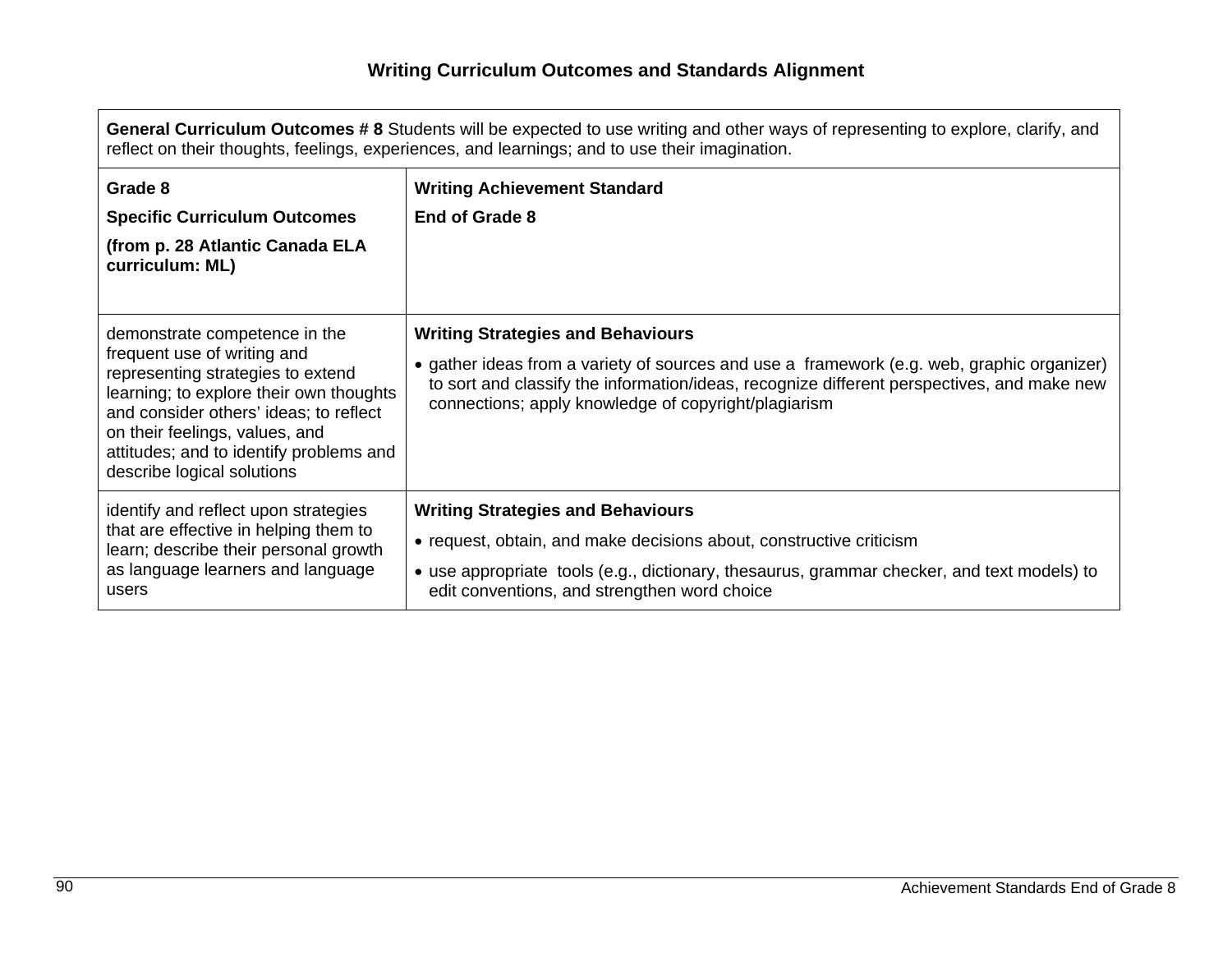## Writing Curriculum Outcomes and Standards Alignment

| | |
|---|---|
| **General Curriculum Outcomes # 8** Students will be expected to use writing and other ways of representing to explore, clarify, and reflect on their thoughts, feelings, experiences, and learnings; and to use their imagination. | |
| **Grade 8**<br><br>**Specific Curriculum Outcomes**<br><br>**(from p. 28 Atlantic Canada ELA curriculum: ML)** | **Writing Achievement Standard**<br><br>**End of Grade 8** |
| demonstrate competence in the frequent use of writing and representing strategies to extend learning; to explore their own thoughts and consider others' ideas; to reflect on their feelings, values, and attitudes; and to identify problems and describe logical solutions | **Writing Strategies and Behaviours**<br><br>• gather ideas from a variety of sources and use a framework (e.g. web, graphic organizer) to sort and classify the information/ideas, recognize different perspectives, and make new connections; apply knowledge of copyright/plagiarism |
| identify and reflect upon strategies that are effective in helping them to learn; describe their personal growth as language learners and language users | **Writing Strategies and Behaviours**<br><br>• request, obtain, and make decisions about, constructive criticism<br><br>• use appropriate tools (e.g., dictionary, thesaurus, grammar checker, and text models) to edit conventions, and strengthen word choice |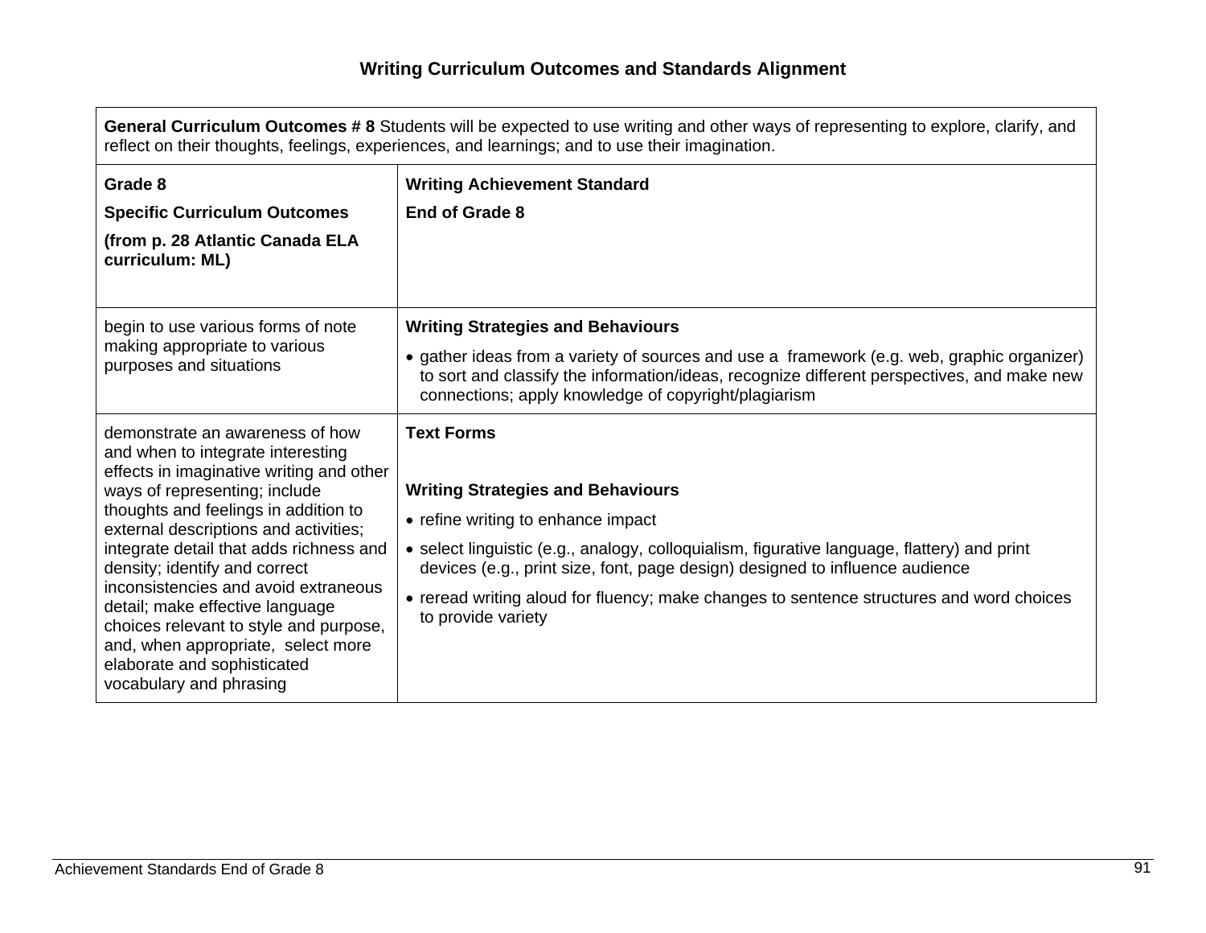## Writing Curriculum Outcomes and Standards Alignment

| **General Curriculum Outcomes # 8** Students will be expected to use writing and other ways of representing to explore, clarify, and reflect on their thoughts, feelings, experiences, and learnings; and to use their imagination. | |
|---|---|
| **Grade 8**<br>**Specific Curriculum Outcomes**<br>**(from p. 28 Atlantic Canada ELA curriculum: ML)** | **Writing Achievement Standard**<br>**End of Grade 8** |
| begin to use various forms of note making appropriate to various purposes and situations | **Writing Strategies and Behaviours**<br>• gather ideas from a variety of sources and use a framework (e.g. web, graphic organizer) to sort and classify the information/ideas, recognize different perspectives, and make new connections; apply knowledge of copyright/plagiarism |
| demonstrate an awareness of how and when to integrate interesting effects in imaginative writing and other ways of representing; include thoughts and feelings in addition to external descriptions and activities; integrate detail that adds richness and density; identify and correct inconsistencies and avoid extraneous detail; make effective language choices relevant to style and purpose, and, when appropriate, select more elaborate and sophisticated vocabulary and phrasing | **Text Forms**<br><br>**Writing Strategies and Behaviours**<br>• refine writing to enhance impact<br>• select linguistic (e.g., analogy, colloquialism, figurative language, flattery) and print devices (e.g., print size, font, page design) designed to influence audience<br>• reread writing aloud for fluency; make changes to sentence structures and word choices to provide variety |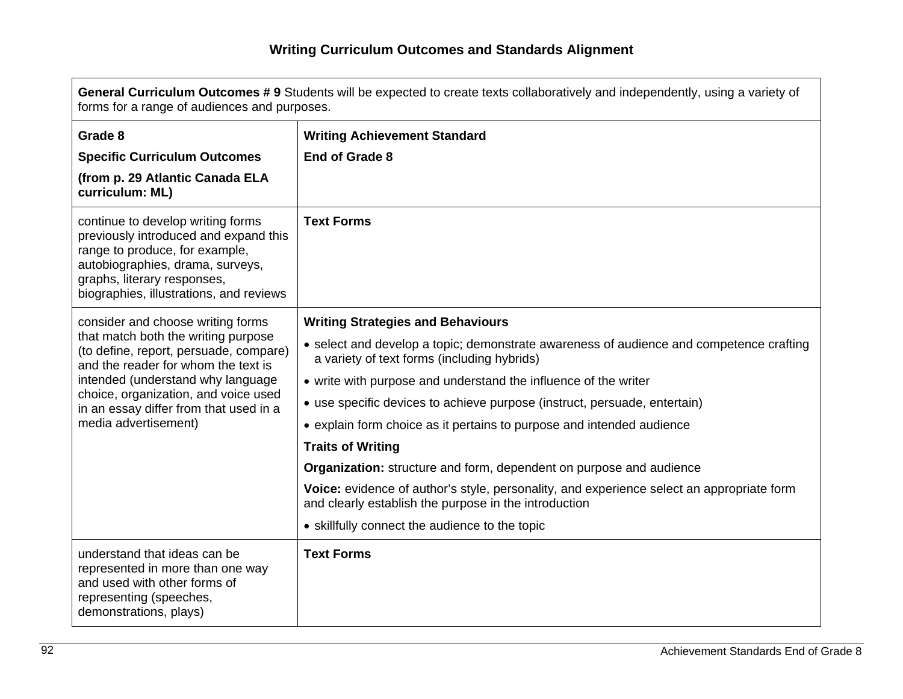## Writing Curriculum Outcomes and Standards Alignment

| **General Curriculum Outcomes # 9** Students will be expected to create texts collaboratively and independently, using a variety of forms for a range of audiences and purposes. | |
|---|---|
| **Grade 8**<br>**Specific Curriculum Outcomes**<br>**(from p. 29 Atlantic Canada ELA curriculum: ML)** | **Writing Achievement Standard**<br>**End of Grade 8** |
| continue to develop writing forms previously introduced and expand this range to produce, for example, autobiographies, drama, surveys, graphs, literary responses, biographies, illustrations, and reviews | **Text Forms** |
| consider and choose writing forms that match both the writing purpose (to define, report, persuade, compare) and the reader for whom the text is intended (understand why language choice, organization, and voice used in an essay differ from that used in a media advertisement) | **Writing Strategies and Behaviours**<br>• select and develop a topic; demonstrate awareness of audience and competence crafting a variety of text forms (including hybrids)<br>• write with purpose and understand the influence of the writer<br>• use specific devices to achieve purpose (instruct, persuade, entertain)<br>• explain form choice as it pertains to purpose and intended audience<br>**Traits of Writing**<br>**Organization:** structure and form, dependent on purpose and audience<br>**Voice:** evidence of author's style, personality, and experience select an appropriate form and clearly establish the purpose in the introduction<br>• skillfully connect the audience to the topic |
| understand that ideas can be represented in more than one way and used with other forms of representing (speeches, demonstrations, plays) | **Text Forms** |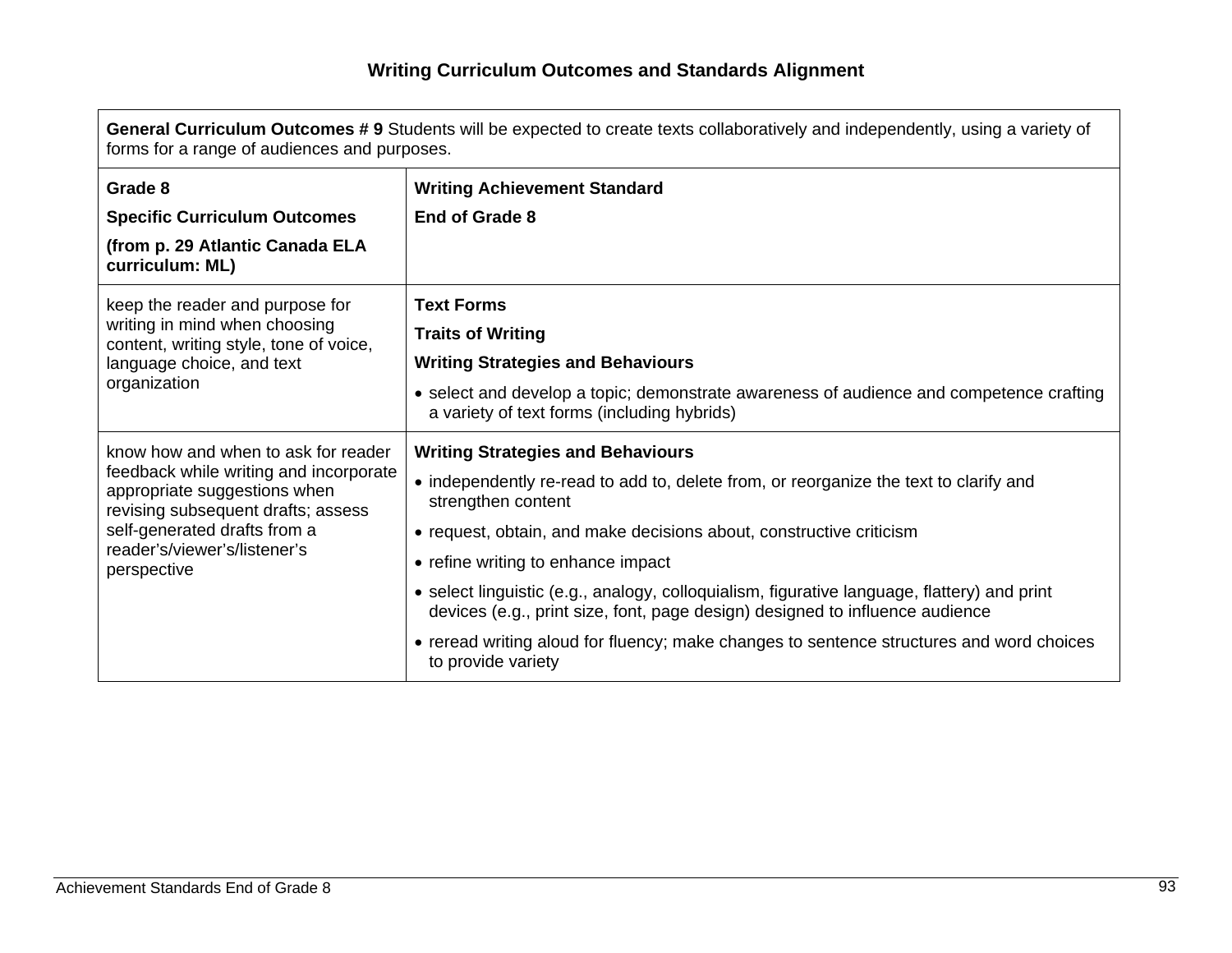# Writing Curriculum Outcomes and Standards Alignment

| **General Curriculum Outcomes # 9** Students will be expected to create texts collaboratively and independently, using a variety of forms for a range of audiences and purposes. | |
|---|---|
| **Grade 8**<br>**Specific Curriculum Outcomes**<br>**(from p. 29 Atlantic Canada ELA curriculum: ML)** | **Writing Achievement Standard**<br>**End of Grade 8** |
| keep the reader and purpose for writing in mind when choosing content, writing style, tone of voice, language choice, and text organization | **Text Forms**<br>**Traits of Writing**<br>**Writing Strategies and Behaviours**<br>• select and develop a topic; demonstrate awareness of audience and competence crafting a variety of text forms (including hybrids) |
| know how and when to ask for reader feedback while writing and incorporate appropriate suggestions when revising subsequent drafts; assess self-generated drafts from a reader's/viewer's/listener's perspective | **Writing Strategies and Behaviours**<br>• independently re-read to add to, delete from, or reorganize the text to clarify and strengthen content<br>• request, obtain, and make decisions about, constructive criticism<br>• refine writing to enhance impact<br>• select linguistic (e.g., analogy, colloquialism, figurative language, flattery) and print devices (e.g., print size, font, page design) designed to influence audience<br>• reread writing aloud for fluency; make changes to sentence structures and word choices to provide variety |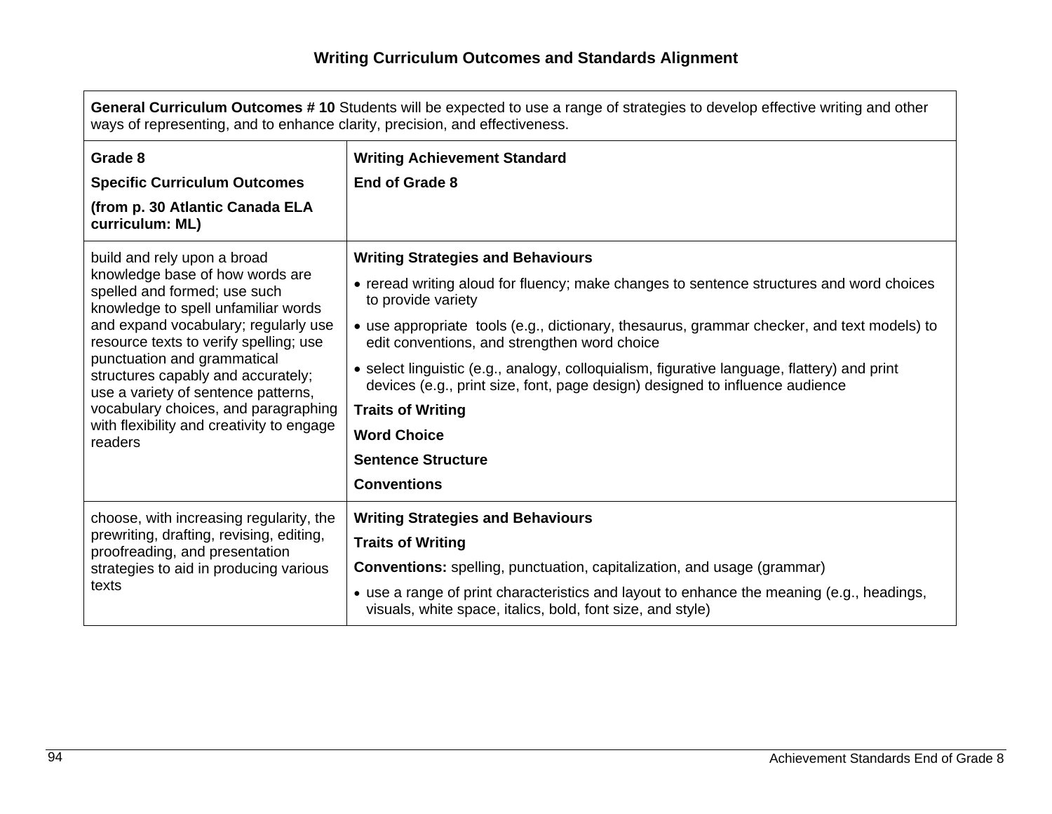## Writing Curriculum Outcomes and Standards Alignment

| General Curriculum Outcomes # 10 Students will be expected to use a range of strategies to develop effective writing and other ways of representing, and to enhance clarity, precision, and effectiveness. | |
|---|---|
| **Grade 8**<br>**Specific Curriculum Outcomes**<br>**(from p. 30 Atlantic Canada ELA curriculum: ML)** | **Writing Achievement Standard**<br>**End of Grade 8** |
| build and rely upon a broad knowledge base of how words are spelled and formed; use such knowledge to spell unfamiliar words and expand vocabulary; regularly use resource texts to verify spelling; use punctuation and grammatical structures capably and accurately; use a variety of sentence patterns, vocabulary choices, and paragraphing with flexibility and creativity to engage readers | **Writing Strategies and Behaviours**<br>• reread writing aloud for fluency; make changes to sentence structures and word choices to provide variety<br>• use appropriate tools (e.g., dictionary, thesaurus, grammar checker, and text models) to edit conventions, and strengthen word choice<br>• select linguistic (e.g., analogy, colloquialism, figurative language, flattery) and print devices (e.g., print size, font, page design) designed to influence audience<br>**Traits of Writing**<br>**Word Choice**<br>**Sentence Structure**<br>**Conventions** |
| choose, with increasing regularity, the prewriting, drafting, revising, editing, proofreading, and presentation strategies to aid in producing various texts | **Writing Strategies and Behaviours**<br>**Traits of Writing**<br>**Conventions:** spelling, punctuation, capitalization, and usage (grammar)<br>• use a range of print characteristics and layout to enhance the meaning (e.g., headings, visuals, white space, italics, bold, font size, and style) |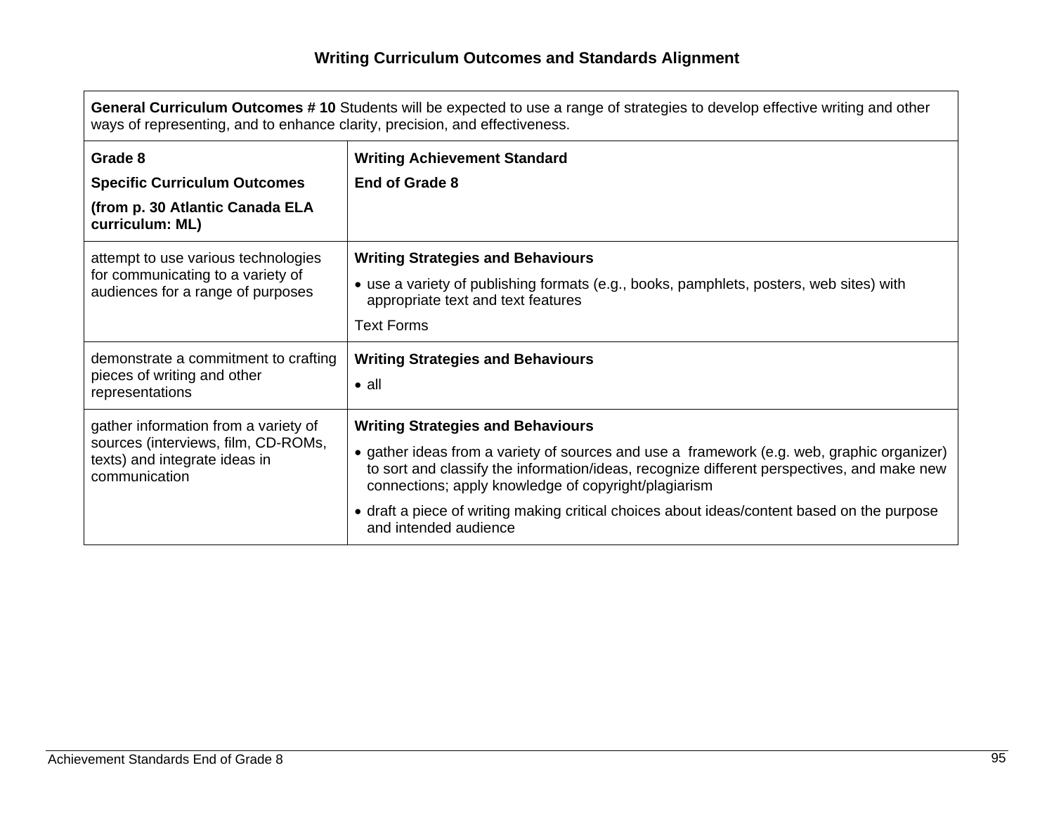### Writing Curriculum Outcomes and Standards Alignment

| **General Curriculum Outcomes # 10** Students will be expected to use a range of strategies to develop effective writing and other ways of representing, and to enhance clarity, precision, and effectiveness. | |
|---|---|
| **Grade 8**<br><br>**Specific Curriculum Outcomes**<br><br>**(from p. 30 Atlantic Canada ELA curriculum: ML)** | **Writing Achievement Standard**<br><br>**End of Grade 8** |
| attempt to use various technologies for communicating to a variety of audiences for a range of purposes | **Writing Strategies and Behaviours**<br><br>• use a variety of publishing formats (e.g., books, pamphlets, posters, web sites) with appropriate text and text features<br><br>Text Forms |
| demonstrate a commitment to crafting pieces of writing and other representations | **Writing Strategies and Behaviours**<br><br>• all |
| gather information from a variety of sources (interviews, film, CD-ROMs, texts) and integrate ideas in communication | **Writing Strategies and Behaviours**<br><br>• gather ideas from a variety of sources and use a framework (e.g. web, graphic organizer) to sort and classify the information/ideas, recognize different perspectives, and make new connections; apply knowledge of copyright/plagiarism<br><br>• draft a piece of writing making critical choices about ideas/content based on the purpose and intended audience |